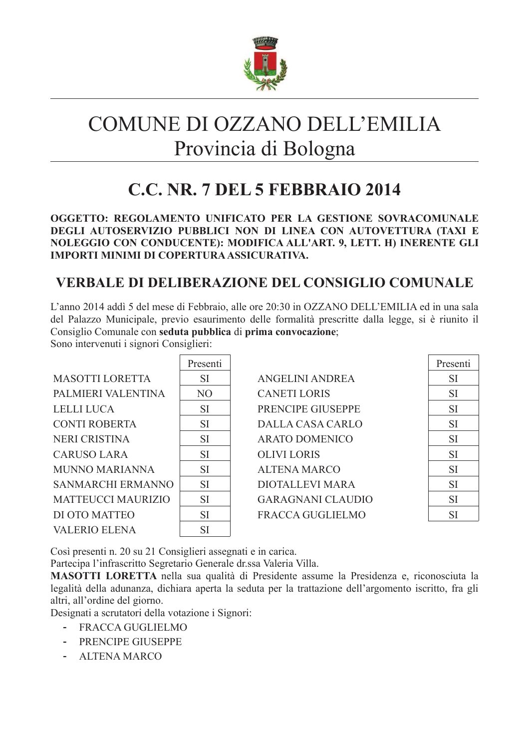# COMUNE DI OZZANO DELL'EMILIA
## Provincia di Bologna

## C.C. NR. 7 DEL 5 FEBBRAIO 2014

**OGGETTO: REGOLAMENTO UNIFICATO PER LA GESTIONE SOVRACOMUNALE DEGLI AUTOSERVIZIO PUBBLICI NON DI LINEA CON AUTOVETTURA (TAXI E NOLEGGIO CON CONDUCENTE): MODIFICA ALL'ART. 9, LETT. H) INERENTE GLI IMPORTI MINIMI DI COPERTURA ASSICURATIVA.**

## VERBALE DI DELIBERAZIONE DEL CONSIGLIO COMUNALE

L'anno 2014 addì 5 del mese di Febbraio, alle ore 20:30 in OZZANO DELL'EMILIA ed in una sala del Palazzo Municipale, previo esaurimento delle formalità prescritte dalla legge, si è riunito il Consiglio Comunale con **seduta pubblica** di **prima convocazione**;
Sono intervenuti i signori Consiglieri:

| | Presenti | | Presenti |
|---|---|---|---|
| MASOTTI LORETTA | SI | ANGELINI ANDREA | SI |
| PALMIERI VALENTINA | NO | CANETI LORIS | SI |
| LELLI LUCA | SI | PRENCIPE GIUSEPPE | SI |
| CONTI ROBERTA | SI | DALLA CASA CARLO | SI |
| NERI CRISTINA | SI | ARATO DOMENICO | SI |
| CARUSO LARA | SI | OLIVI LORIS | SI |
| MUNNO MARIANNA | SI | ALTENA MARCO | SI |
| SANMARCHI ERMANNO | SI | DIOTALLEVI MARA | SI |
| MATTEUCCI MAURIZIO | SI | GARAGNANI CLAUDIO | SI |
| DI OTO MATTEO | SI | FRACCA GUGLIELMO | SI |
| VALERIO ELENA | SI | | |

Così presenti n. 20 su 21 Consiglieri assegnati e in carica.
Partecipa l'infrascritto Segretario Generale dr.ssa Valeria Villa.
**MASOTTI LORETTA** nella sua qualità di Presidente assume la Presidenza e, riconosciuta la legalità della adunanza, dichiara aperta la seduta per la trattazione dell'argomento iscritto, fra gli altri, all'ordine del giorno.
Designati a scrutatori della votazione i Signori:

- FRACCA GUGLIELMO
- PRENCIPE GIUSEPPE
- ALTENA MARCO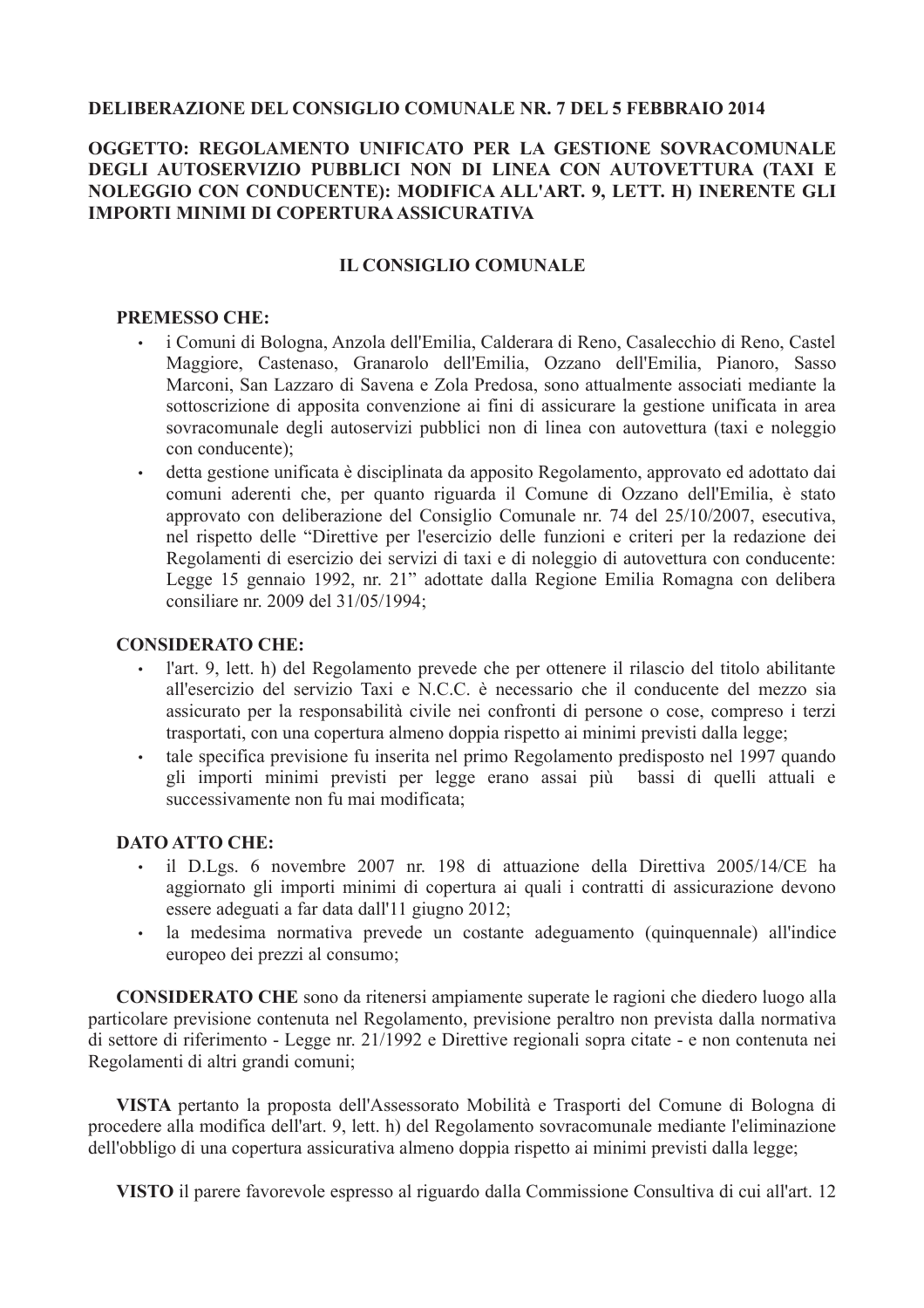**DELIBERAZIONE DEL CONSIGLIO COMUNALE NR. 7 DEL 5 FEBBRAIO 2014**

**OGGETTO: REGOLAMENTO UNIFICATO PER LA GESTIONE SOVRACOMUNALE DEGLI AUTOSERVIZIO PUBBLICI NON DI LINEA CON AUTOVETTURA (TAXI E NOLEGGIO CON CONDUCENTE): MODIFICA ALL'ART. 9, LETT. H) INERENTE GLI IMPORTI MINIMI DI COPERTURA ASSICURATIVA**

**IL CONSIGLIO COMUNALE**

**PREMESSO CHE:**

- i Comuni di Bologna, Anzola dell'Emilia, Calderara di Reno, Casalecchio di Reno, Castel Maggiore, Castenaso, Granarolo dell'Emilia, Ozzano dell'Emilia, Pianoro, Sasso Marconi, San Lazzaro di Savena e Zola Predosa, sono attualmente associati mediante la sottoscrizione di apposita convenzione ai fini di assicurare la gestione unificata in area sovracomunale degli autoservizi pubblici non di linea con autovettura (taxi e noleggio con conducente);
- detta gestione unificata è disciplinata da apposito Regolamento, approvato ed adottato dai comuni aderenti che, per quanto riguarda il Comune di Ozzano dell'Emilia, è stato approvato con deliberazione del Consiglio Comunale nr. 74 del 25/10/2007, esecutiva, nel rispetto delle "Direttive per l'esercizio delle funzioni e criteri per la redazione dei Regolamenti di esercizio dei servizi di taxi e di noleggio di autovettura con conducente: Legge 15 gennaio 1992, nr. 21" adottate dalla Regione Emilia Romagna con delibera consiliare nr. 2009 del 31/05/1994;

**CONSIDERATO CHE:**

- l'art. 9, lett. h) del Regolamento prevede che per ottenere il rilascio del titolo abilitante all'esercizio del servizio Taxi e N.C.C. è necessario che il conducente del mezzo sia assicurato per la responsabilità civile nei confronti di persone o cose, compreso i terzi trasportati, con una copertura almeno doppia rispetto ai minimi previsti dalla legge;
- tale specifica previsione fu inserita nel primo Regolamento predisposto nel 1997 quando gli importi minimi previsti per legge erano assai più bassi di quelli attuali e successivamente non fu mai modificata;

**DATO ATTO CHE:**

- il D.Lgs. 6 novembre 2007 nr. 198 di attuazione della Direttiva 2005/14/CE ha aggiornato gli importi minimi di copertura ai quali i contratti di assicurazione devono essere adeguati a far data dall'11 giugno 2012;
- la medesima normativa prevede un costante adeguamento (quinquennale) all'indice europeo dei prezzi al consumo;

**CONSIDERATO CHE** sono da ritenersi ampiamente superate le ragioni che diedero luogo alla particolare previsione contenuta nel Regolamento, previsione peraltro non prevista dalla normativa di settore di riferimento - Legge nr. 21/1992 e Direttive regionali sopra citate - e non contenuta nei Regolamenti di altri grandi comuni;

**VISTA** pertanto la proposta dell'Assessorato Mobilità e Trasporti del Comune di Bologna di procedere alla modifica dell'art. 9, lett. h) del Regolamento sovracomunale mediante l'eliminazione dell'obbligo di una copertura assicurativa almeno doppia rispetto ai minimi previsti dalla legge;

**VISTO** il parere favorevole espresso al riguardo dalla Commissione Consultiva di cui all'art. 12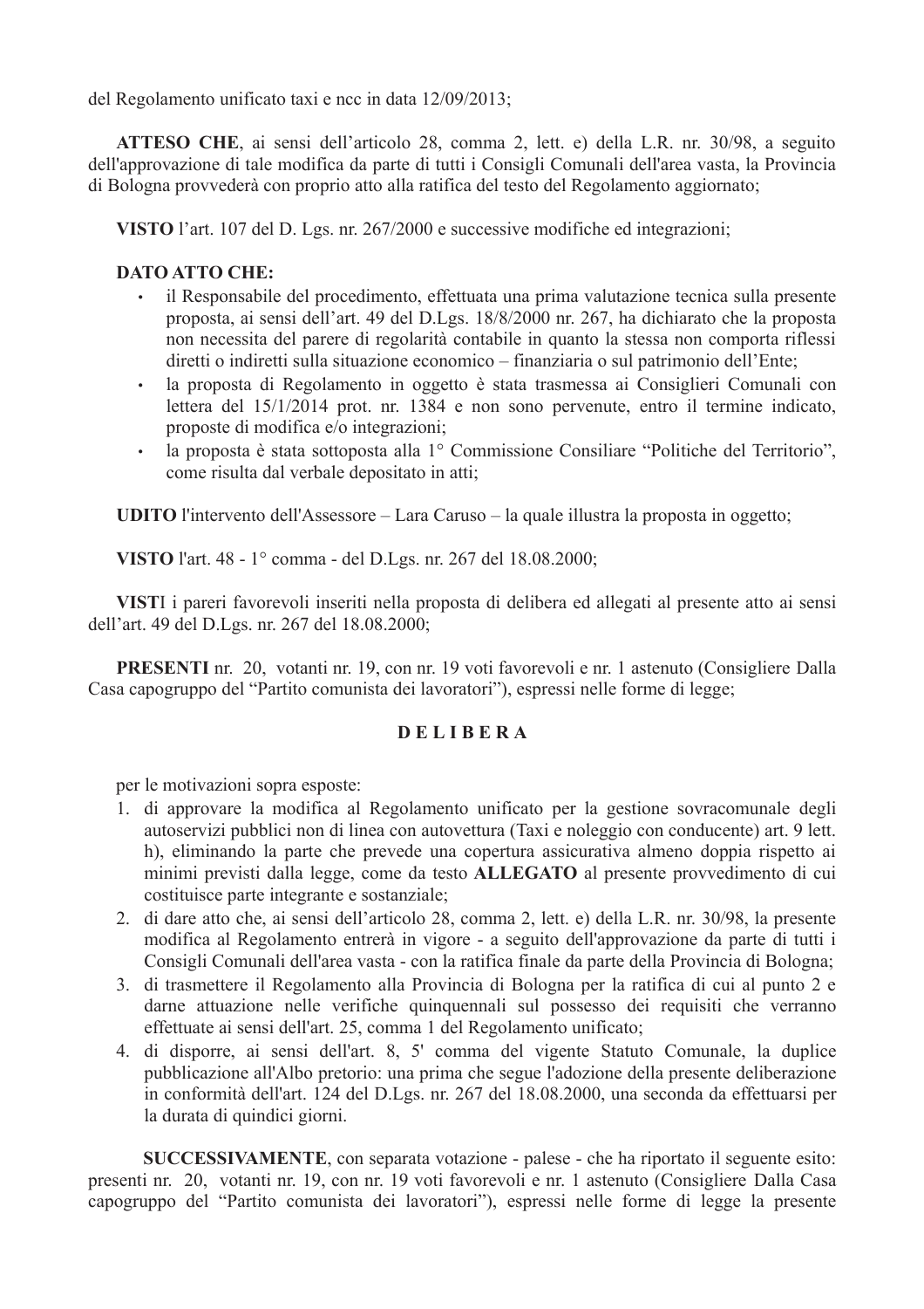del Regolamento unificato taxi e ncc in data 12/09/2013;

**ATTESO CHE**, ai sensi dell'articolo 28, comma 2, lett. e) della L.R. nr. 30/98, a seguito dell'approvazione di tale modifica da parte di tutti i Consigli Comunali dell'area vasta, la Provincia di Bologna provvederà con proprio atto alla ratifica del testo del Regolamento aggiornato;

**VISTO** l'art. 107 del D. Lgs. nr. 267/2000 e successive modifiche ed integrazioni;

**DATO ATTO CHE:**

- il Responsabile del procedimento, effettuata una prima valutazione tecnica sulla presente proposta, ai sensi dell'art. 49 del D.Lgs. 18/8/2000 nr. 267, ha dichiarato che la proposta non necessita del parere di regolarità contabile in quanto la stessa non comporta riflessi diretti o indiretti sulla situazione economico – finanziaria o sul patrimonio dell'Ente;
- la proposta di Regolamento in oggetto è stata trasmessa ai Consiglieri Comunali con lettera del 15/1/2014 prot. nr. 1384 e non sono pervenute, entro il termine indicato, proposte di modifica e/o integrazioni;
- la proposta è stata sottoposta alla 1° Commissione Consiliare "Politiche del Territorio", come risulta dal verbale depositato in atti;

**UDITO** l'intervento dell'Assessore – Lara Caruso – la quale illustra la proposta in oggetto;

**VISTO** l'art. 48 - 1° comma - del D.Lgs. nr. 267 del 18.08.2000;

**VISTI** i pareri favorevoli inseriti nella proposta di delibera ed allegati al presente atto ai sensi dell'art. 49 del D.Lgs. nr. 267 del 18.08.2000;

**PRESENTI** nr. 20, votanti nr. 19, con nr. 19 voti favorevoli e nr. 1 astenuto (Consigliere Dalla Casa capogruppo del "Partito comunista dei lavoratori"), espressi nelle forme di legge;

**D E L I B E R A**

per le motivazioni sopra esposte:

1. di approvare la modifica al Regolamento unificato per la gestione sovracomunale degli autoservizi pubblici non di linea con autovettura (Taxi e noleggio con conducente) art. 9 lett. h), eliminando la parte che prevede una copertura assicurativa almeno doppia rispetto ai minimi previsti dalla legge, come da testo **ALLEGATO** al presente provvedimento di cui costituisce parte integrante e sostanziale;
2. di dare atto che, ai sensi dell'articolo 28, comma 2, lett. e) della L.R. nr. 30/98, la presente modifica al Regolamento entrerà in vigore - a seguito dell'approvazione da parte di tutti i Consigli Comunali dell'area vasta - con la ratifica finale da parte della Provincia di Bologna;
3. di trasmettere il Regolamento alla Provincia di Bologna per la ratifica di cui al punto 2 e darne attuazione nelle verifiche quinquennali sul possesso dei requisiti che verranno effettuate ai sensi dell'art. 25, comma 1 del Regolamento unificato;
4. di disporre, ai sensi dell'art. 8, 5' comma del vigente Statuto Comunale, la duplice pubblicazione all'Albo pretorio: una prima che segue l'adozione della presente deliberazione in conformità dell'art. 124 del D.Lgs. nr. 267 del 18.08.2000, una seconda da effettuarsi per la durata di quindici giorni.

**SUCCESSIVAMENTE**, con separata votazione - palese - che ha riportato il seguente esito: presenti nr. 20, votanti nr. 19, con nr. 19 voti favorevoli e nr. 1 astenuto (Consigliere Dalla Casa capogruppo del "Partito comunista dei lavoratori"), espressi nelle forme di legge la presente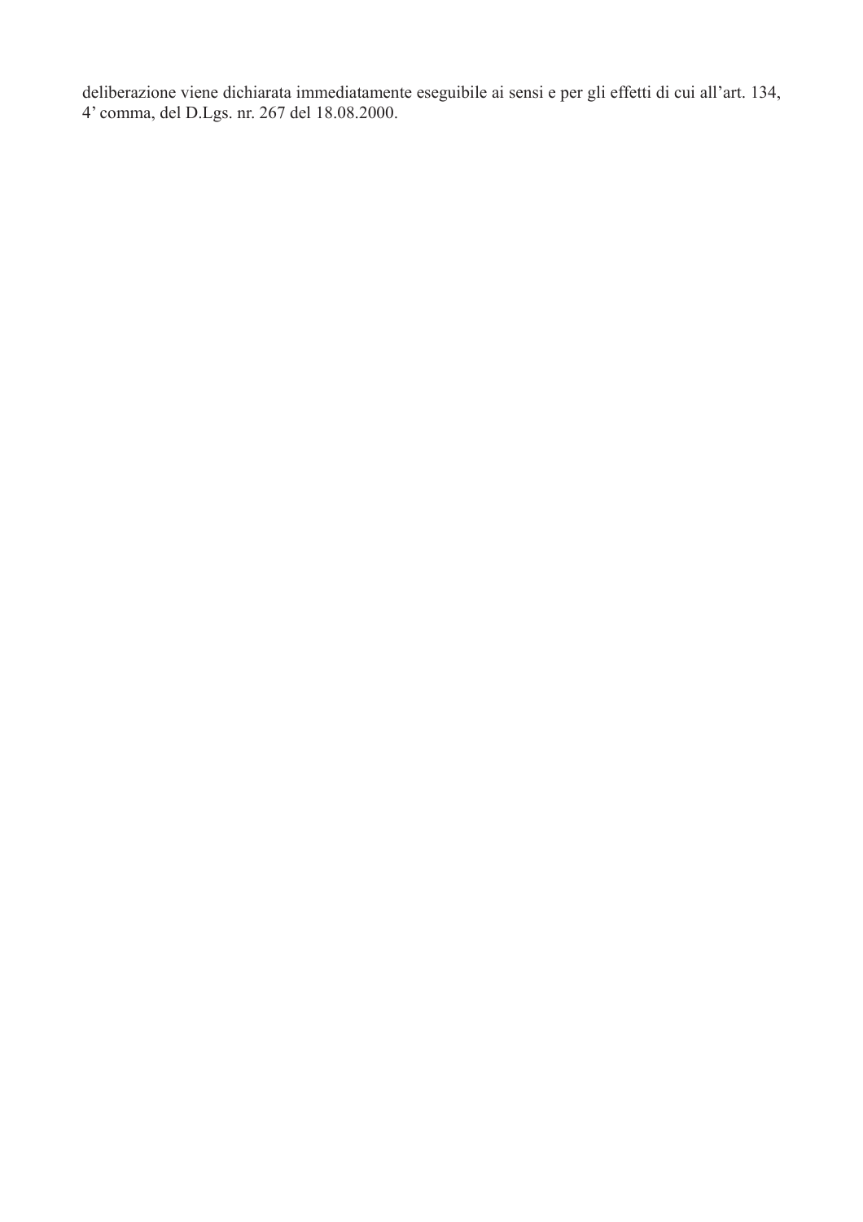deliberazione viene dichiarata immediatamente eseguibile ai sensi e per gli effetti di cui all’art. 134, 4’ comma, del D.Lgs. nr. 267 del 18.08.2000.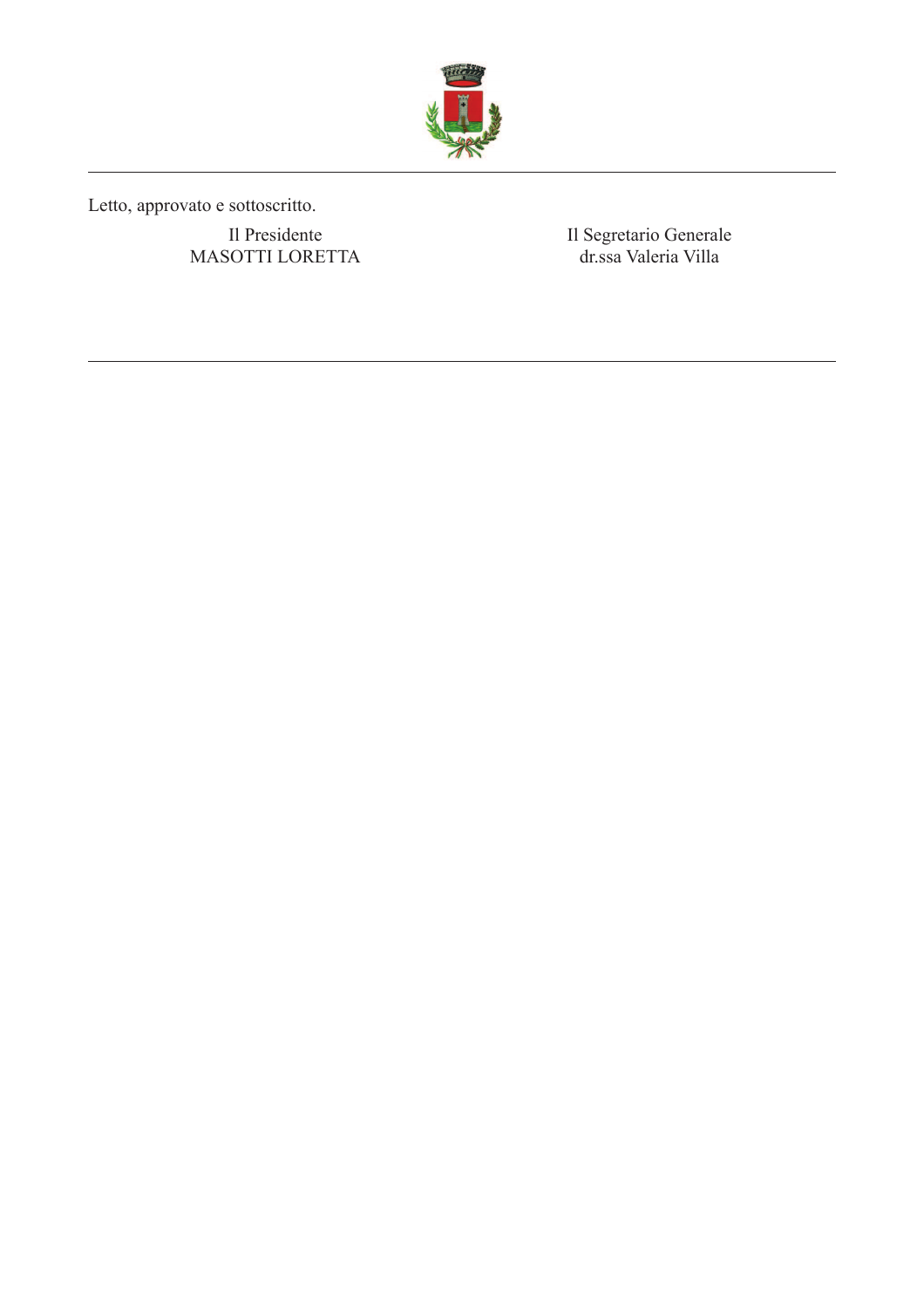Letto, approvato e sottoscritto.

| Il Presidente | Il Segretario Generale |
| --- | --- |
| MASOTTI LORETTA | dr.ssa Valeria Villa |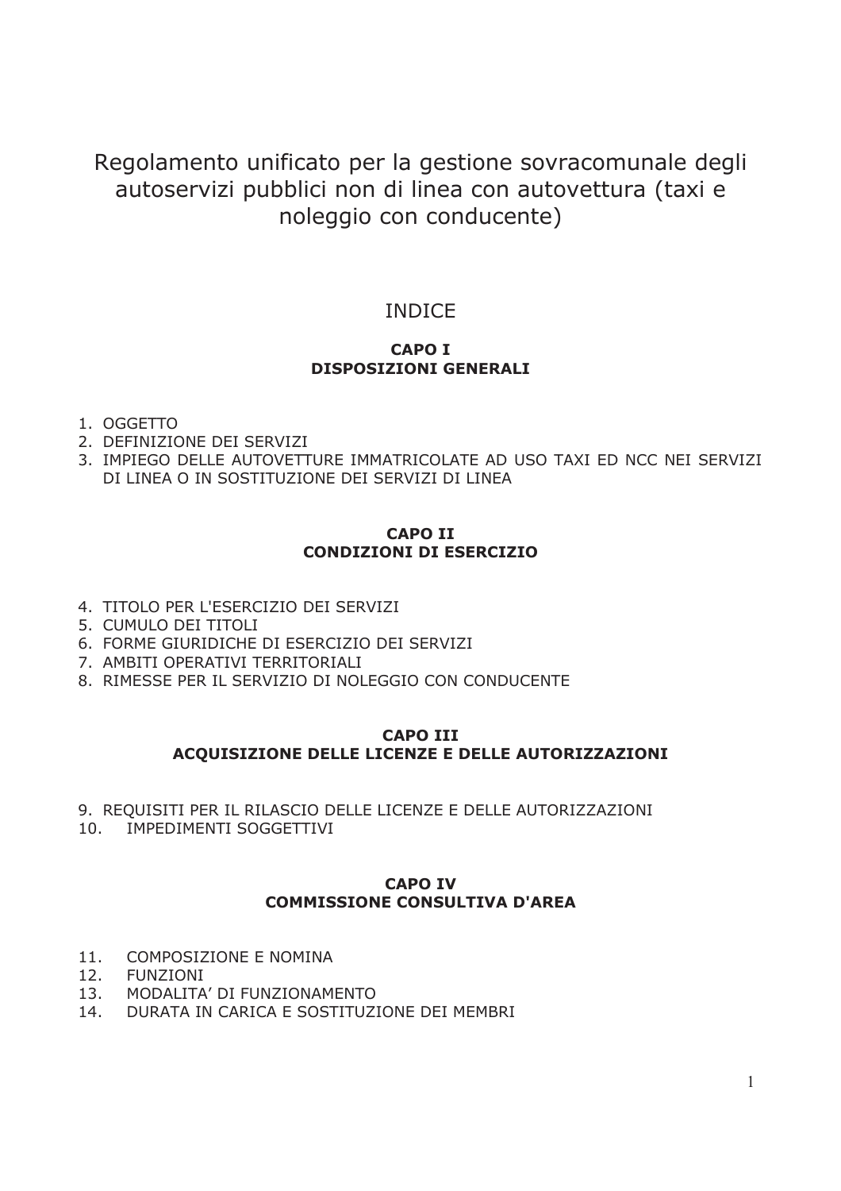# Regolamento unificato per la gestione sovracomunale degli autoservizi pubblici non di linea con autovettura (taxi e noleggio con conducente)

## INDICE

### CAPO I
### DISPOSIZIONI GENERALI

1. OGGETTO
2. DEFINIZIONE DEI SERVIZI
3. IMPIEGO DELLE AUTOVETTURE IMMATRICOLATE AD USO TAXI ED NCC NEI SERVIZI DI LINEA O IN SOSTITUZIONE DEI SERVIZI DI LINEA

### CAPO II
### CONDIZIONI DI ESERCIZIO

4. TITOLO PER L'ESERCIZIO DEI SERVIZI
5. CUMULO DEI TITOLI
6. FORME GIURIDICHE DI ESERCIZIO DEI SERVIZI
7. AMBITI OPERATIVI TERRITORIALI
8. RIMESSE PER IL SERVIZIO DI NOLEGGIO CON CONDUCENTE

### CAPO III
### ACQUISIZIONE DELLE LICENZE E DELLE AUTORIZZAZIONI

9. REQUISITI PER IL RILASCIO DELLE LICENZE E DELLE AUTORIZZAZIONI
10. IMPEDIMENTI SOGGETTIVI

### CAPO IV
### COMMISSIONE CONSULTIVA D'AREA

11. COMPOSIZIONE E NOMINA
12. FUNZIONI
13. MODALITA' DI FUNZIONAMENTO
14. DURATA IN CARICA E SOSTITUZIONE DEI MEMBRI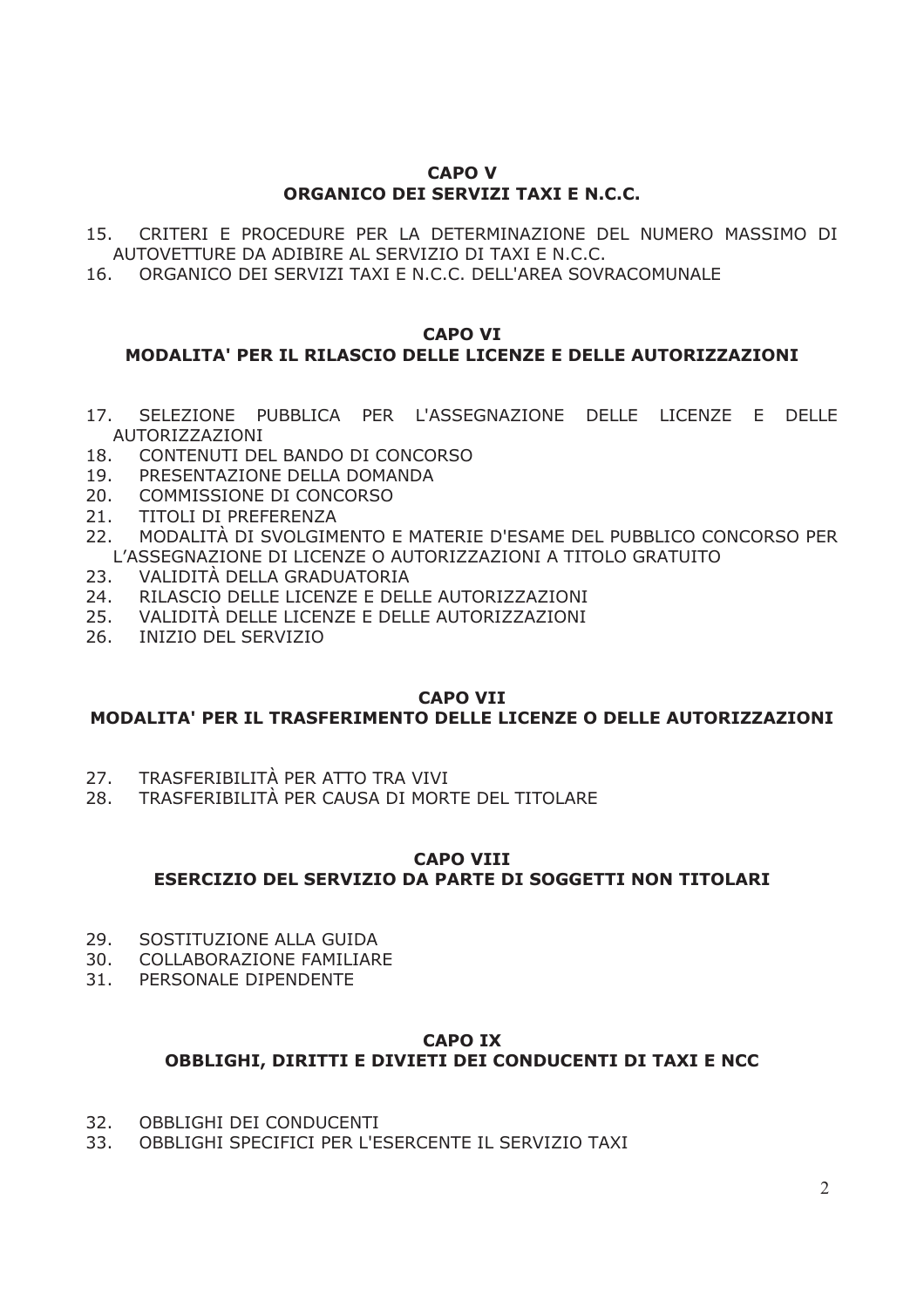## CAPO V
## ORGANICO DEI SERVIZI TAXI E N.C.C.

15. CRITERI E PROCEDURE PER LA DETERMINAZIONE DEL NUMERO MASSIMO DI AUTOVETTURE DA ADIBIRE AL SERVIZIO DI TAXI E N.C.C.
16. ORGANICO DEI SERVIZI TAXI E N.C.C. DELL'AREA SOVRACOMUNALE

## CAPO VI
## MODALITA' PER IL RILASCIO DELLE LICENZE E DELLE AUTORIZZAZIONI

17. SELEZIONE PUBBLICA PER L'ASSEGNAZIONE DELLE LICENZE E DELLE AUTORIZZAZIONI
18. CONTENUTI DEL BANDO DI CONCORSO
19. PRESENTAZIONE DELLA DOMANDA
20. COMMISSIONE DI CONCORSO
21. TITOLI DI PREFERENZA
22. MODALITÀ DI SVOLGIMENTO E MATERIE D'ESAME DEL PUBBLICO CONCORSO PER L'ASSEGNAZIONE DI LICENZE O AUTORIZZAZIONI A TITOLO GRATUITO
23. VALIDITÀ DELLA GRADUATORIA
24. RILASCIO DELLE LICENZE E DELLE AUTORIZZAZIONI
25. VALIDITÀ DELLE LICENZE E DELLE AUTORIZZAZIONI
26. INIZIO DEL SERVIZIO

## CAPO VII
## MODALITA' PER IL TRASFERIMENTO DELLE LICENZE O DELLE AUTORIZZAZIONI

27. TRASFERIBILITÀ PER ATTO TRA VIVI
28. TRASFERIBILITÀ PER CAUSA DI MORTE DEL TITOLARE

## CAPO VIII
## ESERCIZIO DEL SERVIZIO DA PARTE DI SOGGETTI NON TITOLARI

29. SOSTITUZIONE ALLA GUIDA
30. COLLABORAZIONE FAMILIARE
31. PERSONALE DIPENDENTE

## CAPO IX
## OBBLIGHI, DIRITTI E DIVIETI DEI CONDUCENTI DI TAXI E NCC

32. OBBLIGHI DEI CONDUCENTI
33. OBBLIGHI SPECIFICI PER L'ESERCENTE IL SERVIZIO TAXI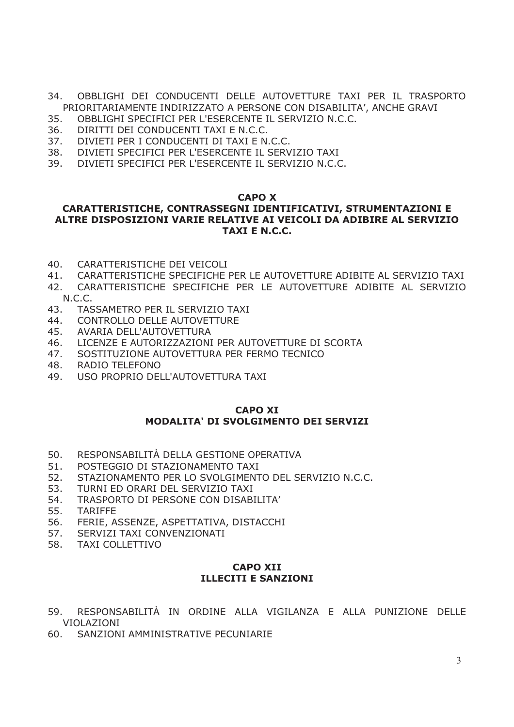34. OBBLIGHI DEI CONDUCENTI DELLE AUTOVETTURE TAXI PER IL TRASPORTO PRIORITARIAMENTE INDIRIZZATO A PERSONE CON DISABILITA', ANCHE GRAVI
35. OBBLIGHI SPECIFICI PER L'ESERCENTE IL SERVIZIO N.C.C.
36. DIRITTI DEI CONDUCENTI TAXI E N.C.C.
37. DIVIETI PER I CONDUCENTI DI TAXI E N.C.C.
38. DIVIETI SPECIFICI PER L'ESERCENTE IL SERVIZIO TAXI
39. DIVIETI SPECIFICI PER L'ESERCENTE IL SERVIZIO N.C.C.

## CAPO X
## CARATTERISTICHE, CONTRASSEGNI IDENTIFICATIVI, STRUMENTAZIONI E ALTRE DISPOSIZIONI VARIE RELATIVE AI VEICOLI DA ADIBIRE AL SERVIZIO TAXI E N.C.C.

40. CARATTERISTICHE DEI VEICOLI
41. CARATTERISTICHE SPECIFICHE PER LE AUTOVETTURE ADIBITE AL SERVIZIO TAXI
42. CARATTERISTICHE SPECIFICHE PER LE AUTOVETTURE ADIBITE AL SERVIZIO N.C.C.
43. TASSAMETRO PER IL SERVIZIO TAXI
44. CONTROLLO DELLE AUTOVETTURE
45. AVARIA DELL'AUTOVETTURA
46. LICENZE E AUTORIZZAZIONI PER AUTOVETTURE DI SCORTA
47. SOSTITUZIONE AUTOVETTURA PER FERMO TECNICO
48. RADIO TELEFONO
49. USO PROPRIO DELL'AUTOVETTURA TAXI

## CAPO XI
## MODALITA' DI SVOLGIMENTO DEI SERVIZI

50. RESPONSABILITÀ DELLA GESTIONE OPERATIVA
51. POSTEGGIO DI STAZIONAMENTO TAXI
52. STAZIONAMENTO PER LO SVOLGIMENTO DEL SERVIZIO N.C.C.
53. TURNI ED ORARI DEL SERVIZIO TAXI
54. TRASPORTO DI PERSONE CON DISABILITA'
55. TARIFFE
56. FERIE, ASSENZE, ASPETTATIVA, DISTACCHI
57. SERVIZI TAXI CONVENZIONATI
58. TAXI COLLETTIVO

## CAPO XII
## ILLECITI E SANZIONI

59. RESPONSABILITÀ IN ORDINE ALLA VIGILANZA E ALLA PUNIZIONE DELLE VIOLAZIONI
60. SANZIONI AMMINISTRATIVE PECUNIARIE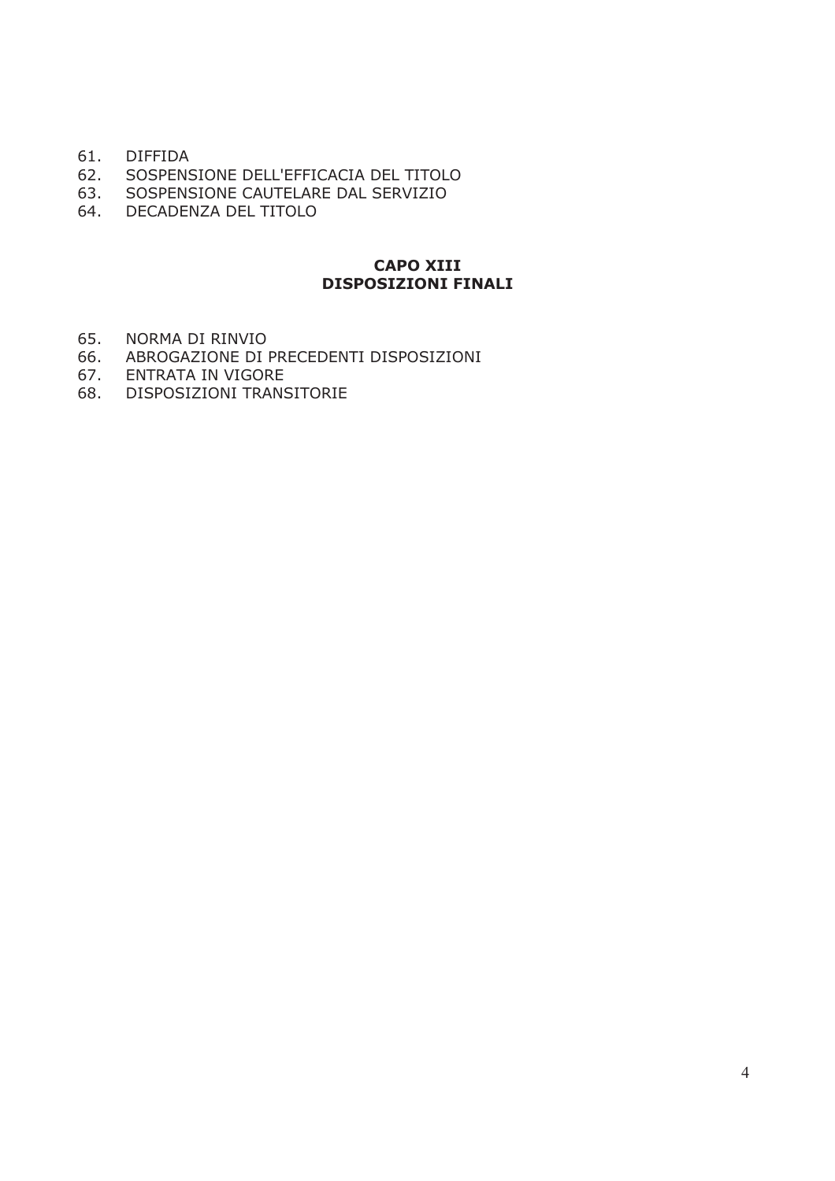61. DIFFIDA
62. SOSPENSIONE DELL'EFFICACIA DEL TITOLO
63. SOSPENSIONE CAUTELARE DAL SERVIZIO
64. DECADENZA DEL TITOLO

**CAPO XIII**
**DISPOSIZIONI FINALI**

65. NORMA DI RINVIO
66. ABROGAZIONE DI PRECEDENTI DISPOSIZIONI
67. ENTRATA IN VIGORE
68. DISPOSIZIONI TRANSITORIE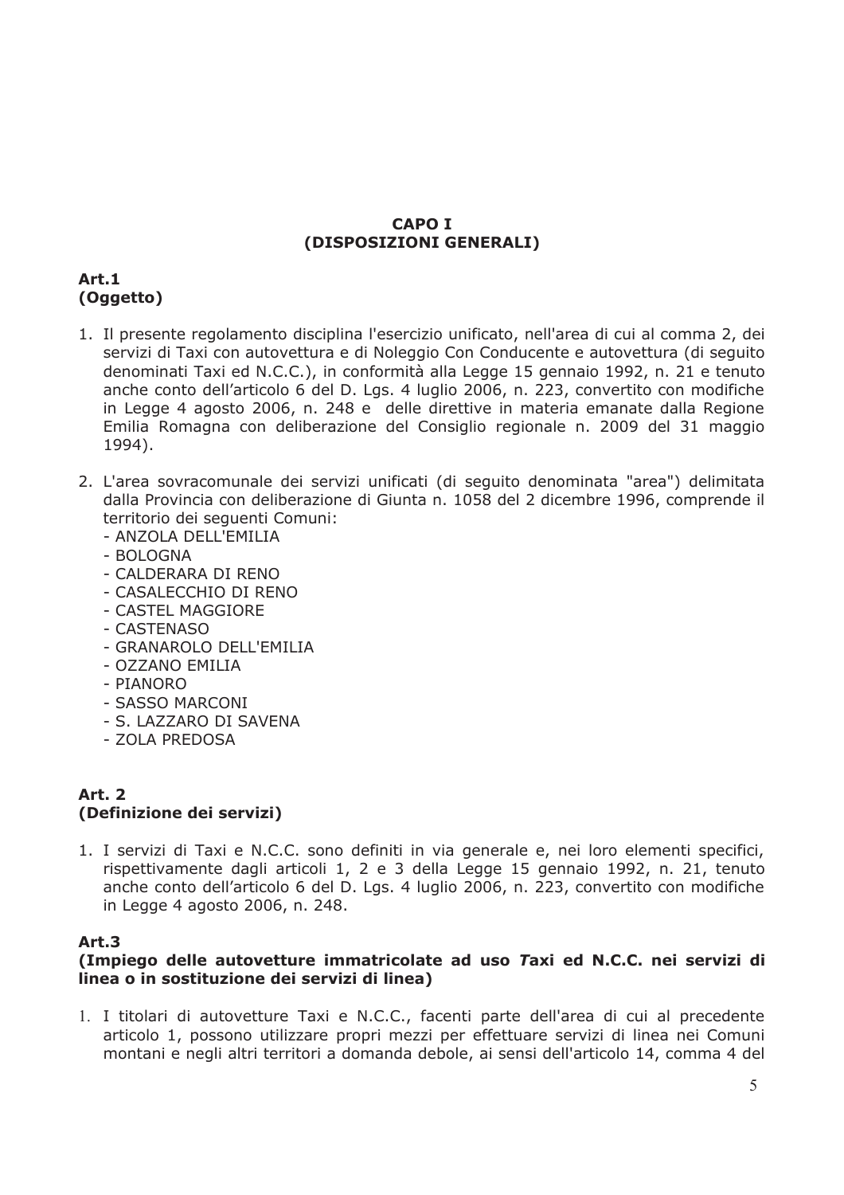## CAPO I
## (DISPOSIZIONI GENERALI)

### Art.1
### (Oggetto)

1. Il presente regolamento disciplina l'esercizio unificato, nell'area di cui al comma 2, dei servizi di Taxi con autovettura e di Noleggio Con Conducente e autovettura (di seguito denominati Taxi ed N.C.C.), in conformità alla Legge 15 gennaio 1992, n. 21 e tenuto anche conto dell'articolo 6 del D. Lgs. 4 luglio 2006, n. 223, convertito con modifiche in Legge 4 agosto 2006, n. 248 e delle direttive in materia emanate dalla Regione Emilia Romagna con deliberazione del Consiglio regionale n. 2009 del 31 maggio 1994).

2. L'area sovracomunale dei servizi unificati (di seguito denominata "area") delimitata dalla Provincia con deliberazione di Giunta n. 1058 del 2 dicembre 1996, comprende il territorio dei seguenti Comuni:
   - ANZOLA DELL'EMILIA
   - BOLOGNA
   - CALDERARA DI RENO
   - CASALECCHIO DI RENO
   - CASTEL MAGGIORE
   - CASTENASO
   - GRANAROLO DELL'EMILIA
   - OZZANO EMILIA
   - PIANORO
   - SASSO MARCONI
   - S. LAZZARO DI SAVENA
   - ZOLA PREDOSA

### Art. 2
### (Definizione dei servizi)

1. I servizi di Taxi e N.C.C. sono definiti in via generale e, nei loro elementi specifici, rispettivamente dagli articoli 1, 2 e 3 della Legge 15 gennaio 1992, n. 21, tenuto anche conto dell'articolo 6 del D. Lgs. 4 luglio 2006, n. 223, convertito con modifiche in Legge 4 agosto 2006, n. 248.

### Art.3
### (Impiego delle autovetture immatricolate ad uso *T*axi ed N.C.C. nei servizi di linea o in sostituzione dei servizi di linea)

1. I titolari di autovetture Taxi e N.C.C., facenti parte dell'area di cui al precedente articolo 1, possono utilizzare propri mezzi per effettuare servizi di linea nei Comuni montani e negli altri territori a domanda debole, ai sensi dell'articolo 14, comma 4 del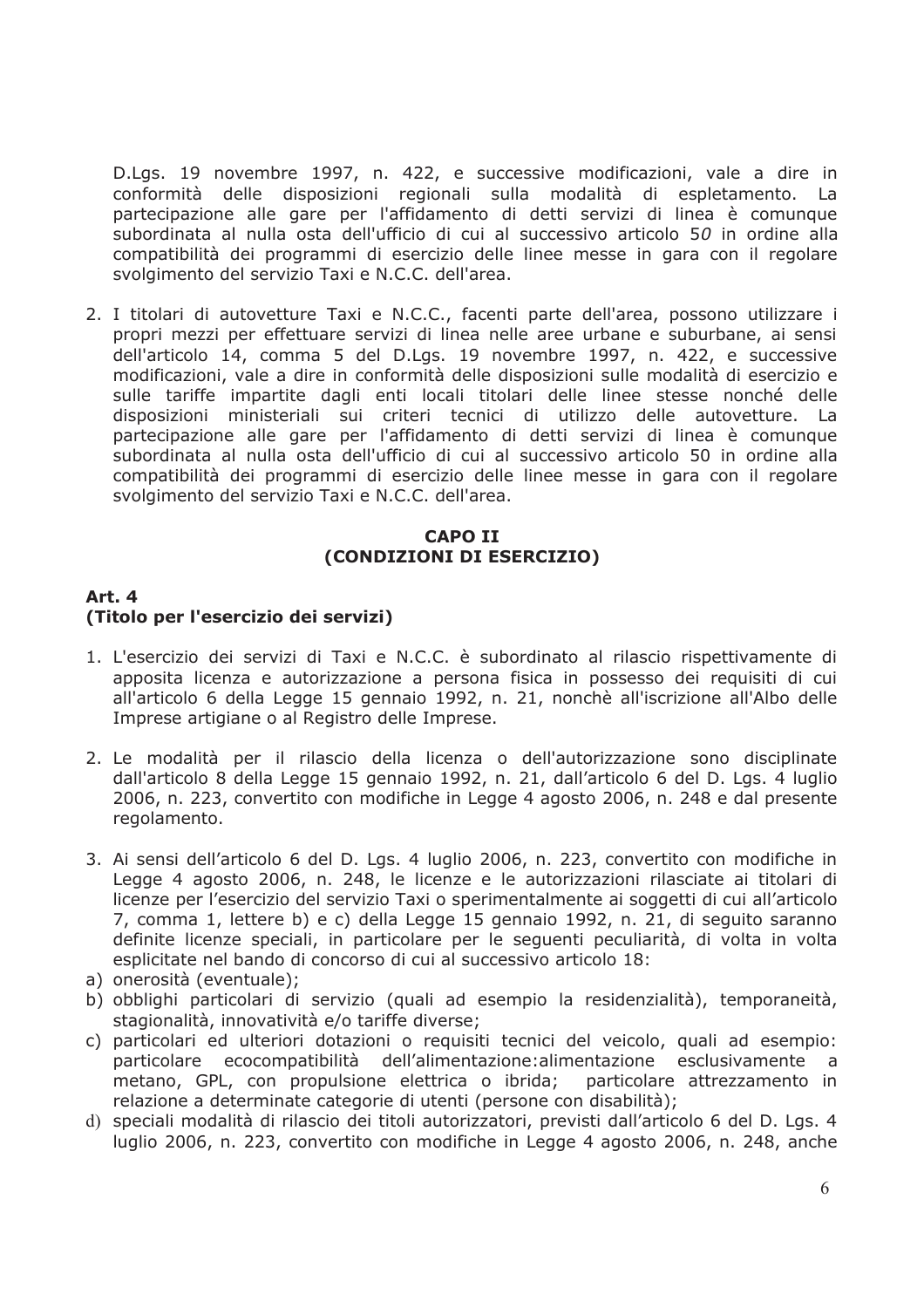D.Lgs. 19 novembre 1997, n. 422, e successive modificazioni, vale a dire in conformità delle disposizioni regionali sulla modalità di espletamento. La partecipazione alle gare per l'affidamento di detti servizi di linea è comunque subordinata al nulla osta dell'ufficio di cui al successivo articolo 5*0* in ordine alla compatibilità dei programmi di esercizio delle linee messe in gara con il regolare svolgimento del servizio Taxi e N.C.C. dell'area.

2. I titolari di autovetture Taxi e N.C.C., facenti parte dell'area, possono utilizzare i propri mezzi per effettuare servizi di linea nelle aree urbane e suburbane, ai sensi dell'articolo 14, comma 5 del D.Lgs. 19 novembre 1997, n. 422, e successive modificazioni, vale a dire in conformità delle disposizioni sulle modalità di esercizio e sulle tariffe impartite dagli enti locali titolari delle linee stesse nonché delle disposizioni ministeriali sui criteri tecnici di utilizzo delle autovetture. La partecipazione alle gare per l'affidamento di detti servizi di linea è comunque subordinata al nulla osta dell'ufficio di cui al successivo articolo 50 in ordine alla compatibilità dei programmi di esercizio delle linee messe in gara con il regolare svolgimento del servizio Taxi e N.C.C. dell'area.

## CAPO II
## (CONDIZIONI DI ESERCIZIO)

### Art. 4
### (Titolo per l'esercizio dei servizi)

1. L'esercizio dei servizi di Taxi e N.C.C. è subordinato al rilascio rispettivamente di apposita licenza e autorizzazione a persona fisica in possesso dei requisiti di cui all'articolo 6 della Legge 15 gennaio 1992, n. 21, nonchè all'iscrizione all'Albo delle Imprese artigiane o al Registro delle Imprese.

2. Le modalità per il rilascio della licenza o dell'autorizzazione sono disciplinate dall'articolo 8 della Legge 15 gennaio 1992, n. 21, dall'articolo 6 del D. Lgs. 4 luglio 2006, n. 223, convertito con modifiche in Legge 4 agosto 2006, n. 248 e dal presente regolamento.

3. Ai sensi dell'articolo 6 del D. Lgs. 4 luglio 2006, n. 223, convertito con modifiche in Legge 4 agosto 2006, n. 248, le licenze e le autorizzazioni rilasciate ai titolari di licenze per l'esercizio del servizio Taxi o sperimentalmente ai soggetti di cui all'articolo 7, comma 1, lettere b) e c) della Legge 15 gennaio 1992, n. 21, di seguito saranno definite licenze speciali, in particolare per le seguenti peculiarità, di volta in volta esplicitate nel bando di concorso di cui al successivo articolo 18:

a) onerosità (eventuale);
b) obblighi particolari di servizio (quali ad esempio la residenzialità), temporaneità, stagionalità, innovatività e/o tariffe diverse;
c) particolari ed ulteriori dotazioni o requisiti tecnici del veicolo, quali ad esempio: particolare ecocompatibilità dell'alimentazione:alimentazione esclusivamente a metano, GPL, con propulsione elettrica o ibrida; particolare attrezzamento in relazione a determinate categorie di utenti (persone con disabilità);
d) speciali modalità di rilascio dei titoli autorizzatori, previsti dall'articolo 6 del D. Lgs. 4 luglio 2006, n. 223, convertito con modifiche in Legge 4 agosto 2006, n. 248, anche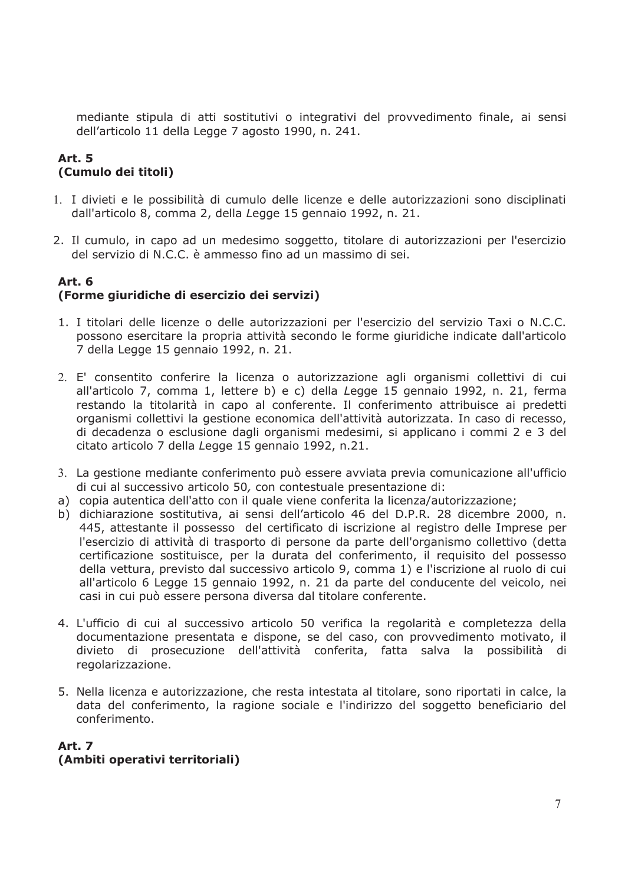mediante stipula di atti sostitutivi o integrativi del provvedimento finale, ai sensi dell'articolo 11 della Legge 7 agosto 1990, n. 241.

**Art. 5**
**(Cumulo dei titoli)**

1. I divieti e le possibilità di cumulo delle licenze e delle autorizzazioni sono disciplinati dall'articolo 8, comma 2, della *L*egge 15 gennaio 1992, n. 21.

2. Il cumulo, in capo ad un medesimo soggetto, titolare di autorizzazioni per l'esercizio del servizio di N.C.C. è ammesso fino ad un massimo di sei.

**Art. 6**
**(Forme giuridiche di esercizio dei servizi)**

1. I titolari delle licenze o delle autorizzazioni per l'esercizio del servizio Taxi o N.C.C. possono esercitare la propria attività secondo le forme giuridiche indicate dall'articolo 7 della Legge 15 gennaio 1992, n. 21.

2. E' consentito conferire la licenza o autorizzazione agli organismi collettivi di cui all'articolo 7, comma 1, letter*e* b) e c) della *L*egge 15 gennaio 1992, n. 21, ferma restando la titolarità in capo al conferente. Il conferimento attribuisce ai predetti organismi collettivi la gestione economica dell'attività autorizzata. In caso di recesso, di decadenza o esclusione dagli organismi medesimi, si applicano i commi 2 e 3 del citato articolo 7 della *L*egge 15 gennaio 1992, n.21.

3. La gestione mediante conferimento può essere avviata previa comunicazione all'ufficio di cui al successivo articolo 50*,* con contestuale presentazione di:

a) copia autentica dell'atto con il quale viene conferita la licenza/autorizzazione;
b) dichiarazione sostitutiva, ai sensi dell'articolo 46 del D.P.R. 28 dicembre 2000, n. 445, attestante il possesso del certificato di iscrizione al registro delle Imprese per l'esercizio di attività di trasporto di persone da parte dell'organismo collettivo (detta certificazione sostituisce, per la durata del conferimento, il requisito del possesso della vettura, previsto dal successivo articolo 9, comma 1) e l'iscrizione al ruolo di cui all'articolo 6 Legge 15 gennaio 1992, n. 21 da parte del conducente del veicolo, nei casi in cui può essere persona diversa dal titolare conferente.

4. L'ufficio di cui al successivo articolo 50 verifica la regolarità e completezza della documentazione presentata e dispone, se del caso, con provvedimento motivato, il divieto di prosecuzione dell'attività conferita, fatta salva la possibilità di regolarizzazione.

5. Nella licenza e autorizzazione, che resta intestata al titolare, sono riportati in calce, la data del conferimento, la ragione sociale e l'indirizzo del soggetto beneficiario del conferimento.

**Art. 7**
**(Ambiti operativi territoriali)**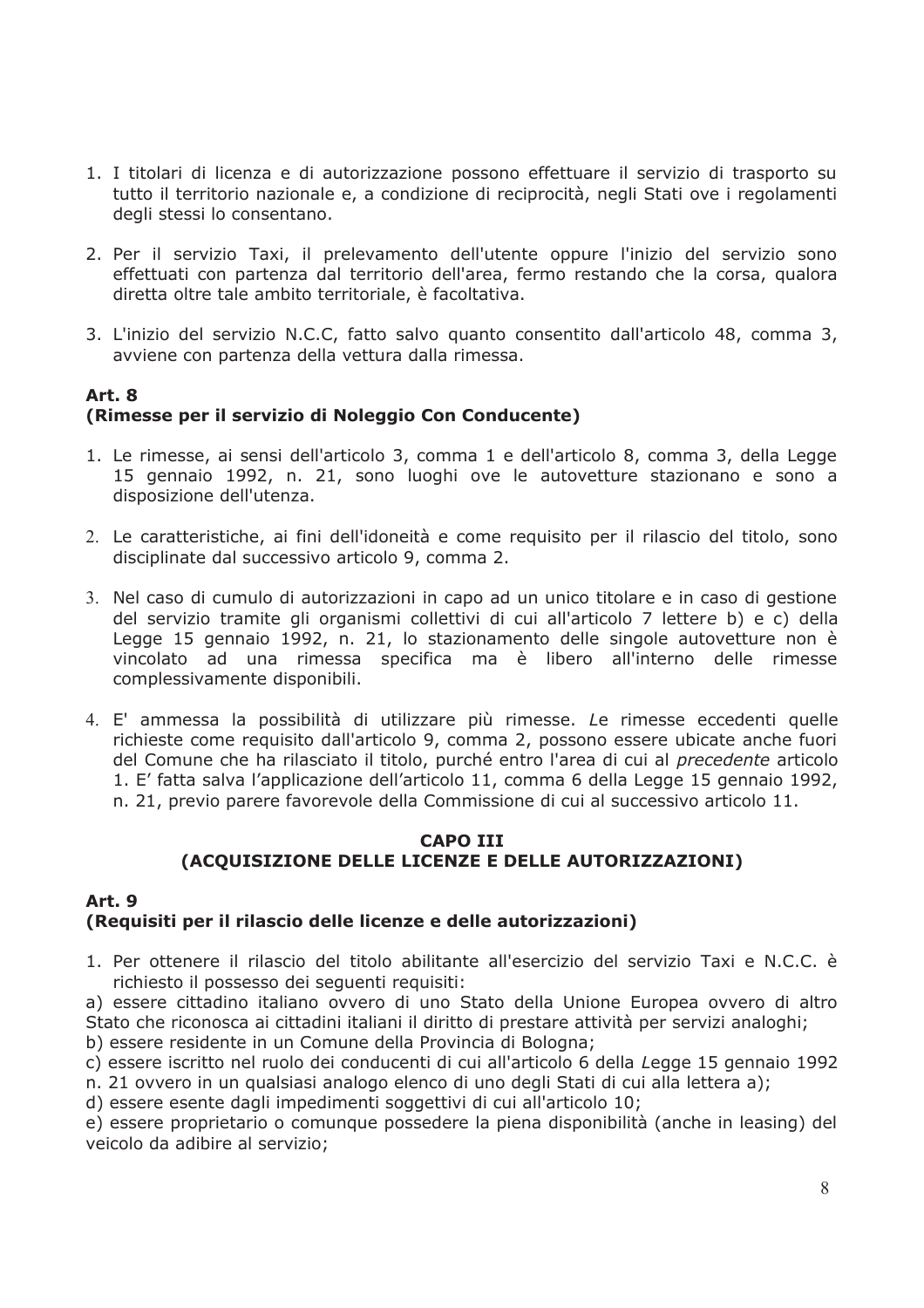1. I titolari di licenza e di autorizzazione possono effettuare il servizio di trasporto su tutto il territorio nazionale e, a condizione di reciprocità, negli Stati ove i regolamenti degli stessi lo consentano.

2. Per il servizio Taxi, il prelevamento dell'utente oppure l'inizio del servizio sono effettuati con partenza dal territorio dell'area, fermo restando che la corsa, qualora diretta oltre tale ambito territoriale, è facoltativa.

3. L'inizio del servizio N.C.C, fatto salvo quanto consentito dall'articolo 48, comma 3, avviene con partenza della vettura dalla rimessa.

### Art. 8
### (Rimesse per il servizio di Noleggio Con Conducente)

1. Le rimesse, ai sensi dell'articolo 3, comma 1 e dell'articolo 8, comma 3, della Legge 15 gennaio 1992, n. 21, sono luoghi ove le autovetture stazionano e sono a disposizione dell'utenza.

2. Le caratteristiche, ai fini dell'idoneità e come requisito per il rilascio del titolo, sono disciplinate dal successivo articolo 9, comma 2.

3. Nel caso di cumulo di autorizzazioni in capo ad un unico titolare e in caso di gestione del servizio tramite gli organismi collettivi di cui all'articolo 7 lettere b) e c) della Legge 15 gennaio 1992, n. 21, lo stazionamento delle singole autovetture non è vincolato ad una rimessa specifica ma è libero all'interno delle rimesse complessivamente disponibili.

4. E' ammessa la possibilità di utilizzare più rimesse. *L*e rimesse eccedenti quelle richieste come requisito dall'articolo 9, comma 2, possono essere ubicate anche fuori del Comune che ha rilasciato il titolo, purché entro l'area di cui al *precedente* articolo 1. E' fatta salva l'applicazione dell'articolo 11, comma 6 della Legge 15 gennaio 1992, n. 21, previo parere favorevole della Commissione di cui al successivo articolo 11.

## CAPO III
## (ACQUISIZIONE DELLE LICENZE E DELLE AUTORIZZAZIONI)

### Art. 9
### (Requisiti per il rilascio delle licenze e delle autorizzazioni)

1. Per ottenere il rilascio del titolo abilitante all'esercizio del servizio Taxi e N.C.C. è richiesto il possesso dei seguenti requisiti:

a) essere cittadino italiano ovvero di uno Stato della Unione Europea ovvero di altro Stato che riconosca ai cittadini italiani il diritto di prestare attività per servizi analoghi;
b) essere residente in un Comune della Provincia di Bologna;
c) essere iscritto nel ruolo dei conducenti di cui all'articolo 6 della *L*egge 15 gennaio 1992 n. 21 ovvero in un qualsiasi analogo elenco di uno degli Stati di cui alla lettera a);
d) essere esente dagli impedimenti soggettivi di cui all'articolo 10;
e) essere proprietario o comunque possedere la piena disponibilità (anche in leasing) del veicolo da adibire al servizio;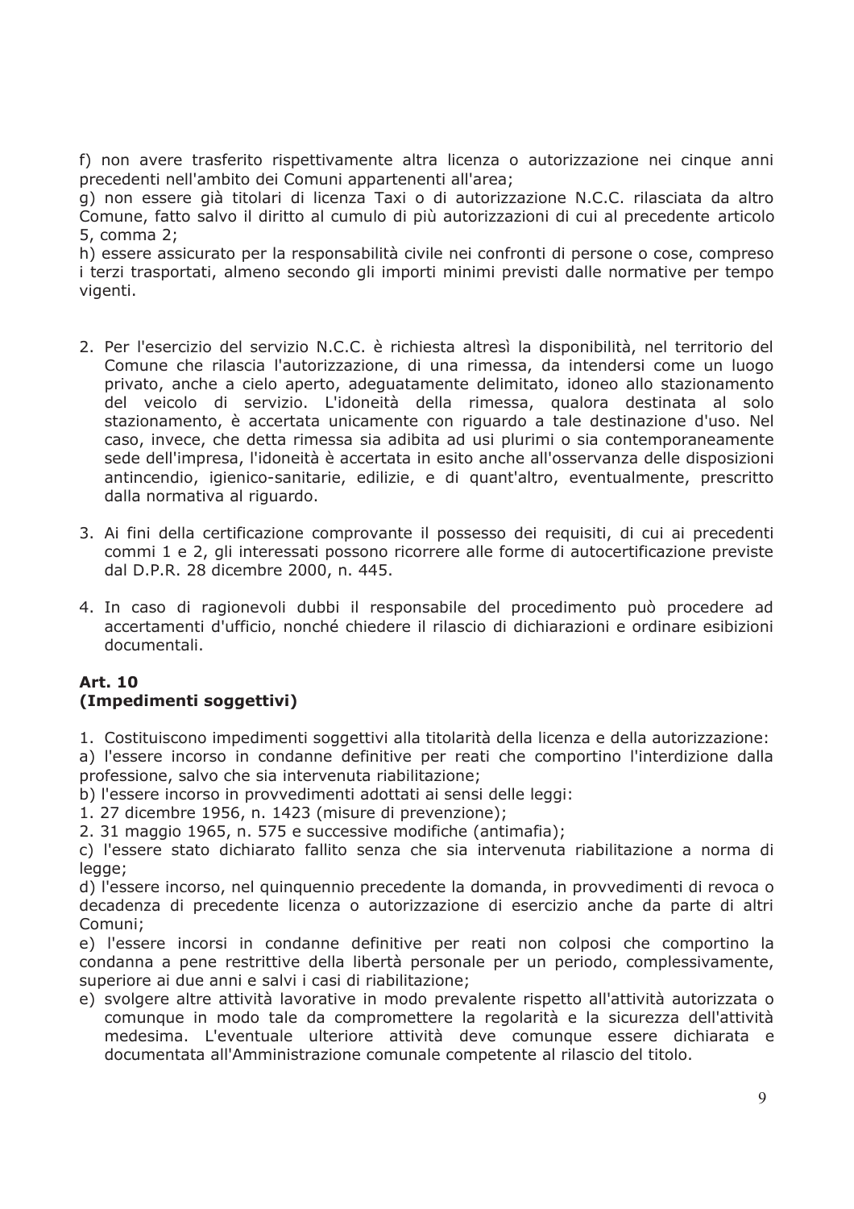f) non avere trasferito rispettivamente altra licenza o autorizzazione nei cinque anni precedenti nell'ambito dei Comuni appartenenti all'area;

g) non essere già titolari di licenza Taxi o di autorizzazione N.C.C. rilasciata da altro Comune, fatto salvo il diritto al cumulo di più autorizzazioni di cui al precedente articolo 5, comma 2;

h) essere assicurato per la responsabilità civile nei confronti di persone o cose, compreso i terzi trasportati, almeno secondo gli importi minimi previsti dalle normative per tempo vigenti.

2. Per l'esercizio del servizio N.C.C. è richiesta altresì la disponibilità, nel territorio del Comune che rilascia l'autorizzazione, di una rimessa, da intendersi come un luogo privato, anche a cielo aperto, adeguatamente delimitato, idoneo allo stazionamento del veicolo di servizio. L'idoneità della rimessa, qualora destinata al solo stazionamento, è accertata unicamente con riguardo a tale destinazione d'uso. Nel caso, invece, che detta rimessa sia adibita ad usi plurimi o sia contemporaneamente sede dell'impresa, l'idoneità è accertata in esito anche all'osservanza delle disposizioni antincendio, igienico-sanitarie, edilizie, e di quant'altro, eventualmente, prescritto dalla normativa al riguardo.

3. Ai fini della certificazione comprovante il possesso dei requisiti, di cui ai precedenti commi 1 e 2, gli interessati possono ricorrere alle forme di autocertificazione previste dal D.P.R. 28 dicembre 2000, n. 445.

4. In caso di ragionevoli dubbi il responsabile del procedimento può procedere ad accertamenti d'ufficio, nonché chiedere il rilascio di dichiarazioni e ordinare esibizioni documentali.

**Art. 10**
**(Impedimenti soggettivi)**

1. Costituiscono impedimenti soggettivi alla titolarità della licenza e della autorizzazione:

a) l'essere incorso in condanne definitive per reati che comportino l'interdizione dalla professione, salvo che sia intervenuta riabilitazione;

b) l'essere incorso in provvedimenti adottati ai sensi delle leggi:

1. 27 dicembre 1956, n. 1423 (misure di prevenzione);
2. 31 maggio 1965, n. 575 e successive modifiche (antimafia);

c) l'essere stato dichiarato fallito senza che sia intervenuta riabilitazione a norma di legge;

d) l'essere incorso, nel quinquennio precedente la domanda, in provvedimenti di revoca o decadenza di precedente licenza o autorizzazione di esercizio anche da parte di altri Comuni;

e) l'essere incorsi in condanne definitive per reati non colposi che comportino la condanna a pene restrittive della libertà personale per un periodo, complessivamente, superiore ai due anni e salvi i casi di riabilitazione;

e) svolgere altre attività lavorative in modo prevalente rispetto all'attività autorizzata o comunque in modo tale da compromettere la regolarità e la sicurezza dell'attività medesima. L'eventuale ulteriore attività deve comunque essere dichiarata e documentata all'Amministrazione comunale competente al rilascio del titolo.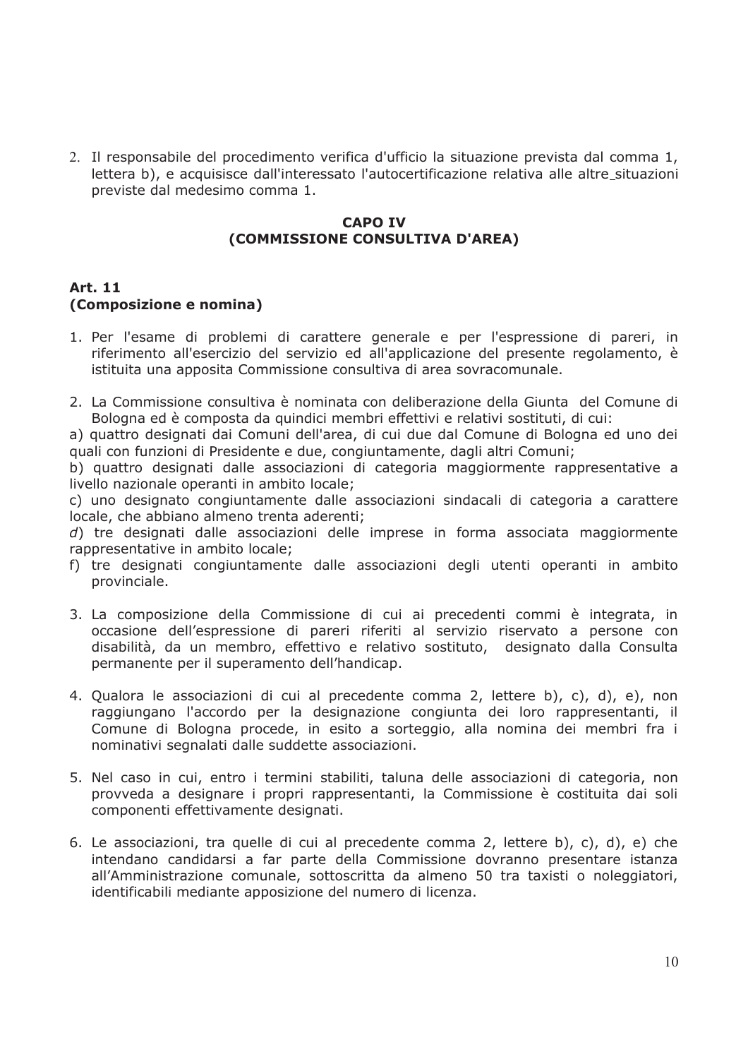2. Il responsabile del procedimento verifica d'ufficio la situazione prevista dal comma 1, lettera b), e acquisisce dall'interessato l'autocertificazione relativa alle altre_situazioni previste dal medesimo comma 1.

## CAPO IV
## (COMMISSIONE CONSULTIVA D'AREA)

### Art. 11
### (Composizione e nomina)

1. Per l'esame di problemi di carattere generale e per l'espressione di pareri, in riferimento all'esercizio del servizio ed all'applicazione del presente regolamento, è istituita una apposita Commissione consultiva di area sovracomunale.

2. La Commissione consultiva è nominata con deliberazione della Giunta del Comune di Bologna ed è composta da quindici membri effettivi e relativi sostituti, di cui:

a) quattro designati dai Comuni dell'area, di cui due dal Comune di Bologna ed uno dei quali con funzioni di Presidente e due, congiuntamente, dagli altri Comuni;

b) quattro designati dalle associazioni di categoria maggiormente rappresentative a livello nazionale operanti in ambito locale;

c) uno designato congiuntamente dalle associazioni sindacali di categoria a carattere locale, che abbiano almeno trenta aderenti;

*d*) tre designati dalle associazioni delle imprese in forma associata maggiormente rappresentative in ambito locale;

f) tre designati congiuntamente dalle associazioni degli utenti operanti in ambito provinciale.

3. La composizione della Commissione di cui ai precedenti commi è integrata, in occasione dell'espressione di pareri riferiti al servizio riservato a persone con disabilità, da un membro, effettivo e relativo sostituto, designato dalla Consulta permanente per il superamento dell'handicap.

4. Qualora le associazioni di cui al precedente comma 2, lettere b), c), d), e), non raggiungano l'accordo per la designazione congiunta dei loro rappresentanti, il Comune di Bologna procede, in esito a sorteggio, alla nomina dei membri fra i nominativi segnalati dalle suddette associazioni.

5. Nel caso in cui, entro i termini stabiliti, taluna delle associazioni di categoria, non provveda a designare i propri rappresentanti, la Commissione è costituita dai soli componenti effettivamente designati.

6. Le associazioni, tra quelle di cui al precedente comma 2, lettere b), c), d), e) che intendano candidarsi a far parte della Commissione dovranno presentare istanza all'Amministrazione comunale, sottoscritta da almeno 50 tra taxisti o noleggiatori, identificabili mediante apposizione del numero di licenza.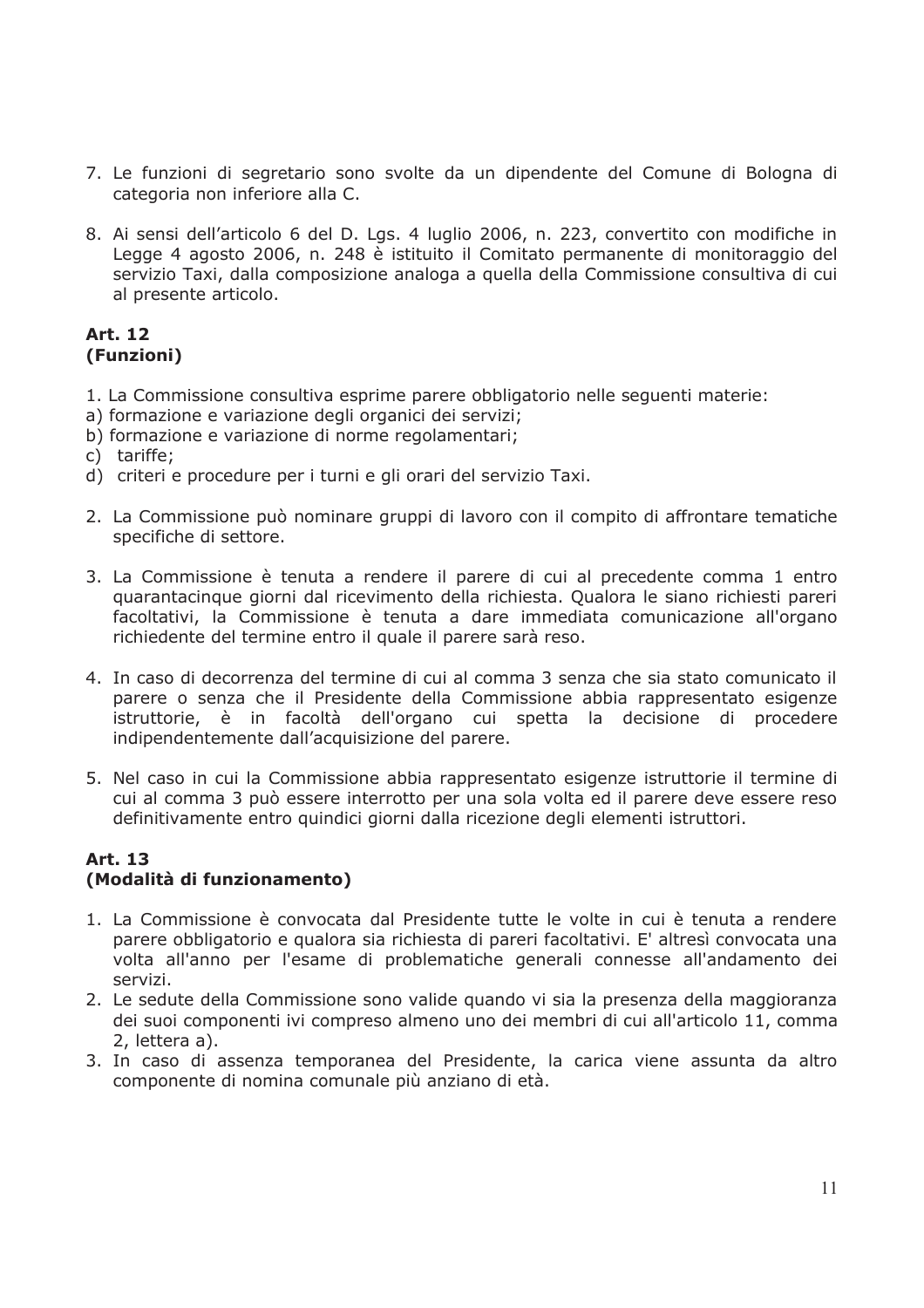7. Le funzioni di segretario sono svolte da un dipendente del Comune di Bologna di categoria non inferiore alla C.

8. Ai sensi dell'articolo 6 del D. Lgs. 4 luglio 2006, n. 223, convertito con modifiche in Legge 4 agosto 2006, n. 248 è istituito il Comitato permanente di monitoraggio del servizio Taxi, dalla composizione analoga a quella della Commissione consultiva di cui al presente articolo.

**Art. 12**
**(Funzioni)**

1. La Commissione consultiva esprime parere obbligatorio nelle seguenti materie:
a) formazione e variazione degli organici dei servizi;
b) formazione e variazione di norme regolamentari;
c) tariffe;
d) criteri e procedure per i turni e gli orari del servizio Taxi.

2. La Commissione può nominare gruppi di lavoro con il compito di affrontare tematiche specifiche di settore.

3. La Commissione è tenuta a rendere il parere di cui al precedente comma 1 entro quarantacinque giorni dal ricevimento della richiesta. Qualora le siano richiesti pareri facoltativi, la Commissione è tenuta a dare immediata comunicazione all'organo richiedente del termine entro il quale il parere sarà reso.

4. In caso di decorrenza del termine di cui al comma 3 senza che sia stato comunicato il parere o senza che il Presidente della Commissione abbia rappresentato esigenze istruttorie, è in facoltà dell'organo cui spetta la decisione di procedere indipendentemente dall'acquisizione del parere.

5. Nel caso in cui la Commissione abbia rappresentato esigenze istruttorie il termine di cui al comma 3 può essere interrotto per una sola volta ed il parere deve essere reso definitivamente entro quindici giorni dalla ricezione degli elementi istruttori.

**Art. 13**
**(Modalità di funzionamento)**

1. La Commissione è convocata dal Presidente tutte le volte in cui è tenuta a rendere parere obbligatorio e qualora sia richiesta di pareri facoltativi. E' altresì convocata una volta all'anno per l'esame di problematiche generali connesse all'andamento dei servizi.
2. Le sedute della Commissione sono valide quando vi sia la presenza della maggioranza dei suoi componenti ivi compreso almeno uno dei membri di cui all'articolo 11, comma 2, lettera a).
3. In caso di assenza temporanea del Presidente, la carica viene assunta da altro componente di nomina comunale più anziano di età.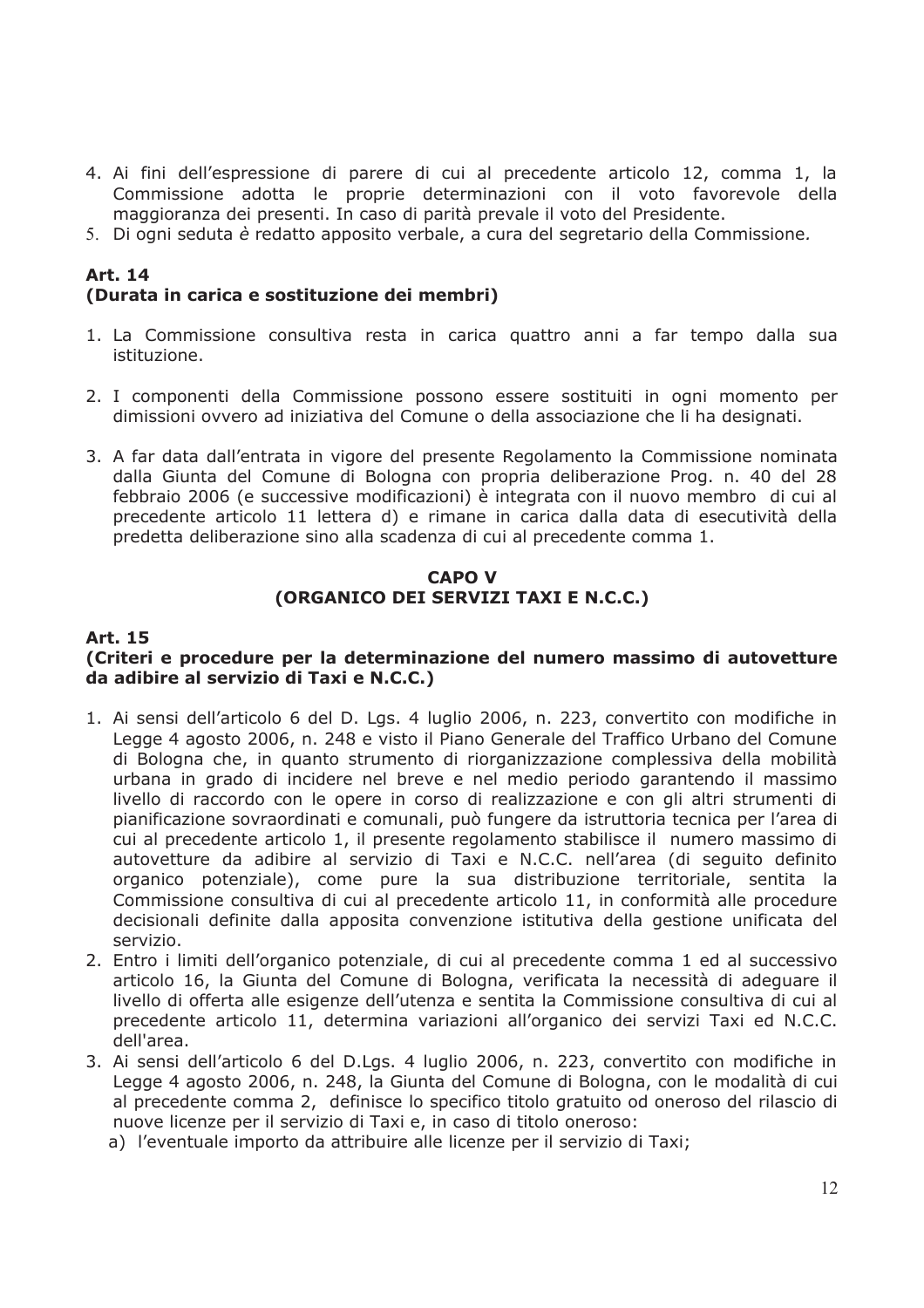4. Ai fini dell'espressione di parere di cui al precedente articolo 12, comma 1, la Commissione adotta le proprie determinazioni con il voto favorevole della maggioranza dei presenti. In caso di parità prevale il voto del Presidente.
5. Di ogni seduta è redatto apposito verbale, a cura del segretario della Commissione.

### Art. 14
### (Durata in carica e sostituzione dei membri)

1. La Commissione consultiva resta in carica quattro anni a far tempo dalla sua istituzione.

2. I componenti della Commissione possono essere sostituiti in ogni momento per dimissioni ovvero ad iniziativa del Comune o della associazione che li ha designati.

3. A far data dall'entrata in vigore del presente Regolamento la Commissione nominata dalla Giunta del Comune di Bologna con propria deliberazione Prog. n. 40 del 28 febbraio 2006 (e successive modificazioni) è integrata con il nuovo membro di cui al precedente articolo 11 lettera d) e rimane in carica dalla data di esecutività della predetta deliberazione sino alla scadenza di cui al precedente comma 1.

## CAPO V
## (ORGANICO DEI SERVIZI TAXI E N.C.C.)

### Art. 15
### (Criteri e procedure per la determinazione del numero massimo di autovetture da adibire al servizio di Taxi e N.C.C.)

1. Ai sensi dell'articolo 6 del D. Lgs. 4 luglio 2006, n. 223, convertito con modifiche in Legge 4 agosto 2006, n. 248 e visto il Piano Generale del Traffico Urbano del Comune di Bologna che, in quanto strumento di riorganizzazione complessiva della mobilità urbana in grado di incidere nel breve e nel medio periodo garantendo il massimo livello di raccordo con le opere in corso di realizzazione e con gli altri strumenti di pianificazione sovraordinati e comunali, può fungere da istruttoria tecnica per l'area di cui al precedente articolo 1, il presente regolamento stabilisce il numero massimo di autovetture da adibire al servizio di Taxi e N.C.C. nell'area (di seguito definito organico potenziale), come pure la sua distribuzione territoriale, sentita la Commissione consultiva di cui al precedente articolo 11, in conformità alle procedure decisionali definite dalla apposita convenzione istitutiva della gestione unificata del servizio.
2. Entro i limiti dell'organico potenziale, di cui al precedente comma 1 ed al successivo articolo 16, la Giunta del Comune di Bologna, verificata la necessità di adeguare il livello di offerta alle esigenze dell'utenza e sentita la Commissione consultiva di cui al precedente articolo 11, determina variazioni all'organico dei servizi Taxi ed N.C.C. dell'area.
3. Ai sensi dell'articolo 6 del D.Lgs. 4 luglio 2006, n. 223, convertito con modifiche in Legge 4 agosto 2006, n. 248, la Giunta del Comune di Bologna, con le modalità di cui al precedente comma 2, definisce lo specifico titolo gratuito od oneroso del rilascio di nuove licenze per il servizio di Taxi e, in caso di titolo oneroso:
   a) l'eventuale importo da attribuire alle licenze per il servizio di Taxi;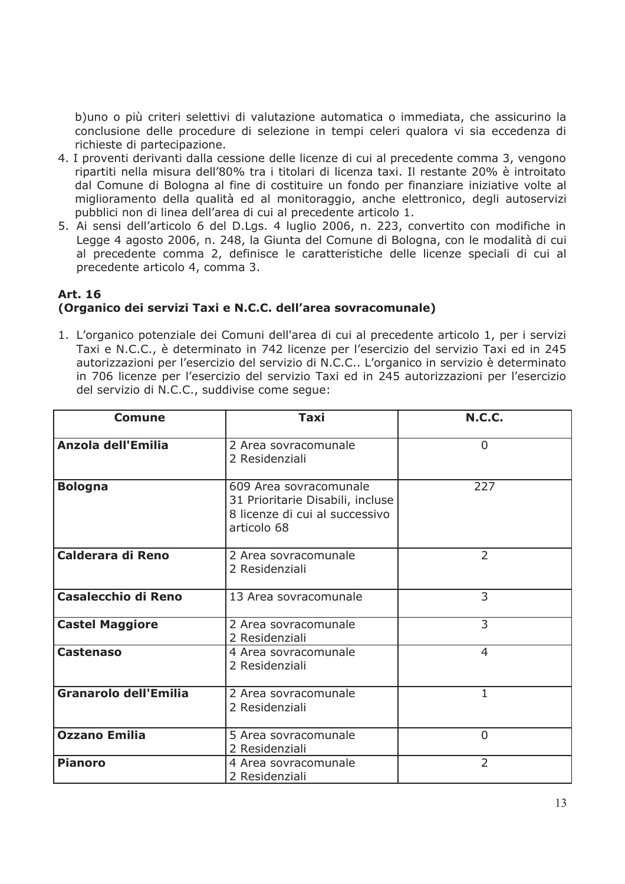b)uno o più criteri selettivi di valutazione automatica o immediata, che assicurino la conclusione delle procedure di selezione in tempi celeri qualora vi sia eccedenza di richieste di partecipazione.

4. I proventi derivanti dalla cessione delle licenze di cui al precedente comma 3, vengono ripartiti nella misura dell'80% tra i titolari di licenza taxi. Il restante 20% è introitato dal Comune di Bologna al fine di costituire un fondo per finanziare iniziative volte al miglioramento della qualità ed al monitoraggio, anche elettronico, degli autoservizi pubblici non di linea dell'area di cui al precedente articolo 1.
5. Ai sensi dell'articolo 6 del D.Lgs. 4 luglio 2006, n. 223, convertito con modifiche in Legge 4 agosto 2006, n. 248, la Giunta del Comune di Bologna, con le modalità di cui al precedente comma 2, definisce le caratteristiche delle licenze speciali di cui al precedente articolo 4, comma 3.

**Art. 16**
**(Organico dei servizi Taxi e N.C.C. dell'area sovracomunale)**

1. L'organico potenziale dei Comuni dell'area di cui al precedente articolo 1, per i servizi Taxi e N.C.C., è determinato in 742 licenze per l'esercizio del servizio Taxi ed in 245 autorizzazioni per l'esercizio del servizio di N.C.C.. L'organico in servizio è determinato in 706 licenze per l'esercizio del servizio Taxi ed in 245 autorizzazioni per l'esercizio del servizio di N.C.C., suddivise come segue:

| Comune | Taxi | N.C.C. |
|---|---|---|
| **Anzola dell'Emilia** | 2 Area sovracomunale<br>2 Residenziali | 0 |
| **Bologna** | 609 Area sovracomunale<br>31 Prioritarie Disabili, incluse 8 licenze di cui al successivo articolo 68 | 227 |
| **Calderara di Reno** | 2 Area sovracomunale<br>2 Residenziali | 2 |
| **Casalecchio di Reno** | 13 Area sovracomunale | 3 |
| **Castel Maggiore** | 2 Area sovracomunale<br>2 Residenziali | 3 |
| **Castenaso** | 4 Area sovracomunale<br>2 Residenziali | 4 |
| **Granarolo dell'Emilia** | 2 Area sovracomunale<br>2 Residenziali | 1 |
| **Ozzano Emilia** | 5 Area sovracomunale<br>2 Residenziali | 0 |
| **Pianoro** | 4 Area sovracomunale<br>2 Residenziali | 2 |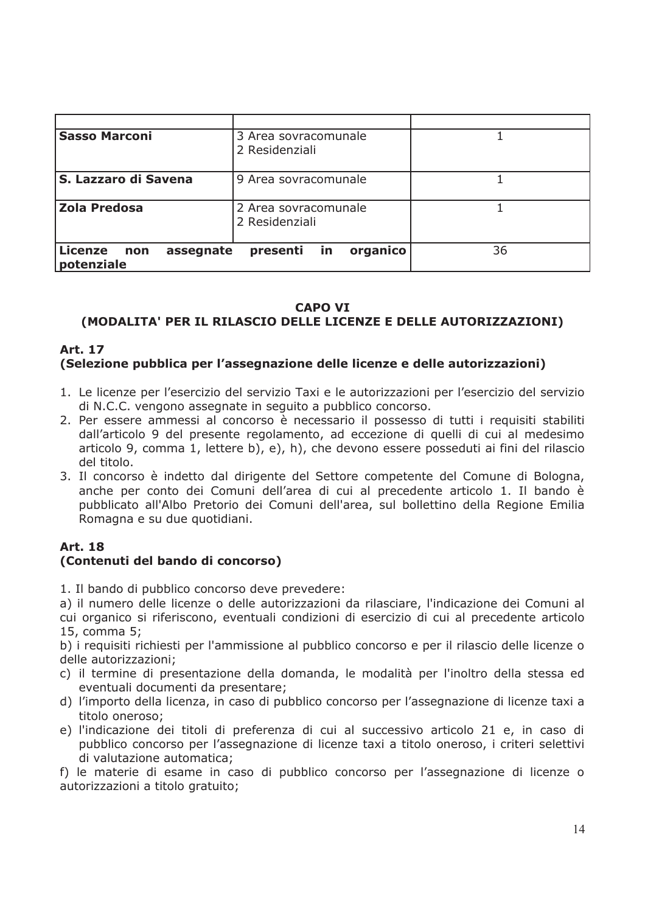| | | |
|---|---|---|
| **Sasso Marconi** | 3 Area sovracomunale<br>2 Residenziali | 1 |
| **S. Lazzaro di Savena** | 9 Area sovracomunale | 1 |
| **Zola Predosa** | 2 Area sovracomunale<br>2 Residenziali | 1 |
| **Licenze non assegnate presenti in organico potenziale** | | 36 |

### CAPO VI
### (MODALITA' PER IL RILASCIO DELLE LICENZE E DELLE AUTORIZZAZIONI)

#### Art. 17
#### (Selezione pubblica per l'assegnazione delle licenze e delle autorizzazioni)

1. Le licenze per l'esercizio del servizio Taxi e le autorizzazioni per l'esercizio del servizio di N.C.C. vengono assegnate in seguito a pubblico concorso.
2. Per essere ammessi al concorso è necessario il possesso di tutti i requisiti stabiliti dall'articolo 9 del presente regolamento, ad eccezione di quelli di cui al medesimo articolo 9, comma 1, lettere b), e), h), che devono essere posseduti ai fini del rilascio del titolo.
3. Il concorso è indetto dal dirigente del Settore competente del Comune di Bologna, anche per conto dei Comuni dell'area di cui al precedente articolo 1. Il bando è pubblicato all'Albo Pretorio dei Comuni dell'area, sul bollettino della Regione Emilia Romagna e su due quotidiani.

#### Art. 18
#### (Contenuti del bando di concorso)

1. Il bando di pubblico concorso deve prevedere:

a) il numero delle licenze o delle autorizzazioni da rilasciare, l'indicazione dei Comuni al cui organico si riferiscono, eventuali condizioni di esercizio di cui al precedente articolo 15, comma 5;

b) i requisiti richiesti per l'ammissione al pubblico concorso e per il rilascio delle licenze o delle autorizzazioni;

c) il termine di presentazione della domanda, le modalità per l'inoltro della stessa ed eventuali documenti da presentare;

d) l'importo della licenza, in caso di pubblico concorso per l'assegnazione di licenze taxi a titolo oneroso;

e) l'indicazione dei titoli di preferenza di cui al successivo articolo 21 e, in caso di pubblico concorso per l'assegnazione di licenze taxi a titolo oneroso, i criteri selettivi di valutazione automatica;

f) le materie di esame in caso di pubblico concorso per l'assegnazione di licenze o autorizzazioni a titolo gratuito;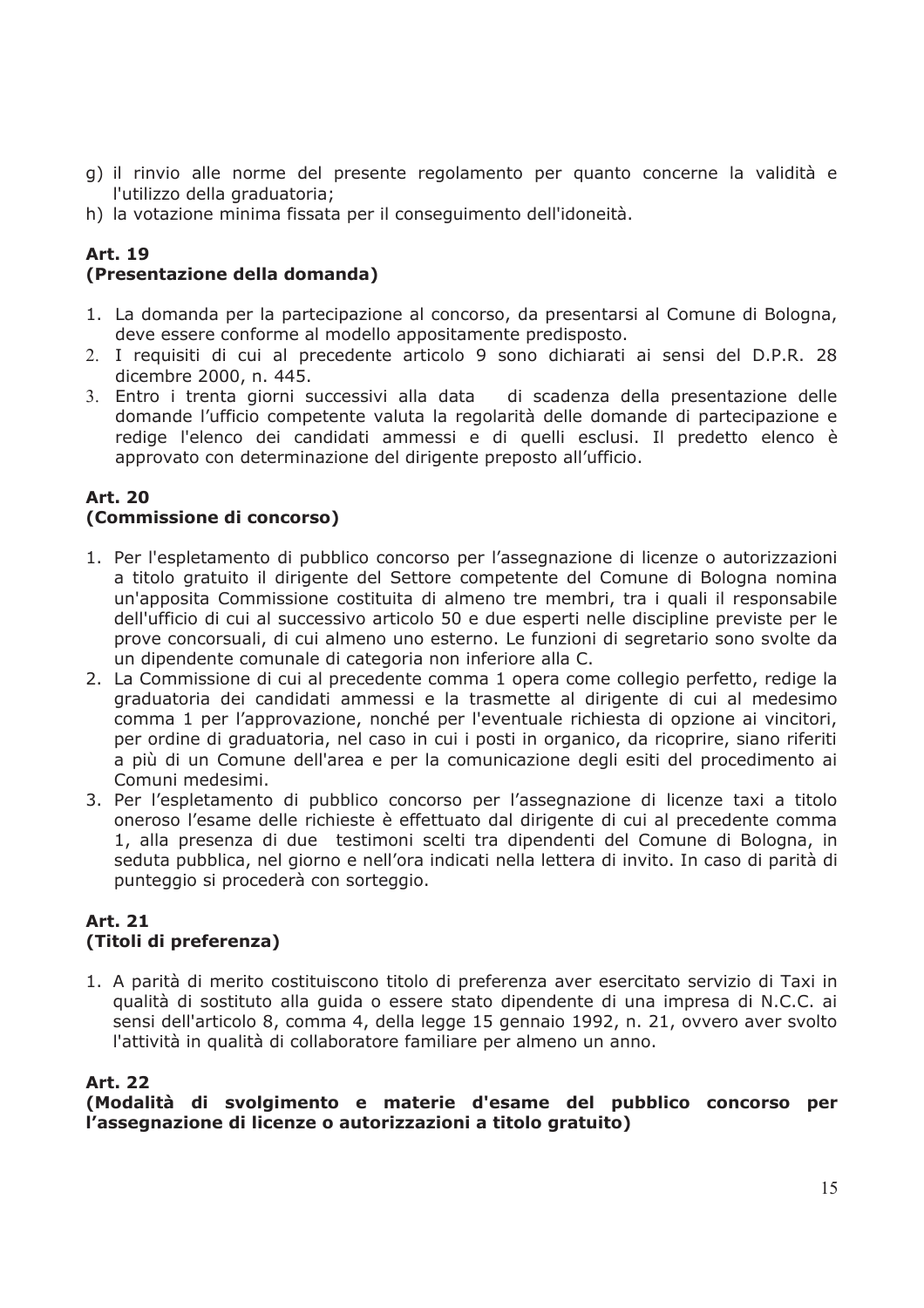g) il rinvio alle norme del presente regolamento per quanto concerne la validità e l'utilizzo della graduatoria;
h) la votazione minima fissata per il conseguimento dell'idoneità.

### Art. 19
### (Presentazione della domanda)

1. La domanda per la partecipazione al concorso, da presentarsi al Comune di Bologna, deve essere conforme al modello appositamente predisposto.
2. I requisiti di cui al precedente articolo 9 sono dichiarati ai sensi del D.P.R. 28 dicembre 2000, n. 445.
3. Entro i trenta giorni successivi alla data di scadenza della presentazione delle domande l'ufficio competente valuta la regolarità delle domande di partecipazione e redige l'elenco dei candidati ammessi e di quelli esclusi. Il predetto elenco è approvato con determinazione del dirigente preposto all'ufficio.

### Art. 20
### (Commissione di concorso)

1. Per l'espletamento di pubblico concorso per l'assegnazione di licenze o autorizzazioni a titolo gratuito il dirigente del Settore competente del Comune di Bologna nomina un'apposita Commissione costituita di almeno tre membri, tra i quali il responsabile dell'ufficio di cui al successivo articolo 50 e due esperti nelle discipline previste per le prove concorsuali, di cui almeno uno esterno. Le funzioni di segretario sono svolte da un dipendente comunale di categoria non inferiore alla C.
2. La Commissione di cui al precedente comma 1 opera come collegio perfetto, redige la graduatoria dei candidati ammessi e la trasmette al dirigente di cui al medesimo comma 1 per l'approvazione, nonché per l'eventuale richiesta di opzione ai vincitori, per ordine di graduatoria, nel caso in cui i posti in organico, da ricoprire, siano riferiti a più di un Comune dell'area e per la comunicazione degli esiti del procedimento ai Comuni medesimi.
3. Per l'espletamento di pubblico concorso per l'assegnazione di licenze taxi a titolo oneroso l'esame delle richieste è effettuato dal dirigente di cui al precedente comma 1, alla presenza di due testimoni scelti tra dipendenti del Comune di Bologna, in seduta pubblica, nel giorno e nell'ora indicati nella lettera di invito. In caso di parità di punteggio si procederà con sorteggio.

### Art. 21
### (Titoli di preferenza)

1. A parità di merito costituiscono titolo di preferenza aver esercitato servizio di Taxi in qualità di sostituto alla guida o essere stato dipendente di una impresa di N.C.C. ai sensi dell'articolo 8, comma 4, della legge 15 gennaio 1992, n. 21, ovvero aver svolto l'attività in qualità di collaboratore familiare per almeno un anno.

### Art. 22
### (Modalità di svolgimento e materie d'esame del pubblico concorso per l'assegnazione di licenze o autorizzazioni a titolo gratuito)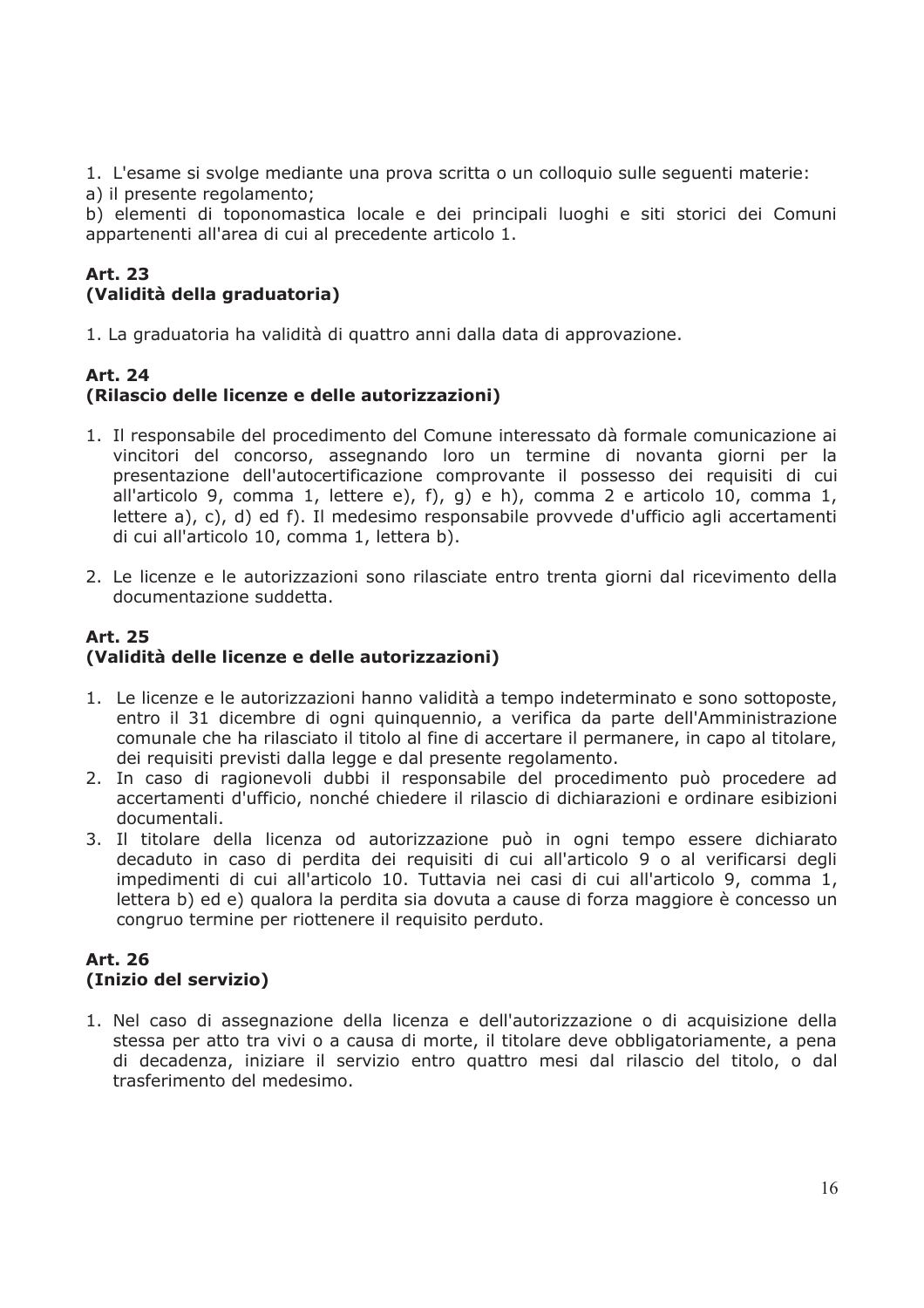1. L'esame si svolge mediante una prova scritta o un colloquio sulle seguenti materie:
a) il presente regolamento;
b) elementi di toponomastica locale e dei principali luoghi e siti storici dei Comuni appartenenti all'area di cui al precedente articolo 1.

### Art. 23
### (Validità della graduatoria)

1. La graduatoria ha validità di quattro anni dalla data di approvazione.

### Art. 24
### (Rilascio delle licenze e delle autorizzazioni)

1. Il responsabile del procedimento del Comune interessato dà formale comunicazione ai vincitori del concorso, assegnando loro un termine di novanta giorni per la presentazione dell'autocertificazione comprovante il possesso dei requisiti di cui all'articolo 9, comma 1, lettere e), f), g) e h), comma 2 e articolo 10, comma 1, lettere a), c), d) ed f). Il medesimo responsabile provvede d'ufficio agli accertamenti di cui all'articolo 10, comma 1, lettera b).

2. Le licenze e le autorizzazioni sono rilasciate entro trenta giorni dal ricevimento della documentazione suddetta.

### Art. 25
### (Validità delle licenze e delle autorizzazioni)

1. Le licenze e le autorizzazioni hanno validità a tempo indeterminato e sono sottoposte, entro il 31 dicembre di ogni quinquennio, a verifica da parte dell'Amministrazione comunale che ha rilasciato il titolo al fine di accertare il permanere, in capo al titolare, dei requisiti previsti dalla legge e dal presente regolamento.
2. In caso di ragionevoli dubbi il responsabile del procedimento può procedere ad accertamenti d'ufficio, nonché chiedere il rilascio di dichiarazioni e ordinare esibizioni documentali.
3. Il titolare della licenza od autorizzazione può in ogni tempo essere dichiarato decaduto in caso di perdita dei requisiti di cui all'articolo 9 o al verificarsi degli impedimenti di cui all'articolo 10. Tuttavia nei casi di cui all'articolo 9, comma 1, lettera b) ed e) qualora la perdita sia dovuta a cause di forza maggiore è concesso un congruo termine per riottenere il requisito perduto.

### Art. 26
### (Inizio del servizio)

1. Nel caso di assegnazione della licenza e dell'autorizzazione o di acquisizione della stessa per atto tra vivi o a causa di morte, il titolare deve obbligatoriamente, a pena di decadenza, iniziare il servizio entro quattro mesi dal rilascio del titolo, o dal trasferimento del medesimo.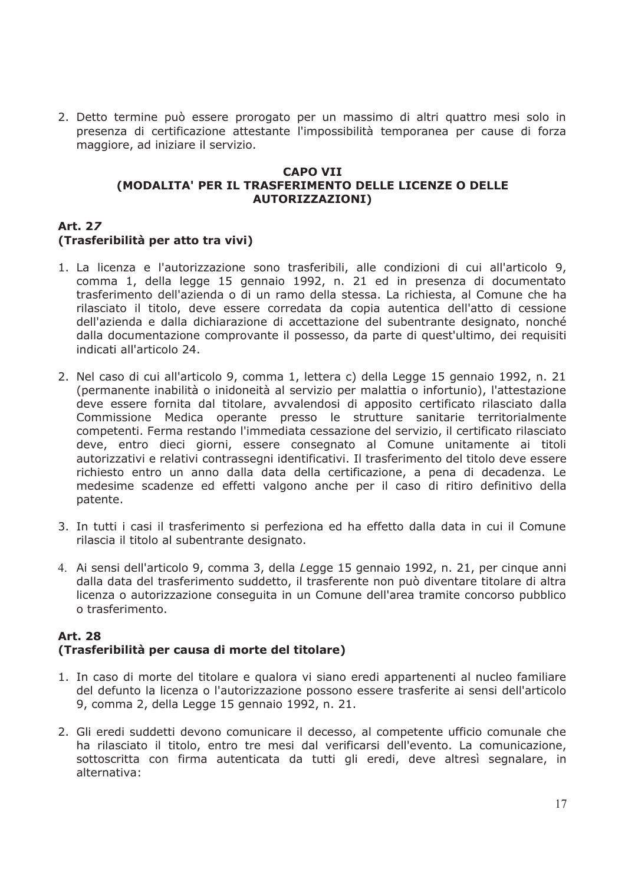2. Detto termine può essere prorogato per un massimo di altri quattro mesi solo in presenza di certificazione attestante l'impossibilità temporanea per cause di forza maggiore, ad iniziare il servizio.

## CAPO VII
## (MODALITA' PER IL TRASFERIMENTO DELLE LICENZE O DELLE AUTORIZZAZIONI)

### Art. 27
### (Trasferibilità per atto tra vivi)

1. La licenza e l'autorizzazione sono trasferibili, alle condizioni di cui all'articolo 9, comma 1, della legge 15 gennaio 1992, n. 21 ed in presenza di documentato trasferimento dell'azienda o di un ramo della stessa. La richiesta, al Comune che ha rilasciato il titolo, deve essere corredata da copia autentica dell'atto di cessione dell'azienda e dalla dichiarazione di accettazione del subentrante designato, nonché dalla documentazione comprovante il possesso, da parte di quest'ultimo, dei requisiti indicati all'articolo 24.

2. Nel caso di cui all'articolo 9, comma 1, lettera c) della Legge 15 gennaio 1992, n. 21 (permanente inabilità o inidoneità al servizio per malattia o infortunio), l'attestazione deve essere fornita dal titolare, avvalendosi di apposito certificato rilasciato dalla Commissione Medica operante presso le strutture sanitarie territorialmente competenti. Ferma restando l'immediata cessazione del servizio, il certificato rilasciato deve, entro dieci giorni, essere consegnato al Comune unitamente ai titoli autorizzativi e relativi contrassegni identificativi. Il trasferimento del titolo deve essere richiesto entro un anno dalla data della certificazione, a pena di decadenza. Le medesime scadenze ed effetti valgono anche per il caso di ritiro definitivo della patente.

3. In tutti i casi il trasferimento si perfeziona ed ha effetto dalla data in cui il Comune rilascia il titolo al subentrante designato.

4. Ai sensi dell'articolo 9, comma 3, della Legge 15 gennaio 1992, n. 21, per cinque anni dalla data del trasferimento suddetto, il trasferente non può diventare titolare di altra licenza o autorizzazione conseguita in un Comune dell'area tramite concorso pubblico o trasferimento.

### Art. 28
### (Trasferibilità per causa di morte del titolare)

1. In caso di morte del titolare e qualora vi siano eredi appartenenti al nucleo familiare del defunto la licenza o l'autorizzazione possono essere trasferite ai sensi dell'articolo 9, comma 2, della Legge 15 gennaio 1992, n. 21.

2. Gli eredi suddetti devono comunicare il decesso, al competente ufficio comunale che ha rilasciato il titolo, entro tre mesi dal verificarsi dell'evento. La comunicazione, sottoscritta con firma autenticata da tutti gli eredi, deve altresì segnalare, in alternativa: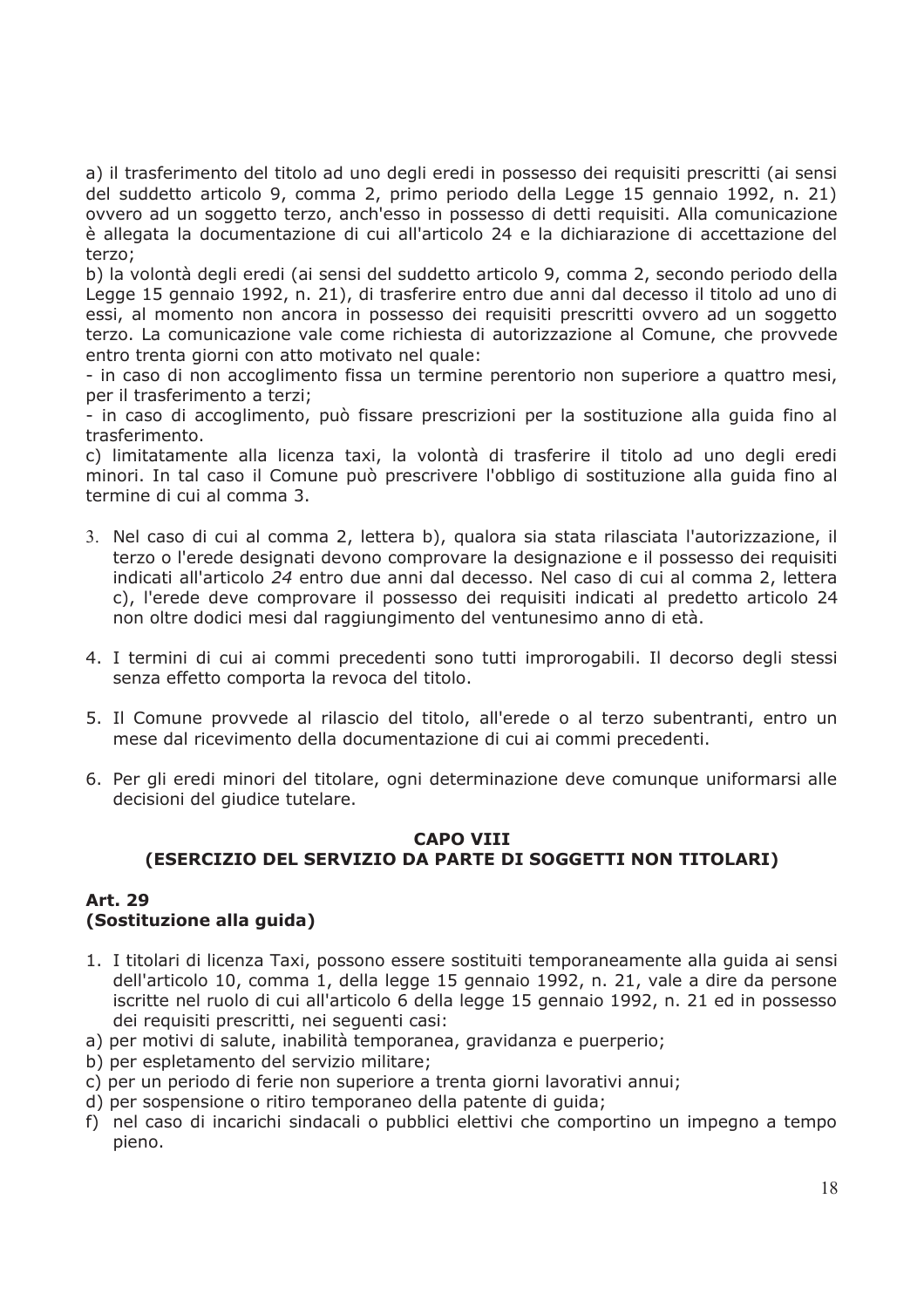a) il trasferimento del titolo ad uno degli eredi in possesso dei requisiti prescritti (ai sensi del suddetto articolo 9, comma 2, primo periodo della Legge 15 gennaio 1992, n. 21) ovvero ad un soggetto terzo, anch'esso in possesso di detti requisiti. Alla comunicazione è allegata la documentazione di cui all'articolo 24 e la dichiarazione di accettazione del terzo;

b) la volontà degli eredi (ai sensi del suddetto articolo 9, comma 2, secondo periodo della Legge 15 gennaio 1992, n. 21), di trasferire entro due anni dal decesso il titolo ad uno di essi, al momento non ancora in possesso dei requisiti prescritti ovvero ad un soggetto terzo. La comunicazione vale come richiesta di autorizzazione al Comune, che provvede entro trenta giorni con atto motivato nel quale:

- in caso di non accoglimento fissa un termine perentorio non superiore a quattro mesi, per il trasferimento a terzi;
- in caso di accoglimento, può fissare prescrizioni per la sostituzione alla guida fino al trasferimento.

c) limitatamente alla licenza taxi, la volontà di trasferire il titolo ad uno degli eredi minori. In tal caso il Comune può prescrivere l'obbligo di sostituzione alla guida fino al termine di cui al comma 3.

3. Nel caso di cui al comma 2, lettera b), qualora sia stata rilasciata l'autorizzazione, il terzo o l'erede designati devono comprovare la designazione e il possesso dei requisiti indicati all'articolo *24* entro due anni dal decesso. Nel caso di cui al comma 2, lettera c), l'erede deve comprovare il possesso dei requisiti indicati al predetto articolo 24 non oltre dodici mesi dal raggiungimento del ventunesimo anno di età.

4. I termini di cui ai commi precedenti sono tutti improrogabili. Il decorso degli stessi senza effetto comporta la revoca del titolo.

5. Il Comune provvede al rilascio del titolo, all'erede o al terzo subentranti, entro un mese dal ricevimento della documentazione di cui ai commi precedenti.

6. Per gli eredi minori del titolare, ogni determinazione deve comunque uniformarsi alle decisioni del giudice tutelare.

## CAPO VIII
## (ESERCIZIO DEL SERVIZIO DA PARTE DI SOGGETTI NON TITOLARI)

### Art. 29
### (Sostituzione alla guida)

1. I titolari di licenza Taxi, possono essere sostituiti temporaneamente alla guida ai sensi dell'articolo 10, comma 1, della legge 15 gennaio 1992, n. 21, vale a dire da persone iscritte nel ruolo di cui all'articolo 6 della legge 15 gennaio 1992, n. 21 ed in possesso dei requisiti prescritti, nei seguenti casi:

a) per motivi di salute, inabilità temporanea, gravidanza e puerperio;
b) per espletamento del servizio militare;
c) per un periodo di ferie non superiore a trenta giorni lavorativi annui;
d) per sospensione o ritiro temporaneo della patente di guida;
f) nel caso di incarichi sindacali o pubblici elettivi che comportino un impegno a tempo pieno.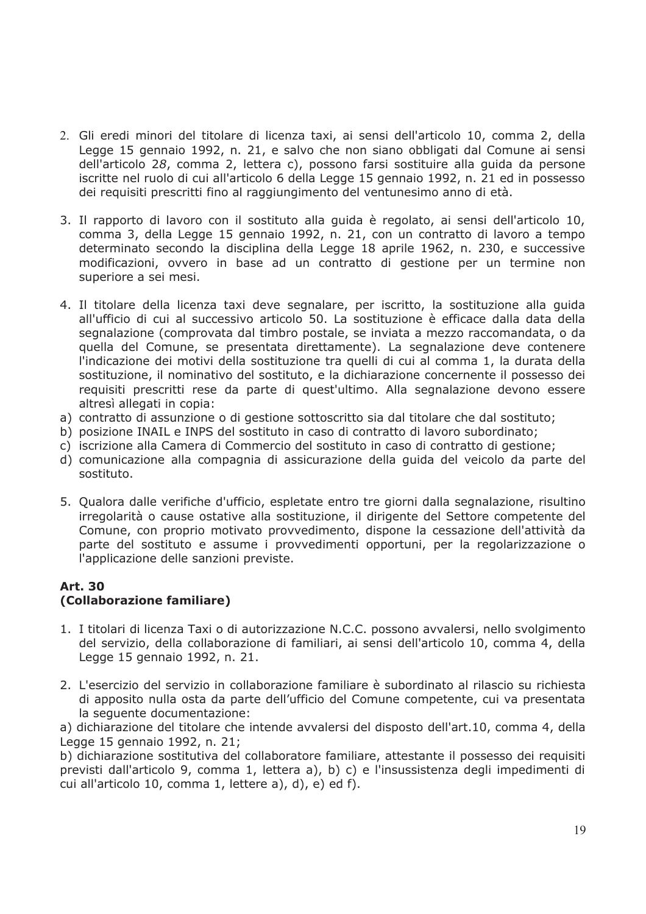2. Gli eredi minori del titolare di licenza taxi, ai sensi dell'articolo 10, comma 2, della Legge 15 gennaio 1992, n. 21, e salvo che non siano obbligati dal Comune ai sensi dell'articolo 28, comma 2, lettera c), possono farsi sostituire alla guida da persone iscritte nel ruolo di cui all'articolo 6 della Legge 15 gennaio 1992, n. 21 ed in possesso dei requisiti prescritti fino al raggiungimento del ventunesimo anno di età.

3. Il rapporto di lavoro con il sostituto alla guida è regolato, ai sensi dell'articolo 10, comma 3, della Legge 15 gennaio 1992, n. 21, con un contratto di lavoro a tempo determinato secondo la disciplina della Legge 18 aprile 1962, n. 230, e successive modificazioni, ovvero in base ad un contratto di gestione per un termine non superiore a sei mesi.

4. Il titolare della licenza taxi deve segnalare, per iscritto, la sostituzione alla guida all'ufficio di cui al successivo articolo 50. La sostituzione è efficace dalla data della segnalazione (comprovata dal timbro postale, se inviata a mezzo raccomandata, o da quella del Comune, se presentata direttamente). La segnalazione deve contenere l'indicazione dei motivi della sostituzione tra quelli di cui al comma 1, la durata della sostituzione, il nominativo del sostituto, e la dichiarazione concernente il possesso dei requisiti prescritti rese da parte di quest'ultimo. Alla segnalazione devono essere altresì allegati in copia:

a) contratto di assunzione o di gestione sottoscritto sia dal titolare che dal sostituto;
b) posizione INAIL e INPS del sostituto in caso di contratto di lavoro subordinato;
c) iscrizione alla Camera di Commercio del sostituto in caso di contratto di gestione;
d) comunicazione alla compagnia di assicurazione della guida del veicolo da parte del sostituto.

5. Qualora dalle verifiche d'ufficio, espletate entro tre giorni dalla segnalazione, risultino irregolarità o cause ostative alla sostituzione, il dirigente del Settore competente del Comune, con proprio motivato provvedimento, dispone la cessazione dell'attività da parte del sostituto e assume i provvedimenti opportuni, per la regolarizzazione o l'applicazione delle sanzioni previste.

**Art. 30**
**(Collaborazione familiare)**

1. I titolari di licenza Taxi o di autorizzazione N.C.C. possono avvalersi, nello svolgimento del servizio, della collaborazione di familiari, ai sensi dell'articolo 10, comma 4, della Legge 15 gennaio 1992, n. 21.

2. L'esercizio del servizio in collaborazione familiare è subordinato al rilascio su richiesta di apposito nulla osta da parte dell'ufficio del Comune competente, cui va presentata la seguente documentazione:

a) dichiarazione del titolare che intende avvalersi del disposto dell'art.10, comma 4, della Legge 15 gennaio 1992, n. 21;
b) dichiarazione sostitutiva del collaboratore familiare, attestante il possesso dei requisiti previsti dall'articolo 9, comma 1, lettera a), b) c) e l'insussistenza degli impedimenti di cui all'articolo 10, comma 1, lettere a), d), e) ed f).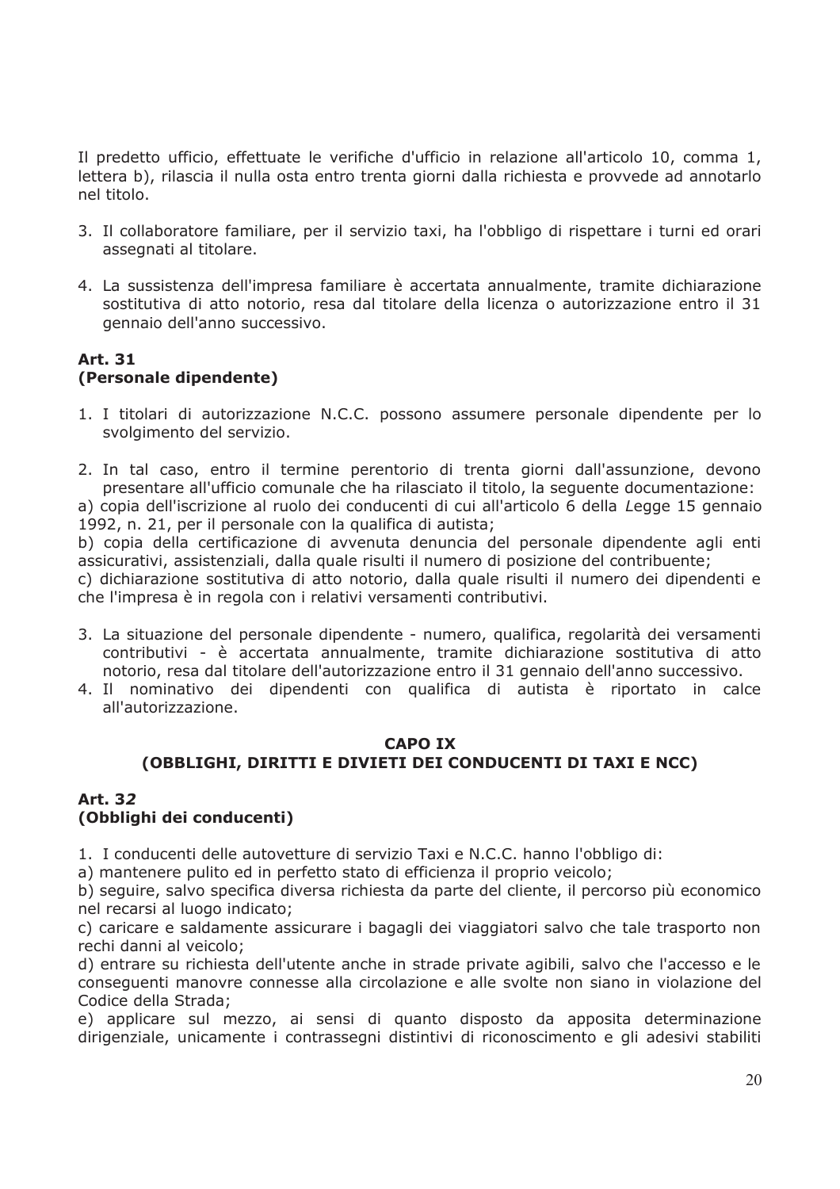Il predetto ufficio, effettuate le verifiche d'ufficio in relazione all'articolo 10, comma 1, lettera b), rilascia il nulla osta entro trenta giorni dalla richiesta e provvede ad annotarlo nel titolo.

3. Il collaboratore familiare, per il servizio taxi, ha l'obbligo di rispettare i turni ed orari assegnati al titolare.

4. La sussistenza dell'impresa familiare è accertata annualmente, tramite dichiarazione sostitutiva di atto notorio, resa dal titolare della licenza o autorizzazione entro il 31 gennaio dell'anno successivo.

**Art. 31**
**(Personale dipendente)**

1. I titolari di autorizzazione N.C.C. possono assumere personale dipendente per lo svolgimento del servizio.

2. In tal caso, entro il termine perentorio di trenta giorni dall'assunzione, devono presentare all'ufficio comunale che ha rilasciato il titolo, la seguente documentazione:

a) copia dell'iscrizione al ruolo dei conducenti di cui all'articolo 6 della *L*egge 15 gennaio 1992, n. 21, per il personale con la qualifica di autista;
b) copia della certificazione di avvenuta denuncia del personale dipendente agli enti assicurativi, assistenziali, dalla quale risulti il numero di posizione del contribuente;
c) dichiarazione sostitutiva di atto notorio, dalla quale risulti il numero dei dipendenti e che l'impresa è in regola con i relativi versamenti contributivi.

3. La situazione del personale dipendente - numero, qualifica, regolarità dei versamenti contributivi - è accertata annualmente, tramite dichiarazione sostitutiva di atto notorio, resa dal titolare dell'autorizzazione entro il 31 gennaio dell'anno successivo.
4. Il nominativo dei dipendenti con qualifica di autista è riportato in calce all'autorizzazione.

## CAPO IX
## (OBBLIGHI, DIRITTI E DIVIETI DEI CONDUCENTI DI TAXI E NCC)

**Art. 3*2***
**(Obblighi dei conducenti)**

1. I conducenti delle autovetture di servizio Taxi e N.C.C. hanno l'obbligo di:

a) mantenere pulito ed in perfetto stato di efficienza il proprio veicolo;
b) seguire, salvo specifica diversa richiesta da parte del cliente, il percorso più economico nel recarsi al luogo indicato;
c) caricare e saldamente assicurare i bagagli dei viaggiatori salvo che tale trasporto non rechi danni al veicolo;
d) entrare su richiesta dell'utente anche in strade private agibili, salvo che l'accesso e le conseguenti manovre connesse alla circolazione e alle svolte non siano in violazione del Codice della Strada;
e) applicare sul mezzo, ai sensi di quanto disposto da apposita determinazione dirigenziale, unicamente i contrassegni distintivi di riconoscimento e gli adesivi stabiliti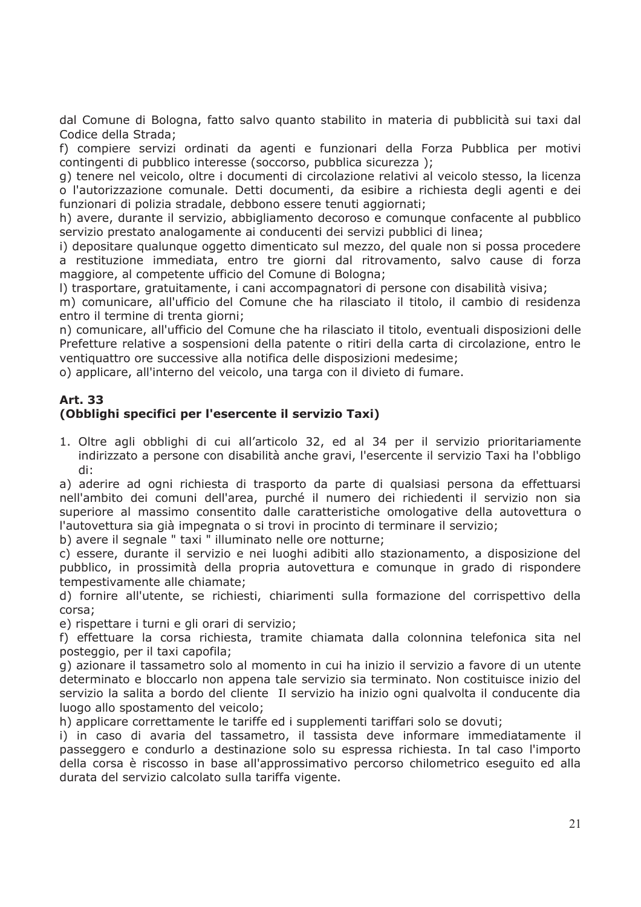dal Comune di Bologna, fatto salvo quanto stabilito in materia di pubblicità sui taxi dal Codice della Strada;

f) compiere servizi ordinati da agenti e funzionari della Forza Pubblica per motivi contingenti di pubblico interesse (soccorso, pubblica sicurezza );

g) tenere nel veicolo, oltre i documenti di circolazione relativi al veicolo stesso, la licenza o l'autorizzazione comunale. Detti documenti, da esibire a richiesta degli agenti e dei funzionari di polizia stradale, debbono essere tenuti aggiornati;

h) avere, durante il servizio, abbigliamento decoroso e comunque confacente al pubblico servizio prestato analogamente ai conducenti dei servizi pubblici di linea;

i) depositare qualunque oggetto dimenticato sul mezzo, del quale non si possa procedere a restituzione immediata, entro tre giorni dal ritrovamento, salvo cause di forza maggiore, al competente ufficio del Comune di Bologna;

l) trasportare, gratuitamente, i cani accompagnatori di persone con disabilità visiva;

m) comunicare, all'ufficio del Comune che ha rilasciato il titolo, il cambio di residenza entro il termine di trenta giorni;

n) comunicare, all'ufficio del Comune che ha rilasciato il titolo, eventuali disposizioni delle Prefetture relative a sospensioni della patente o ritiri della carta di circolazione, entro le ventiquattro ore successive alla notifica delle disposizioni medesime;

o) applicare, all'interno del veicolo, una targa con il divieto di fumare.

### Art. 33
### (Obblighi specifici per l'esercente il servizio Taxi)

1. Oltre agli obblighi di cui all'articolo 32, ed al 34 per il servizio prioritariamente indirizzato a persone con disabilità anche gravi, l'esercente il servizio Taxi ha l'obbligo di:

a) aderire ad ogni richiesta di trasporto da parte di qualsiasi persona da effettuarsi nell'ambito dei comuni dell'area, purché il numero dei richiedenti il servizio non sia superiore al massimo consentito dalle caratteristiche omologative della autovettura o l'autovettura sia già impegnata o si trovi in procinto di terminare il servizio;

b) avere il segnale " taxi " illuminato nelle ore notturne;

c) essere, durante il servizio e nei luoghi adibiti allo stazionamento, a disposizione del pubblico, in prossimità della propria autovettura e comunque in grado di rispondere tempestivamente alle chiamate;

d) fornire all'utente, se richiesti, chiarimenti sulla formazione del corrispettivo della corsa;

e) rispettare i turni e gli orari di servizio;

f) effettuare la corsa richiesta, tramite chiamata dalla colonnina telefonica sita nel posteggio, per il taxi capofila;

g) azionare il tassametro solo al momento in cui ha inizio il servizio a favore di un utente determinato e bloccarlo non appena tale servizio sia terminato. Non costituisce inizio del servizio la salita a bordo del cliente Il servizio ha inizio ogni qualvolta il conducente dia luogo allo spostamento del veicolo;

h) applicare correttamente le tariffe ed i supplementi tariffari solo se dovuti;

i) in caso di avaria del tassametro, il tassista deve informare immediatamente il passeggero e condurlo a destinazione solo su espressa richiesta. In tal caso l'importo della corsa è riscosso in base all'approssimativo percorso chilometrico eseguito ed alla durata del servizio calcolato sulla tariffa vigente.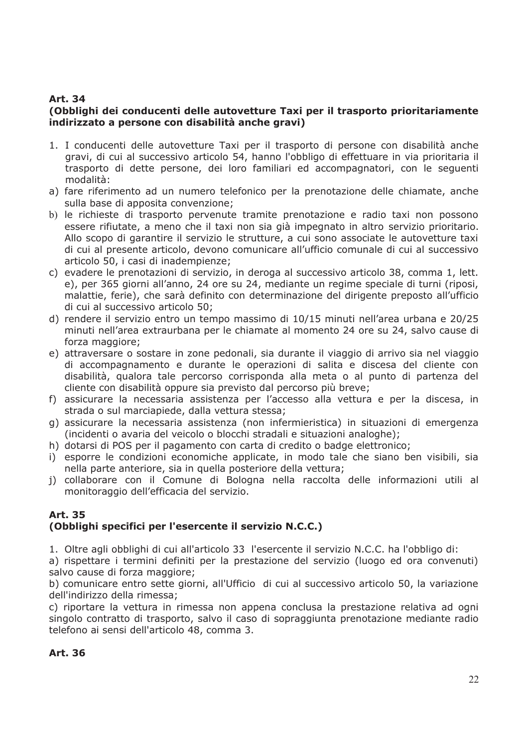### Art. 34
### (Obblighi dei conducenti delle autovetture Taxi per il trasporto prioritariamente indirizzato a persone con disabilità anche gravi)

1. I conducenti delle autovetture Taxi per il trasporto di persone con disabilità anche gravi, di cui al successivo articolo 54, hanno l'obbligo di effettuare in via prioritaria il trasporto di dette persone, dei loro familiari ed accompagnatori, con le seguenti modalità:

a) fare riferimento ad un numero telefonico per la prenotazione delle chiamate, anche sulla base di apposita convenzione;
b) le richieste di trasporto pervenute tramite prenotazione e radio taxi non possono essere rifiutate, a meno che il taxi non sia già impegnato in altro servizio prioritario. Allo scopo di garantire il servizio le strutture, a cui sono associate le autovetture taxi di cui al presente articolo, devono comunicare all'ufficio comunale di cui al successivo articolo 50, i casi di inadempienze;
c) evadere le prenotazioni di servizio, in deroga al successivo articolo 38, comma 1, lett. e), per 365 giorni all'anno, 24 ore su 24, mediante un regime speciale di turni (riposi, malattie, ferie), che sarà definito con determinazione del dirigente preposto all'ufficio di cui al successivo articolo 50;
d) rendere il servizio entro un tempo massimo di 10/15 minuti nell'area urbana e 20/25 minuti nell'area extraurbana per le chiamate al momento 24 ore su 24, salvo cause di forza maggiore;
e) attraversare o sostare in zone pedonali, sia durante il viaggio di arrivo sia nel viaggio di accompagnamento e durante le operazioni di salita e discesa del cliente con disabilità, qualora tale percorso corrisponda alla meta o al punto di partenza del cliente con disabilità oppure sia previsto dal percorso più breve;
f) assicurare la necessaria assistenza per l'accesso alla vettura e per la discesa, in strada o sul marciapiede, dalla vettura stessa;
g) assicurare la necessaria assistenza (non infermieristica) in situazioni di emergenza (incidenti o avaria del veicolo o blocchi stradali e situazioni analoghe);
h) dotarsi di POS per il pagamento con carta di credito o badge elettronico;
i) esporre le condizioni economiche applicate, in modo tale che siano ben visibili, sia nella parte anteriore, sia in quella posteriore della vettura;
j) collaborare con il Comune di Bologna nella raccolta delle informazioni utili al monitoraggio dell'efficacia del servizio.

### Art. 35
### (Obblighi specifici per l'esercente il servizio N.C.C.)

1. Oltre agli obblighi di cui all'articolo 33 l'esercente il servizio N.C.C. ha l'obbligo di:

a) rispettare i termini definiti per la prestazione del servizio (luogo ed ora convenuti) salvo cause di forza maggiore;
b) comunicare entro sette giorni, all'Ufficio di cui al successivo articolo 50, la variazione dell'indirizzo della rimessa;
c) riportare la vettura in rimessa non appena conclusa la prestazione relativa ad ogni singolo contratto di trasporto, salvo il caso di sopraggiunta prenotazione mediante radio telefono ai sensi dell'articolo 48, comma 3.

### Art. 36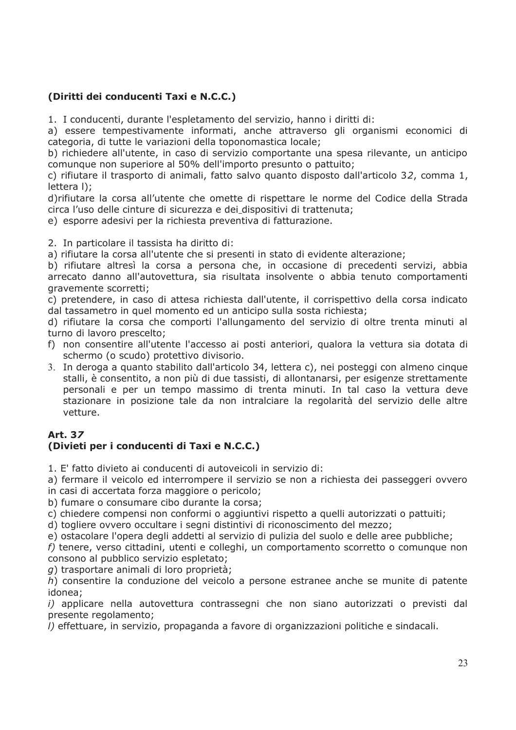**(Diritti dei conducenti Taxi e N.C.C.)**

1. I conducenti, durante l'espletamento del servizio, hanno i diritti di:

a) essere tempestivamente informati, anche attraverso gli organismi economici di categoria, di tutte le variazioni della toponomastica locale;

b) richiedere all'utente, in caso di servizio comportante una spesa rilevante, un anticipo comunque non superiore al 50% dell'importo presunto o pattuito;

c) rifiutare il trasporto di animali, fatto salvo quanto disposto dall'articolo 3*2*, comma 1, lettera l);

d)rifiutare la corsa all'utente che omette di rispettare le norme del Codice della Strada circa l'uso delle cinture di sicurezza e dei dispositivi di trattenuta;

e) esporre adesivi per la richiesta preventiva di fatturazione.

2. In particolare il tassista ha diritto di:

a) rifiutare la corsa all'utente che si presenti in stato di evidente alterazione;

b) rifiutare altresì la corsa a persona che, in occasione di precedenti servizi, abbia arrecato danno all'autovettura, sia risultata insolvente o abbia tenuto comportamenti gravemente scorretti;

c) pretendere, in caso di attesa richiesta dall'utente, il corrispettivo della corsa indicato dal tassametro in quel momento ed un anticipo sulla sosta richiesta;

d) rifiutare la corsa che comporti l'allungamento del servizio di oltre trenta minuti al turno di lavoro prescelto;

f) non consentire all'utente l'accesso ai posti anteriori, qualora la vettura sia dotata di schermo (o scudo) protettivo divisorio.

3. In deroga a quanto stabilito dall'articolo 34, lettera c), nei posteggi con almeno cinque stalli, è consentito, a non più di due tassisti, di allontanarsi, per esigenze strettamente personali e per un tempo massimo di trenta minuti. In tal caso la vettura deve stazionare in posizione tale da non intralciare la regolarità del servizio delle altre vetture.

**Art. 3*7***
**(Divieti per i conducenti di Taxi e N.C.C.)**

1. E' fatto divieto ai conducenti di autoveicoli in servizio di:

a) fermare il veicolo ed interrompere il servizio se non a richiesta dei passeggeri ovvero in casi di accertata forza maggiore o pericolo;

b) fumare o consumare cibo durante la corsa;

c) chiedere compensi non conformi o aggiuntivi rispetto a quelli autorizzati o pattuiti;

d) togliere ovvero occultare i segni distintivi di riconoscimento del mezzo;

e) ostacolare l'opera degli addetti al servizio di pulizia del suolo e delle aree pubbliche;

*f)* tenere, verso cittadini, utenti e colleghi, un comportamento scorretto o comunque non consono al pubblico servizio espletato;

*g*) trasportare animali di loro proprietà;

*h*) consentire la conduzione del veicolo a persone estranee anche se munite di patente idonea;

*i)* applicare nella autovettura contrassegni che non siano autorizzati o previsti dal presente regolamento;

*l)* effettuare, in servizio, propaganda a favore di organizzazioni politiche e sindacali.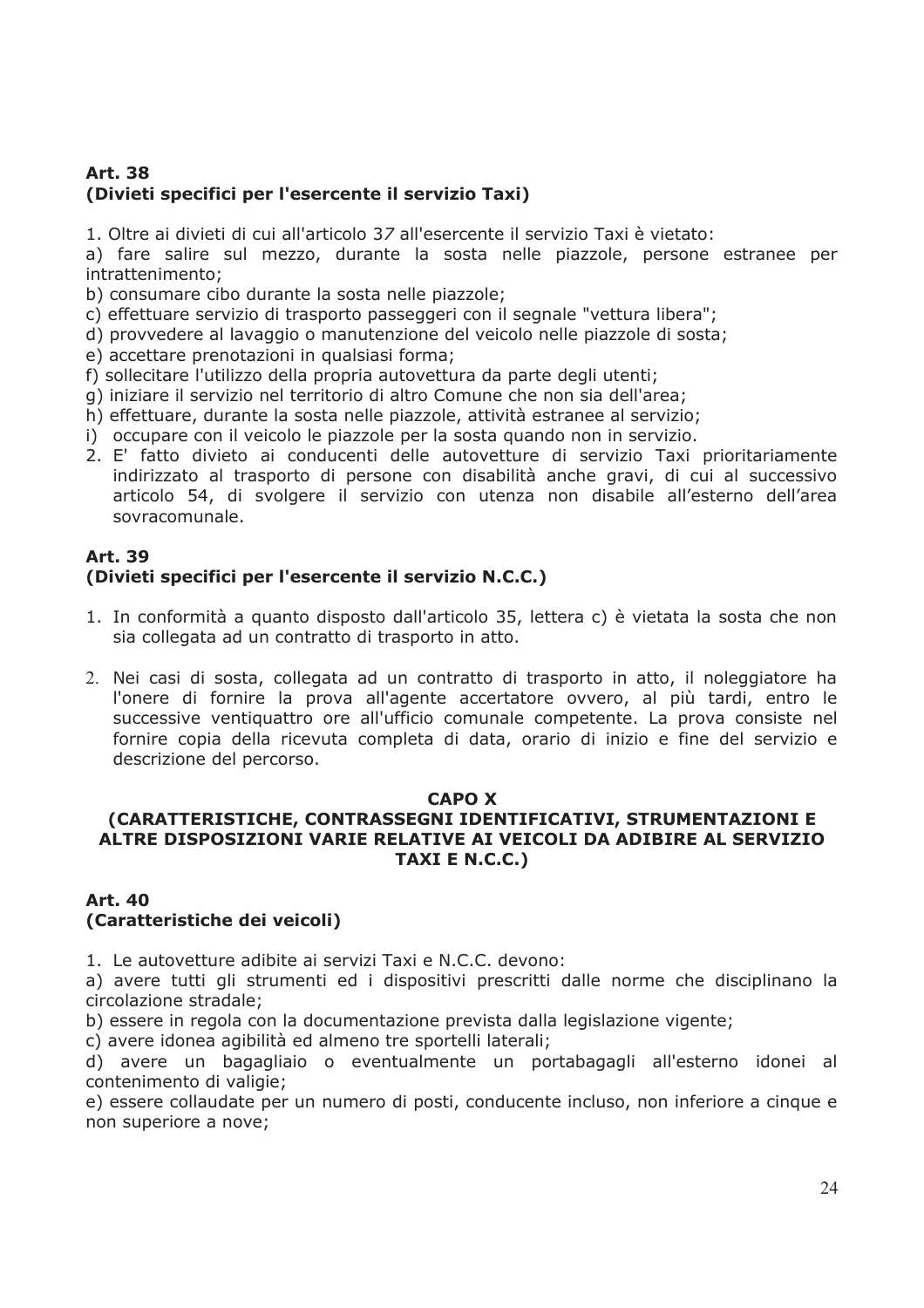### Art. 38
### (Divieti specifici per l'esercente il servizio Taxi)

1. Oltre ai divieti di cui all'articolo 37 all'esercente il servizio Taxi è vietato:

a) fare salire sul mezzo, durante la sosta nelle piazzole, persone estranee per intrattenimento;
b) consumare cibo durante la sosta nelle piazzole;
c) effettuare servizio di trasporto passeggeri con il segnale "vettura libera";
d) provvedere al lavaggio o manutenzione del veicolo nelle piazzole di sosta;
e) accettare prenotazioni in qualsiasi forma;
f) sollecitare l'utilizzo della propria autovettura da parte degli utenti;
g) iniziare il servizio nel territorio di altro Comune che non sia dell'area;
h) effettuare, durante la sosta nelle piazzole, attività estranee al servizio;
i) occupare con il veicolo le piazzole per la sosta quando non in servizio.

2. E' fatto divieto ai conducenti delle autovetture di servizio Taxi prioritariamente indirizzato al trasporto di persone con disabilità anche gravi, di cui al successivo articolo 54, di svolgere il servizio con utenza non disabile all'esterno dell'area sovracomunale.

### Art. 39
### (Divieti specifici per l'esercente il servizio N.C.C.)

1. In conformità a quanto disposto dall'articolo 35, lettera c) è vietata la sosta che non sia collegata ad un contratto di trasporto in atto.

2. Nei casi di sosta, collegata ad un contratto di trasporto in atto, il noleggiatore ha l'onere di fornire la prova all'agente accertatore ovvero, al più tardi, entro le successive ventiquattro ore all'ufficio comunale competente. La prova consiste nel fornire copia della ricevuta completa di data, orario di inizio e fine del servizio e descrizione del percorso.

## CAPO X
## (CARATTERISTICHE, CONTRASSEGNI IDENTIFICATIVI, STRUMENTAZIONI E ALTRE DISPOSIZIONI VARIE RELATIVE AI VEICOLI DA ADIBIRE AL SERVIZIO TAXI E N.C.C.)

### Art. 40
### (Caratteristiche dei veicoli)

1. Le autovetture adibite ai servizi Taxi e N.C.C. devono:

a) avere tutti gli strumenti ed i dispositivi prescritti dalle norme che disciplinano la circolazione stradale;
b) essere in regola con la documentazione prevista dalla legislazione vigente;
c) avere idonea agibilità ed almeno tre sportelli laterali;
d) avere un bagagliaio o eventualmente un portabagagli all'esterno idonei al contenimento di valigie;
e) essere collaudate per un numero di posti, conducente incluso, non inferiore a cinque e non superiore a nove;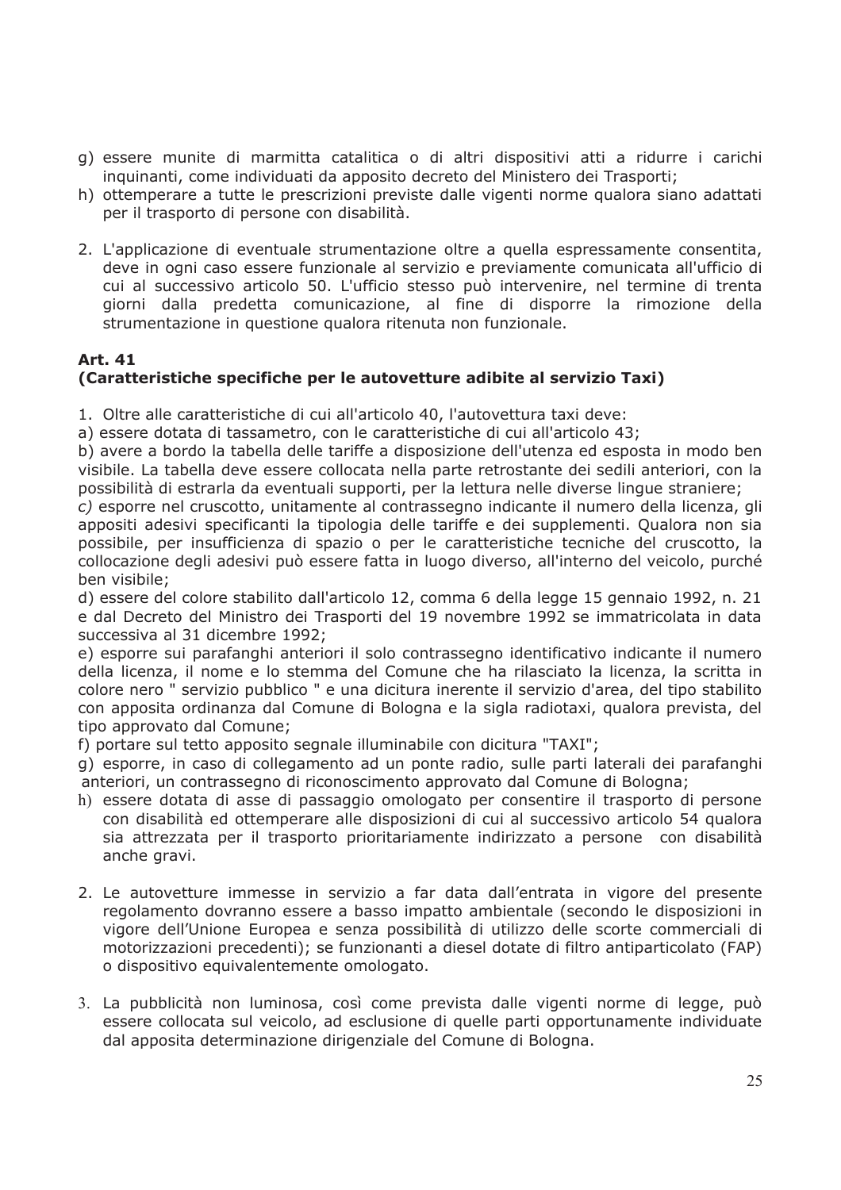g) essere munite di marmitta catalitica o di altri dispositivi atti a ridurre i carichi inquinanti, come individuati da apposito decreto del Ministero dei Trasporti;
h) ottemperare a tutte le prescrizioni previste dalle vigenti norme qualora siano adattati per il trasporto di persone con disabilità.

2. L'applicazione di eventuale strumentazione oltre a quella espressamente consentita, deve in ogni caso essere funzionale al servizio e previamente comunicata all'ufficio di cui al successivo articolo 50. L'ufficio stesso può intervenire, nel termine di trenta giorni dalla predetta comunicazione, al fine di disporre la rimozione della strumentazione in questione qualora ritenuta non funzionale.

**Art. 41**
**(Caratteristiche specifiche per le autovetture adibite al servizio Taxi)**

1. Oltre alle caratteristiche di cui all'articolo 40, l'autovettura taxi deve:
a) essere dotata di tassametro, con le caratteristiche di cui all'articolo 43;
b) avere a bordo la tabella delle tariffe a disposizione dell'utenza ed esposta in modo ben visibile. La tabella deve essere collocata nella parte retrostante dei sedili anteriori, con la possibilità di estrarla da eventuali supporti, per la lettura nelle diverse lingue straniere;
*c)* esporre nel cruscotto, unitamente al contrassegno indicante il numero della licenza, gli appositi adesivi specificanti la tipologia delle tariffe e dei supplementi. Qualora non sia possibile, per insufficienza di spazio o per le caratteristiche tecniche del cruscotto, la collocazione degli adesivi può essere fatta in luogo diverso, all'interno del veicolo, purché ben visibile;
d) essere del colore stabilito dall'articolo 12, comma 6 della legge 15 gennaio 1992, n. 21 e dal Decreto del Ministro dei Trasporti del 19 novembre 1992 se immatricolata in data successiva al 31 dicembre 1992;
e) esporre sui parafanghi anteriori il solo contrassegno identificativo indicante il numero della licenza, il nome e lo stemma del Comune che ha rilasciato la licenza, la scritta in colore nero " servizio pubblico " e una dicitura inerente il servizio d'area, del tipo stabilito con apposita ordinanza dal Comune di Bologna e la sigla radiotaxi, qualora prevista, del tipo approvato dal Comune;
f) portare sul tetto apposito segnale illuminabile con dicitura "TAXI";
g) esporre, in caso di collegamento ad un ponte radio, sulle parti laterali dei parafanghi anteriori, un contrassegno di riconoscimento approvato dal Comune di Bologna;
h) essere dotata di asse di passaggio omologato per consentire il trasporto di persone con disabilità ed ottemperare alle disposizioni di cui al successivo articolo 54 qualora sia attrezzata per il trasporto prioritariamente indirizzato a persone con disabilità anche gravi.

2. Le autovetture immesse in servizio a far data dall'entrata in vigore del presente regolamento dovranno essere a basso impatto ambientale (secondo le disposizioni in vigore dell'Unione Europea e senza possibilità di utilizzo delle scorte commerciali di motorizzazioni precedenti); se funzionanti a diesel dotate di filtro antiparticolato (FAP) o dispositivo equivalentemente omologato.

3. La pubblicità non luminosa, così come prevista dalle vigenti norme di legge, può essere collocata sul veicolo, ad esclusione di quelle parti opportunamente individuate dal apposita determinazione dirigenziale del Comune di Bologna.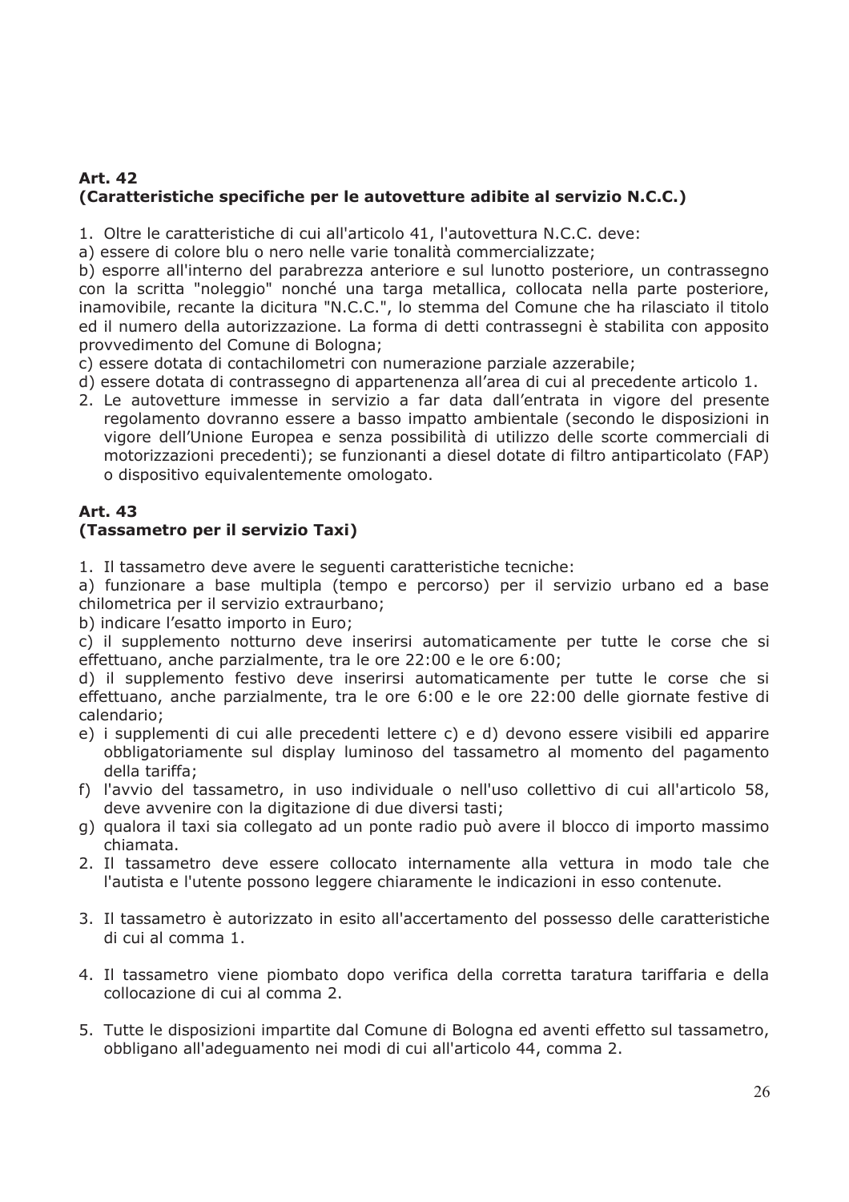**Art. 42**
**(Caratteristiche specifiche per le autovetture adibite al servizio N.C.C.)**

1. Oltre le caratteristiche di cui all'articolo 41, l'autovettura N.C.C. deve:

a) essere di colore blu o nero nelle varie tonalità commercializzate;

b) esporre all'interno del parabrezza anteriore e sul lunotto posteriore, un contrassegno con la scritta "noleggio" nonché una targa metallica, collocata nella parte posteriore, inamovibile, recante la dicitura "N.C.C.", lo stemma del Comune che ha rilasciato il titolo ed il numero della autorizzazione. La forma di detti contrassegni è stabilita con apposito provvedimento del Comune di Bologna;

c) essere dotata di contachilometri con numerazione parziale azzerabile;

d) essere dotata di contrassegno di appartenenza all'area di cui al precedente articolo 1.

2. Le autovetture immesse in servizio a far data dall'entrata in vigore del presente regolamento dovranno essere a basso impatto ambientale (secondo le disposizioni in vigore dell'Unione Europea e senza possibilità di utilizzo delle scorte commerciali di motorizzazioni precedenti); se funzionanti a diesel dotate di filtro antiparticolato (FAP) o dispositivo equivalentemente omologato.

**Art. 43**
**(Tassametro per il servizio Taxi)**

1. Il tassametro deve avere le seguenti caratteristiche tecniche:

a) funzionare a base multipla (tempo e percorso) per il servizio urbano ed a base chilometrica per il servizio extraurbano;

b) indicare l'esatto importo in Euro;

c) il supplemento notturno deve inserirsi automaticamente per tutte le corse che si effettuano, anche parzialmente, tra le ore 22:00 e le ore 6:00;

d) il supplemento festivo deve inserirsi automaticamente per tutte le corse che si effettuano, anche parzialmente, tra le ore 6:00 e le ore 22:00 delle giornate festive di calendario;

e) i supplementi di cui alle precedenti lettere c) e d) devono essere visibili ed apparire obbligatoriamente sul display luminoso del tassametro al momento del pagamento della tariffa;

f) l'avvio del tassametro, in uso individuale o nell'uso collettivo di cui all'articolo 58, deve avvenire con la digitazione di due diversi tasti;

g) qualora il taxi sia collegato ad un ponte radio può avere il blocco di importo massimo chiamata.

2. Il tassametro deve essere collocato internamente alla vettura in modo tale che l'autista e l'utente possono leggere chiaramente le indicazioni in esso contenute.

3. Il tassametro è autorizzato in esito all'accertamento del possesso delle caratteristiche di cui al comma 1.

4. Il tassametro viene piombato dopo verifica della corretta taratura tariffaria e della collocazione di cui al comma 2.

5. Tutte le disposizioni impartite dal Comune di Bologna ed aventi effetto sul tassametro, obbligano all'adeguamento nei modi di cui all'articolo 44, comma 2.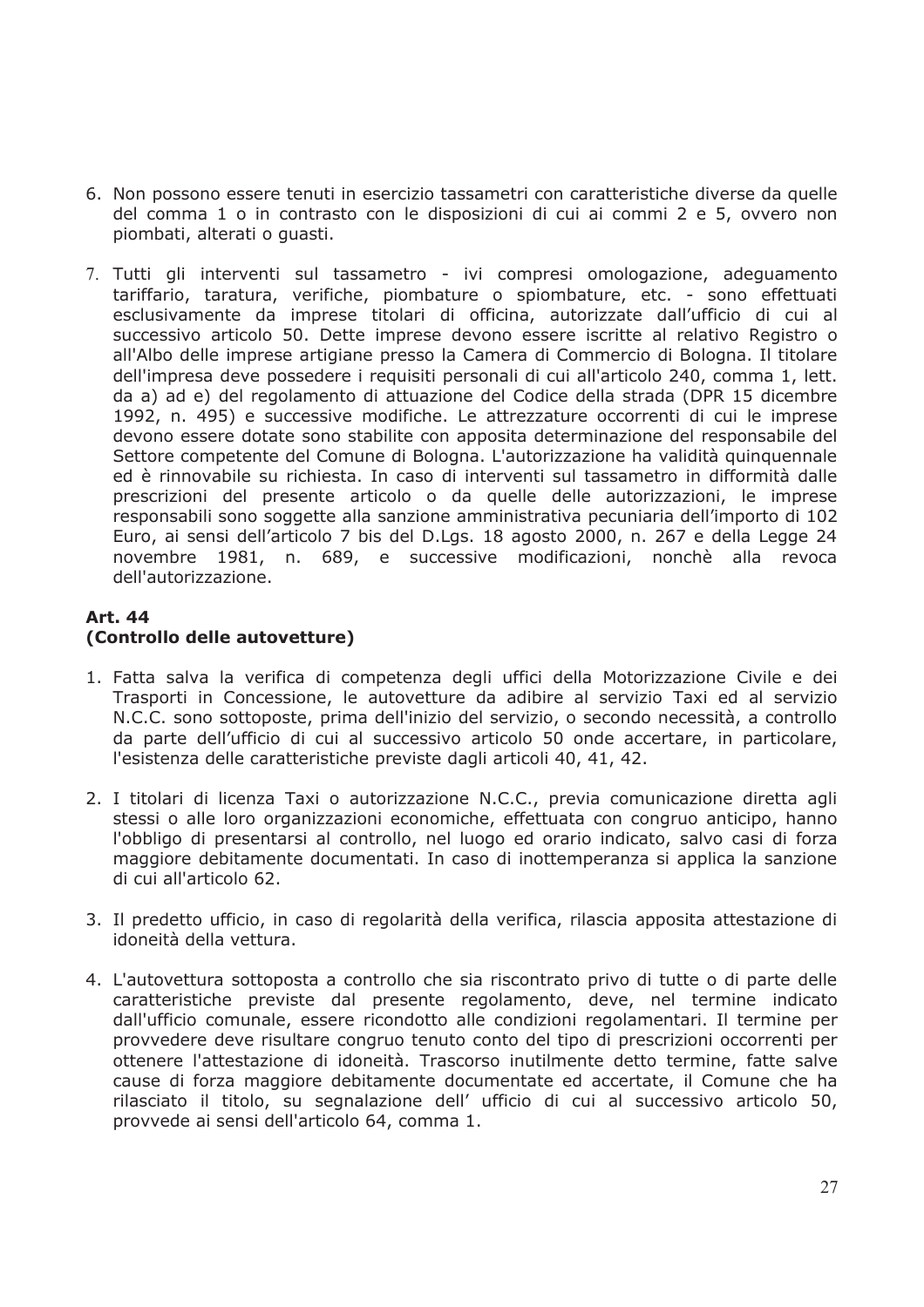6. Non possono essere tenuti in esercizio tassametri con caratteristiche diverse da quelle del comma 1 o in contrasto con le disposizioni di cui ai commi 2 e 5, ovvero non piombati, alterati o guasti.

7. Tutti gli interventi sul tassametro - ivi compresi omologazione, adeguamento tariffario, taratura, verifiche, piombature o spiombature, etc. - sono effettuati esclusivamente da imprese titolari di officina, autorizzate dall'ufficio di cui al successivo articolo 50. Dette imprese devono essere iscritte al relativo Registro o all'Albo delle imprese artigiane presso la Camera di Commercio di Bologna. Il titolare dell'impresa deve possedere i requisiti personali di cui all'articolo 240, comma 1, lett. da a) ad e) del regolamento di attuazione del Codice della strada (DPR 15 dicembre 1992, n. 495) e successive modifiche. Le attrezzature occorrenti di cui le imprese devono essere dotate sono stabilite con apposita determinazione del responsabile del Settore competente del Comune di Bologna. L'autorizzazione ha validità quinquennale ed è rinnovabile su richiesta. In caso di interventi sul tassametro in difformità dalle prescrizioni del presente articolo o da quelle delle autorizzazioni, le imprese responsabili sono soggette alla sanzione amministrativa pecuniaria dell'importo di 102 Euro, ai sensi dell'articolo 7 bis del D.Lgs. 18 agosto 2000, n. 267 e della Legge 24 novembre 1981, n. 689, e successive modificazioni, nonchè alla revoca dell'autorizzazione.

### Art. 44
### (Controllo delle autovetture)

1. Fatta salva la verifica di competenza degli uffici della Motorizzazione Civile e dei Trasporti in Concessione, le autovetture da adibire al servizio Taxi ed al servizio N.C.C. sono sottoposte, prima dell'inizio del servizio, o secondo necessità, a controllo da parte dell'ufficio di cui al successivo articolo 50 onde accertare, in particolare, l'esistenza delle caratteristiche previste dagli articoli 40, 41, 42.

2. I titolari di licenza Taxi o autorizzazione N.C.C., previa comunicazione diretta agli stessi o alle loro organizzazioni economiche, effettuata con congruo anticipo, hanno l'obbligo di presentarsi al controllo, nel luogo ed orario indicato, salvo casi di forza maggiore debitamente documentati. In caso di inottemperanza si applica la sanzione di cui all'articolo 62.

3. Il predetto ufficio, in caso di regolarità della verifica, rilascia apposita attestazione di idoneità della vettura.

4. L'autovettura sottoposta a controllo che sia riscontrato privo di tutte o di parte delle caratteristiche previste dal presente regolamento, deve, nel termine indicato dall'ufficio comunale, essere ricondotto alle condizioni regolamentari. Il termine per provvedere deve risultare congruo tenuto conto del tipo di prescrizioni occorrenti per ottenere l'attestazione di idoneità. Trascorso inutilmente detto termine, fatte salve cause di forza maggiore debitamente documentate ed accertate, il Comune che ha rilasciato il titolo, su segnalazione dell' ufficio di cui al successivo articolo 50, provvede ai sensi dell'articolo 64, comma 1.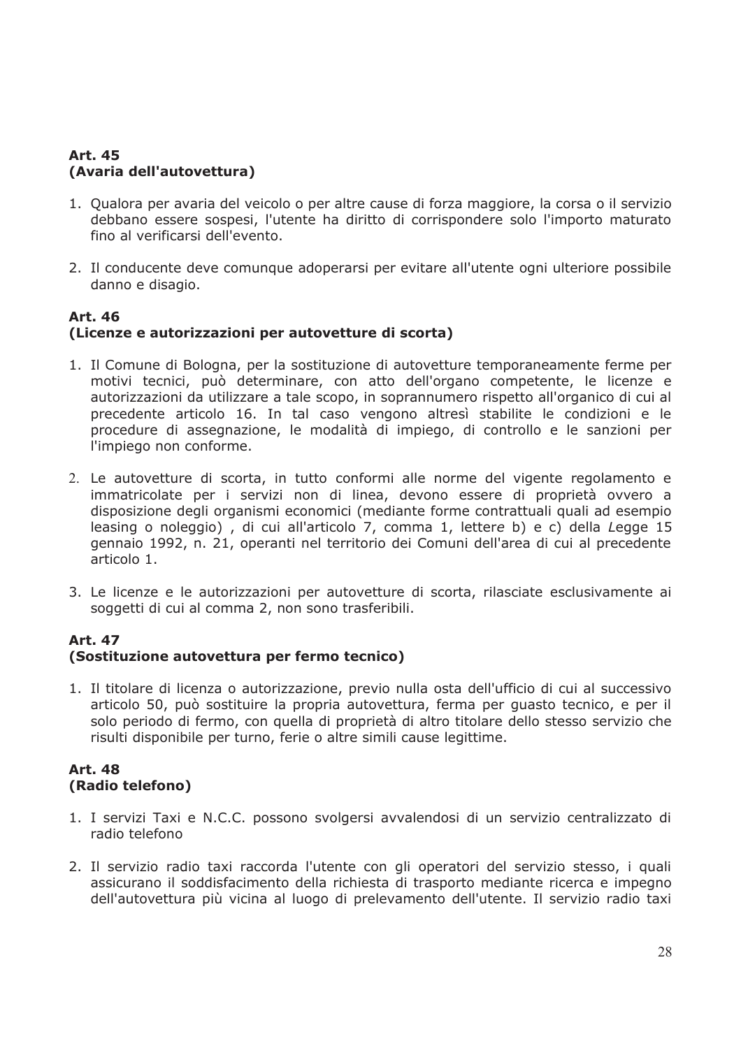**Art. 45**
**(Avaria dell'autovettura)**

1. Qualora per avaria del veicolo o per altre cause di forza maggiore, la corsa o il servizio debbano essere sospesi, l'utente ha diritto di corrispondere solo l'importo maturato fino al verificarsi dell'evento.

2. Il conducente deve comunque adoperarsi per evitare all'utente ogni ulteriore possibile danno e disagio.

**Art. 46**
**(Licenze e autorizzazioni per autovetture di scorta)**

1. Il Comune di Bologna, per la sostituzione di autovetture temporaneamente ferme per motivi tecnici, può determinare, con atto dell'organo competente, le licenze e autorizzazioni da utilizzare a tale scopo, in soprannumero rispetto all'organico di cui al precedente articolo 16. In tal caso vengono altresì stabilite le condizioni e le procedure di assegnazione, le modalità di impiego, di controllo e le sanzioni per l'impiego non conforme.

2. Le autovetture di scorta, in tutto conformi alle norme del vigente regolamento e immatricolate per i servizi non di linea, devono essere di proprietà ovvero a disposizione degli organismi economici (mediante forme contrattuali quali ad esempio leasing o noleggio) , di cui all'articolo 7, comma 1, lettere b) e c) della Legge 15 gennaio 1992, n. 21, operanti nel territorio dei Comuni dell'area di cui al precedente articolo 1.

3. Le licenze e le autorizzazioni per autovetture di scorta, rilasciate esclusivamente ai soggetti di cui al comma 2, non sono trasferibili.

**Art. 47**
**(Sostituzione autovettura per fermo tecnico)**

1. Il titolare di licenza o autorizzazione, previo nulla osta dell'ufficio di cui al successivo articolo 50, può sostituire la propria autovettura, ferma per guasto tecnico, e per il solo periodo di fermo, con quella di proprietà di altro titolare dello stesso servizio che risulti disponibile per turno, ferie o altre simili cause legittime.

**Art. 48**
**(Radio telefono)**

1. I servizi Taxi e N.C.C. possono svolgersi avvalendosi di un servizio centralizzato di radio telefono

2. Il servizio radio taxi raccorda l'utente con gli operatori del servizio stesso, i quali assicurano il soddisfacimento della richiesta di trasporto mediante ricerca e impegno dell'autovettura più vicina al luogo di prelevamento dell'utente. Il servizio radio taxi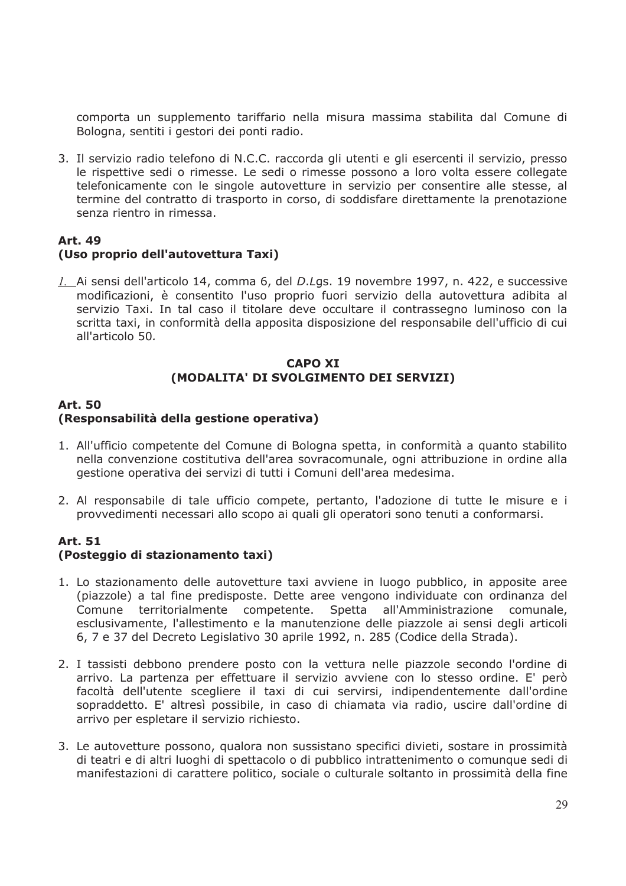comporta un supplemento tariffario nella misura massima stabilita dal Comune di Bologna, sentiti i gestori dei ponti radio.

3. Il servizio radio telefono di N.C.C. raccorda gli utenti e gli esercenti il servizio, presso le rispettive sedi o rimesse. Le sedi o rimesse possono a loro volta essere collegate telefonicamente con le singole autovetture in servizio per consentire alle stesse, al termine del contratto di trasporto in corso, di soddisfare direttamente la prenotazione senza rientro in rimessa.

**Art. 49**
**(Uso proprio dell'autovettura Taxi)**

*1.* Ai sensi dell'articolo 14, comma 6, del *D.Lgs.* 19 novembre 1997, n. 422, e successive modificazioni, è consentito l'uso proprio fuori servizio della autovettura adibita al servizio Taxi. In tal caso il titolare deve occultare il contrassegno luminoso con la scritta taxi, in conformità della apposita disposizione del responsabile dell'ufficio di cui all'articolo 50*.*

**CAPO XI**
**(MODALITA' DI SVOLGIMENTO DEI SERVIZI)**

**Art. 50**
**(Responsabilità della gestione operativa)**

1. All'ufficio competente del Comune di Bologna spetta, in conformità a quanto stabilito nella convenzione costitutiva dell'area sovracomunale, ogni attribuzione in ordine alla gestione operativa dei servizi di tutti i Comuni dell'area medesima.

2. Al responsabile di tale ufficio compete, pertanto, l'adozione di tutte le misure e i provvedimenti necessari allo scopo ai quali gli operatori sono tenuti a conformarsi.

**Art. 51**
**(Posteggio di stazionamento taxi)**

1. Lo stazionamento delle autovetture taxi avviene in luogo pubblico, in apposite aree (piazzole) a tal fine predisposte. Dette aree vengono individuate con ordinanza del Comune territorialmente competente. Spetta all'Amministrazione comunale, esclusivamente, l'allestimento e la manutenzione delle piazzole ai sensi degli articoli 6, 7 e 37 del Decreto Legislativo 30 aprile 1992, n. 285 (Codice della Strada).

2. I tassisti debbono prendere posto con la vettura nelle piazzole secondo l'ordine di arrivo. La partenza per effettuare il servizio avviene con lo stesso ordine. E' però facoltà dell'utente scegliere il taxi di cui servirsi, indipendentemente dall'ordine sopraddetto. E' altresì possibile, in caso di chiamata via radio, uscire dall'ordine di arrivo per espletare il servizio richiesto.

3. Le autovetture possono, qualora non sussistano specifici divieti, sostare in prossimità di teatri e di altri luoghi di spettacolo o di pubblico intrattenimento o comunque sedi di manifestazioni di carattere politico, sociale o culturale soltanto in prossimità della fine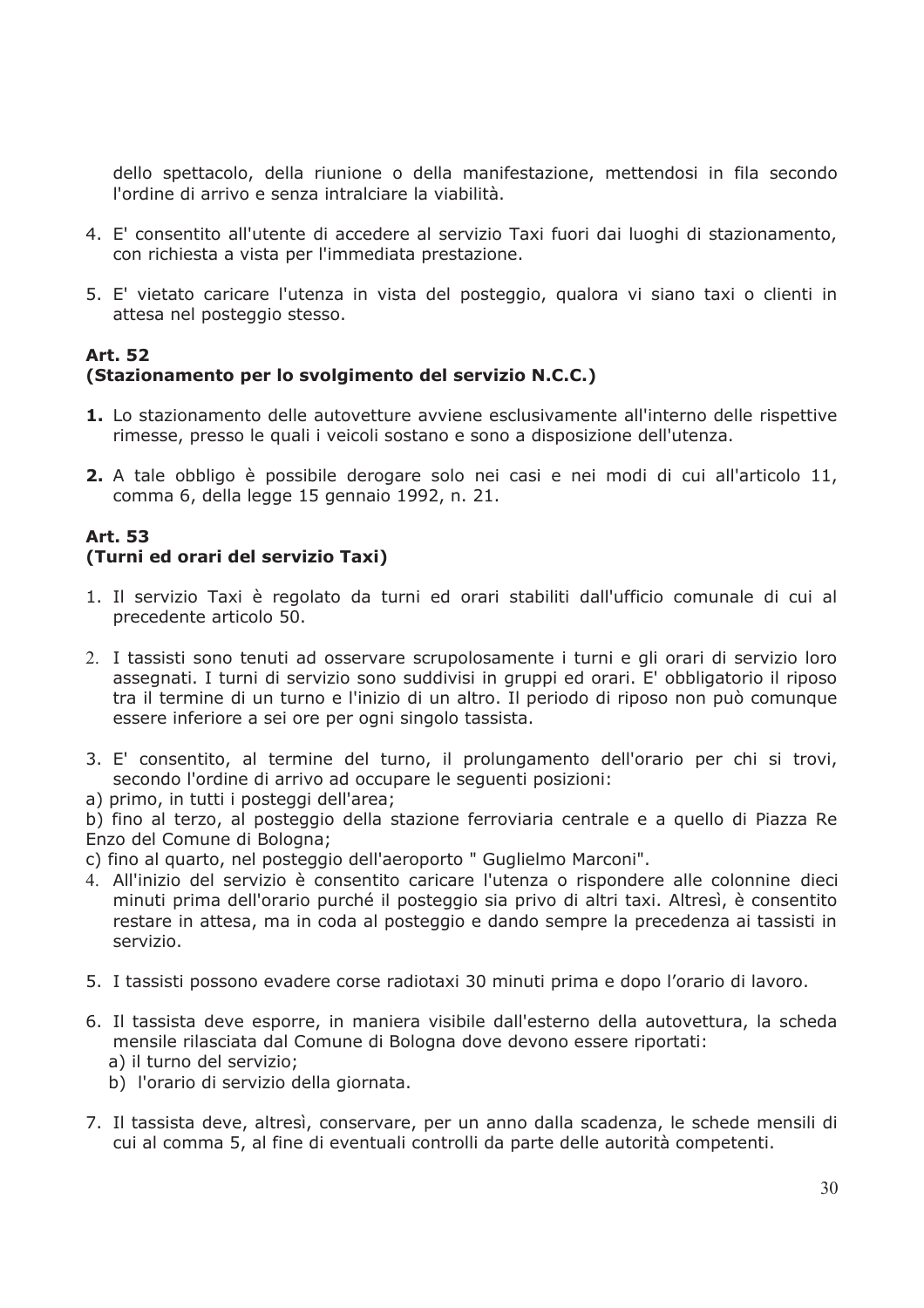dello spettacolo, della riunione o della manifestazione, mettendosi in fila secondo l'ordine di arrivo e senza intralciare la viabilità.

4. E' consentito all'utente di accedere al servizio Taxi fuori dai luoghi di stazionamento, con richiesta a vista per l'immediata prestazione.

5. E' vietato caricare l'utenza in vista del posteggio, qualora vi siano taxi o clienti in attesa nel posteggio stesso.

**Art. 52**
**(Stazionamento per lo svolgimento del servizio N.C.C.)**

**1.** Lo stazionamento delle autovetture avviene esclusivamente all'interno delle rispettive rimesse, presso le quali i veicoli sostano e sono a disposizione dell'utenza.

**2.** A tale obbligo è possibile derogare solo nei casi e nei modi di cui all'articolo 11, comma 6, della legge 15 gennaio 1992, n. 21.

**Art. 53**
**(Turni ed orari del servizio Taxi)**

1. Il servizio Taxi è regolato da turni ed orari stabiliti dall'ufficio comunale di cui al precedente articolo 50.

2. I tassisti sono tenuti ad osservare scrupolosamente i turni e gli orari di servizio loro assegnati. I turni di servizio sono suddivisi in gruppi ed orari. E' obbligatorio il riposo tra il termine di un turno e l'inizio di un altro. Il periodo di riposo non può comunque essere inferiore a sei ore per ogni singolo tassista.

3. E' consentito, al termine del turno, il prolungamento dell'orario per chi si trovi, secondo l'ordine di arrivo ad occupare le seguenti posizioni:

a) primo, in tutti i posteggi dell'area;

b) fino al terzo, al posteggio della stazione ferroviaria centrale e a quello di Piazza Re Enzo del Comune di Bologna;

c) fino al quarto, nel posteggio dell'aeroporto " Guglielmo Marconi".

4. All'inizio del servizio è consentito caricare l'utenza o rispondere alle colonnine dieci minuti prima dell'orario purché il posteggio sia privo di altri taxi. Altresì, è consentito restare in attesa, ma in coda al posteggio e dando sempre la precedenza ai tassisti in servizio.

5. I tassisti possono evadere corse radiotaxi 30 minuti prima e dopo l'orario di lavoro.

6. Il tassista deve esporre, in maniera visibile dall'esterno della autovettura, la scheda mensile rilasciata dal Comune di Bologna dove devono essere riportati:
   a) il turno del servizio;
   b) l'orario di servizio della giornata.

7. Il tassista deve, altresì, conservare, per un anno dalla scadenza, le schede mensili di cui al comma 5, al fine di eventuali controlli da parte delle autorità competenti.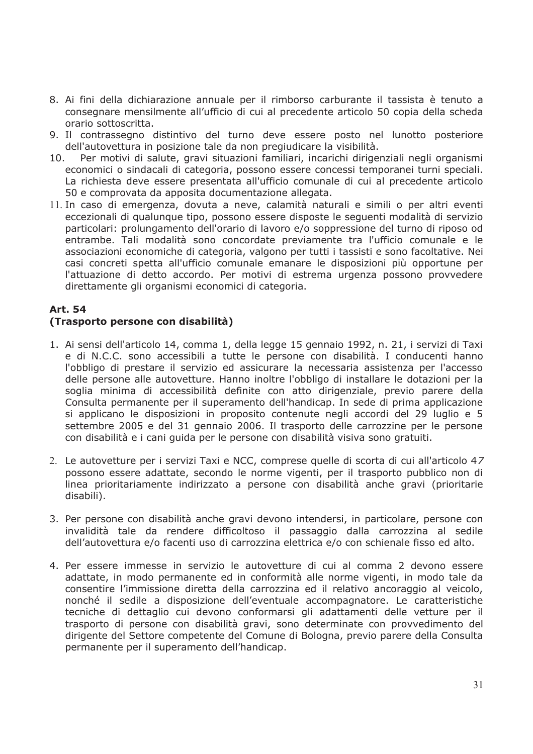8. Ai fini della dichiarazione annuale per il rimborso carburante il tassista è tenuto a consegnare mensilmente all'ufficio di cui al precedente articolo 50 copia della scheda orario sottoscritta.
9. Il contrassegno distintivo del turno deve essere posto nel lunotto posteriore dell'autovettura in posizione tale da non pregiudicare la visibilità.
10. Per motivi di salute, gravi situazioni familiari, incarichi dirigenziali negli organismi economici o sindacali di categoria, possono essere concessi temporanei turni speciali. La richiesta deve essere presentata all'ufficio comunale di cui al precedente articolo 50 e comprovata da apposita documentazione allegata.
11. In caso di emergenza, dovuta a neve, calamità naturali e simili o per altri eventi eccezionali di qualunque tipo, possono essere disposte le seguenti modalità di servizio particolari: prolungamento dell'orario di lavoro e/o soppressione del turno di riposo od entrambe. Tali modalità sono concordate previamente tra l'ufficio comunale e le associazioni economiche di categoria, valgono per tutti i tassisti e sono facoltative. Nei casi concreti spetta all'ufficio comunale emanare le disposizioni più opportune per l'attuazione di detto accordo. Per motivi di estrema urgenza possono provvedere direttamente gli organismi economici di categoria.

**Art. 54**
**(Trasporto persone con disabilità)**

1. Ai sensi dell'articolo 14, comma 1, della legge 15 gennaio 1992, n. 21, i servizi di Taxi e di N.C.C. sono accessibili a tutte le persone con disabilità. I conducenti hanno l'obbligo di prestare il servizio ed assicurare la necessaria assistenza per l'accesso delle persone alle autovetture. Hanno inoltre l'obbligo di installare le dotazioni per la soglia minima di accessibilità definite con atto dirigenziale, previo parere della Consulta permanente per il superamento dell'handicap. In sede di prima applicazione si applicano le disposizioni in proposito contenute negli accordi del 29 luglio e 5 settembre 2005 e del 31 gennaio 2006. Il trasporto delle carrozzine per le persone con disabilità e i cani guida per le persone con disabilità visiva sono gratuiti.

2. Le autovetture per i servizi Taxi e NCC, comprese quelle di scorta di cui all'articolo 47 possono essere adattate, secondo le norme vigenti, per il trasporto pubblico non di linea prioritariamente indirizzato a persone con disabilità anche gravi (prioritarie disabili).

3. Per persone con disabilità anche gravi devono intendersi, in particolare, persone con invalidità tale da rendere difficoltoso il passaggio dalla carrozzina al sedile dell'autovettura e/o facenti uso di carrozzina elettrica e/o con schienale fisso ed alto.

4. Per essere immesse in servizio le autovetture di cui al comma 2 devono essere adattate, in modo permanente ed in conformità alle norme vigenti, in modo tale da consentire l'immissione diretta della carrozzina ed il relativo ancoraggio al veicolo, nonché il sedile a disposizione dell'eventuale accompagnatore. Le caratteristiche tecniche di dettaglio cui devono conformarsi gli adattamenti delle vetture per il trasporto di persone con disabilità gravi, sono determinate con provvedimento del dirigente del Settore competente del Comune di Bologna, previo parere della Consulta permanente per il superamento dell'handicap.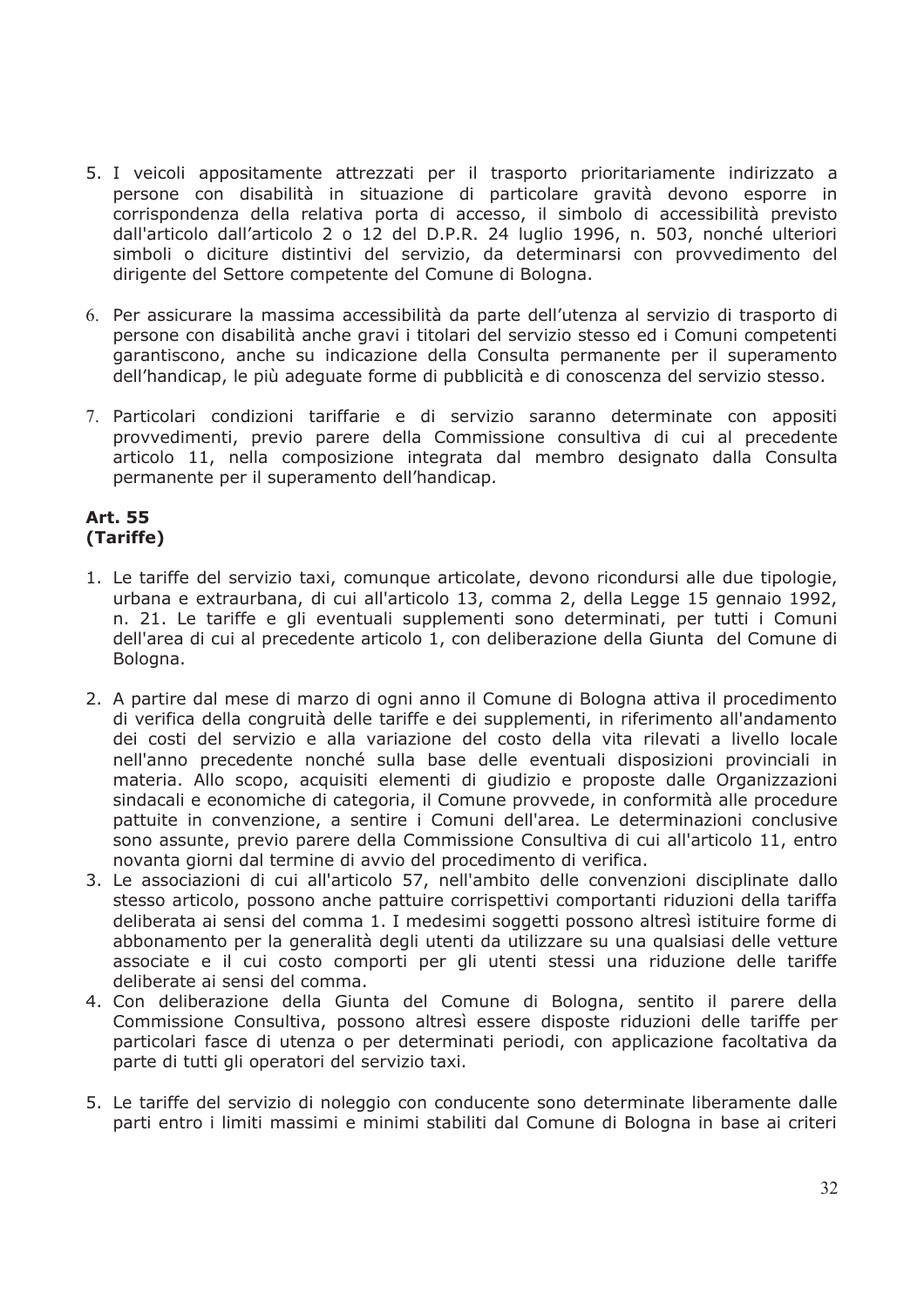5. I veicoli appositamente attrezzati per il trasporto prioritariamente indirizzato a persone con disabilità in situazione di particolare gravità devono esporre in corrispondenza della relativa porta di accesso, il simbolo di accessibilità previsto dall'articolo dall'articolo 2 o 12 del D.P.R. 24 luglio 1996, n. 503, nonché ulteriori simboli o diciture distintivi del servizio, da determinarsi con provvedimento del dirigente del Settore competente del Comune di Bologna.

6. Per assicurare la massima accessibilità da parte dell'utenza al servizio di trasporto di persone con disabilità anche gravi i titolari del servizio stesso ed i Comuni competenti garantiscono, anche su indicazione della Consulta permanente per il superamento dell'handicap, le più adeguate forme di pubblicità e di conoscenza del servizio stesso.

7. Particolari condizioni tariffarie e di servizio saranno determinate con appositi provvedimenti, previo parere della Commissione consultiva di cui al precedente articolo 11, nella composizione integrata dal membro designato dalla Consulta permanente per il superamento dell'handicap.

**Art. 55**
**(Tariffe)**

1. Le tariffe del servizio taxi, comunque articolate, devono ricondursi alle due tipologie, urbana e extraurbana, di cui all'articolo 13, comma 2, della Legge 15 gennaio 1992, n. 21. Le tariffe e gli eventuali supplementi sono determinati, per tutti i Comuni dell'area di cui al precedente articolo 1, con deliberazione della Giunta del Comune di Bologna.

2. A partire dal mese di marzo di ogni anno il Comune di Bologna attiva il procedimento di verifica della congruità delle tariffe e dei supplementi, in riferimento all'andamento dei costi del servizio e alla variazione del costo della vita rilevati a livello locale nell'anno precedente nonché sulla base delle eventuali disposizioni provinciali in materia. Allo scopo, acquisiti elementi di giudizio e proposte dalle Organizzazioni sindacali e economiche di categoria, il Comune provvede, in conformità alle procedure pattuite in convenzione, a sentire i Comuni dell'area. Le determinazioni conclusive sono assunte, previo parere della Commissione Consultiva di cui all'articolo 11, entro novanta giorni dal termine di avvio del procedimento di verifica.
3. Le associazioni di cui all'articolo 57, nell'ambito delle convenzioni disciplinate dallo stesso articolo, possono anche pattuire corrispettivi comportanti riduzioni della tariffa deliberata ai sensi del comma 1. I medesimi soggetti possono altresì istituire forme di abbonamento per la generalità degli utenti da utilizzare su una qualsiasi delle vetture associate e il cui costo comporti per gli utenti stessi una riduzione delle tariffe deliberate ai sensi del comma.
4. Con deliberazione della Giunta del Comune di Bologna, sentito il parere della Commissione Consultiva, possono altresì essere disposte riduzioni delle tariffe per particolari fasce di utenza o per determinati periodi, con applicazione facoltativa da parte di tutti gli operatori del servizio taxi.

5. Le tariffe del servizio di noleggio con conducente sono determinate liberamente dalle parti entro i limiti massimi e minimi stabiliti dal Comune di Bologna in base ai criteri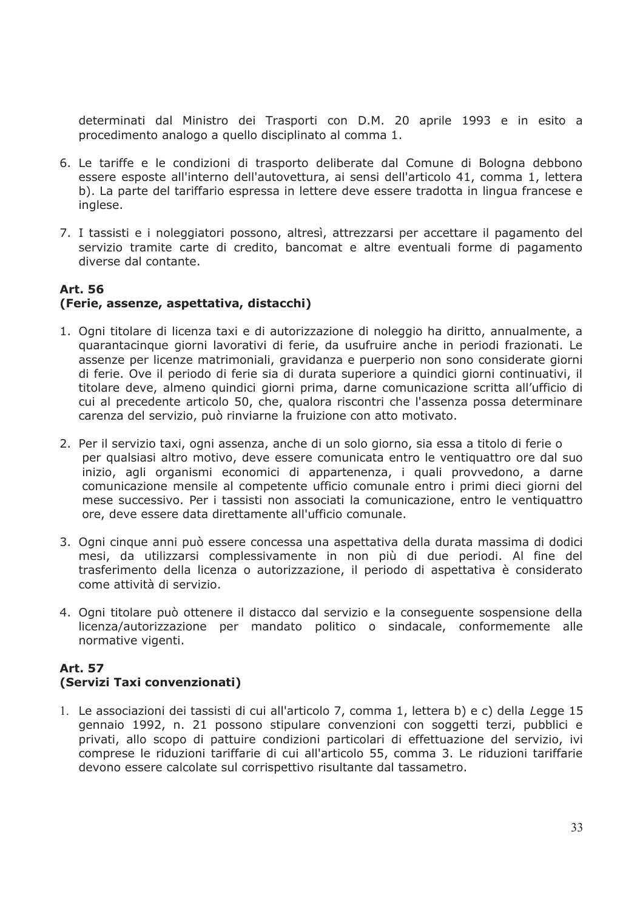determinati dal Ministro dei Trasporti con D.M. 20 aprile 1993 e in esito a procedimento analogo a quello disciplinato al comma 1.

6. Le tariffe e le condizioni di trasporto deliberate dal Comune di Bologna debbono essere esposte all'interno dell'autovettura, ai sensi dell'articolo 41, comma 1, lettera b). La parte del tariffario espressa in lettere deve essere tradotta in lingua francese e inglese.

7. I tassisti e i noleggiatori possono, altresì, attrezzarsi per accettare il pagamento del servizio tramite carte di credito, bancomat e altre eventuali forme di pagamento diverse dal contante.

**Art. 56**
**(Ferie, assenze, aspettativa, distacchi)**

1. Ogni titolare di licenza taxi e di autorizzazione di noleggio ha diritto, annualmente, a quarantacinque giorni lavorativi di ferie, da usufruire anche in periodi frazionati. Le assenze per licenze matrimoniali, gravidanza e puerperio non sono considerate giorni di ferie. Ove il periodo di ferie sia di durata superiore a quindici giorni continuativi, il titolare deve, almeno quindici giorni prima, darne comunicazione scritta all'ufficio di cui al precedente articolo 50, che, qualora riscontri che l'assenza possa determinare carenza del servizio, può rinviarne la fruizione con atto motivato.

2. Per il servizio taxi, ogni assenza, anche di un solo giorno, sia essa a titolo di ferie o per qualsiasi altro motivo, deve essere comunicata entro le ventiquattro ore dal suo inizio, agli organismi economici di appartenenza, i quali provvedono, a darne comunicazione mensile al competente ufficio comunale entro i primi dieci giorni del mese successivo. Per i tassisti non associati la comunicazione, entro le ventiquattro ore, deve essere data direttamente all'ufficio comunale.

3. Ogni cinque anni può essere concessa una aspettativa della durata massima di dodici mesi, da utilizzarsi complessivamente in non più di due periodi. Al fine del trasferimento della licenza o autorizzazione, il periodo di aspettativa è considerato come attività di servizio.

4. Ogni titolare può ottenere il distacco dal servizio e la conseguente sospensione della licenza/autorizzazione per mandato politico o sindacale, conformemente alle normative vigenti.

**Art. 57**
**(Servizi Taxi convenzionati)**

1. Le associazioni dei tassisti di cui all'articolo 7, comma 1, lettera b) e c) della *L*egge 15 gennaio 1992, n. 21 possono stipulare convenzioni con soggetti terzi, pubblici e privati, allo scopo di pattuire condizioni particolari di effettuazione del servizio, ivi comprese le riduzioni tariffarie di cui all'articolo 55, comma 3. Le riduzioni tariffarie devono essere calcolate sul corrispettivo risultante dal tassametro.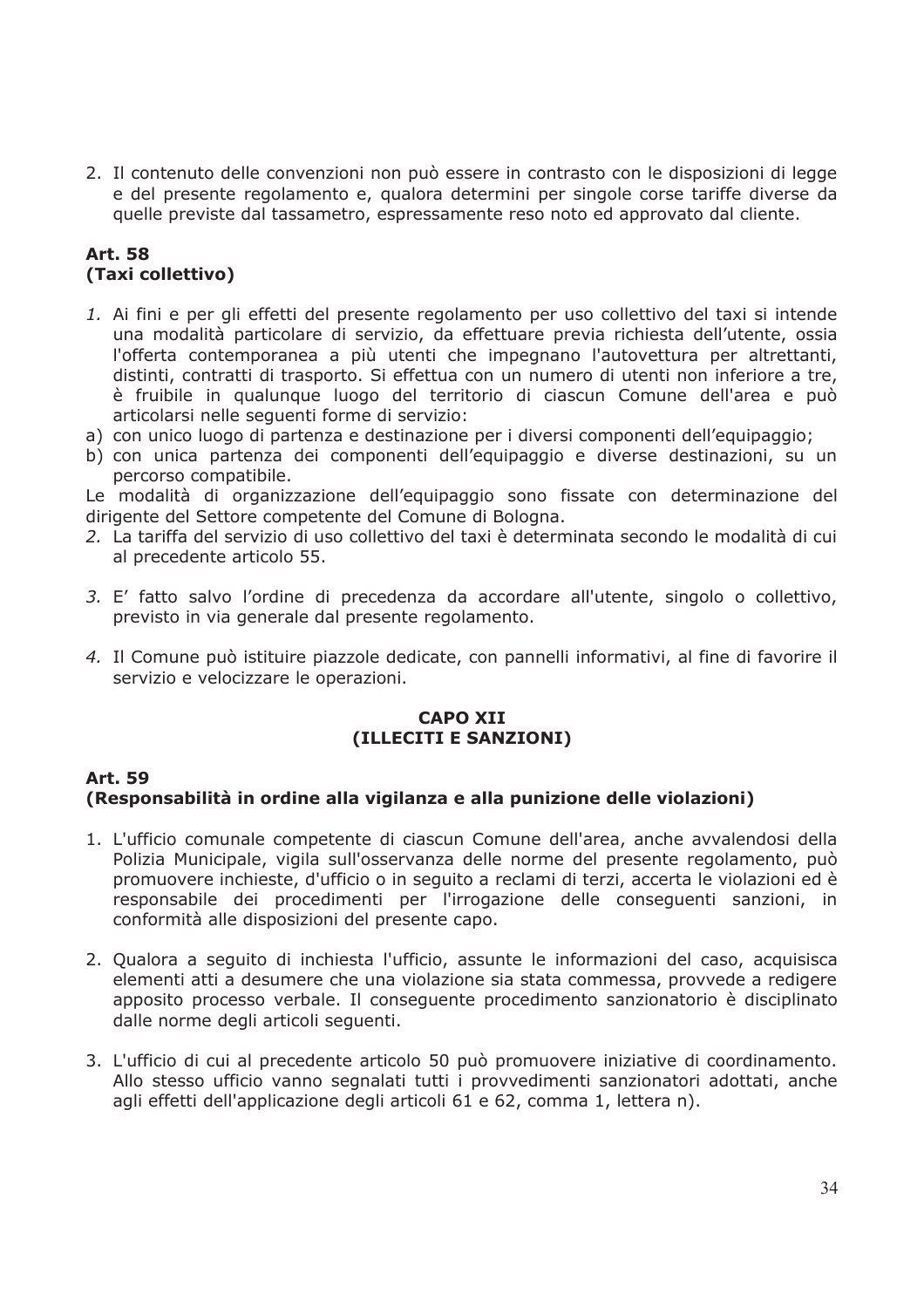2. Il contenuto delle convenzioni non può essere in contrasto con le disposizioni di legge e del presente regolamento e, qualora determini per singole corse tariffe diverse da quelle previste dal tassametro, espressamente reso noto ed approvato dal cliente.

**Art. 58**
**(Taxi collettivo)**

*1.* Ai fini e per gli effetti del presente regolamento per uso collettivo del taxi si intende una modalità particolare di servizio, da effettuare previa richiesta dell'utente, ossia l'offerta contemporanea a più utenti che impegnano l'autovettura per altrettanti, distinti, contratti di trasporto. Si effettua con un numero di utenti non inferiore a tre, è fruibile in qualunque luogo del territorio di ciascun Comune dell'area e può articolarsi nelle seguenti forme di servizio:

a) con unico luogo di partenza e destinazione per i diversi componenti dell'equipaggio;
b) con unica partenza dei componenti dell'equipaggio e diverse destinazioni, su un percorso compatibile.

Le modalità di organizzazione dell'equipaggio sono fissate con determinazione del dirigente del Settore competente del Comune di Bologna.

*2.* La tariffa del servizio di uso collettivo del taxi è determinata secondo le modalità di cui al precedente articolo 55.

*3.* E' fatto salvo l'ordine di precedenza da accordare all'utente, singolo o collettivo, previsto in via generale dal presente regolamento.

*4.* Il Comune può istituire piazzole dedicate, con pannelli informativi, al fine di favorire il servizio e velocizzare le operazioni.

**CAPO XII**
**(ILLECITI E SANZIONI)**

**Art. 59**
**(Responsabilità in ordine alla vigilanza e alla punizione delle violazioni)**

1. L'ufficio comunale competente di ciascun Comune dell'area, anche avvalendosi della Polizia Municipale, vigila sull'osservanza delle norme del presente regolamento, può promuovere inchieste, d'ufficio o in seguito a reclami di terzi, accerta le violazioni ed è responsabile dei procedimenti per l'irrogazione delle conseguenti sanzioni, in conformità alle disposizioni del presente capo.

2. Qualora a seguito di inchiesta l'ufficio, assunte le informazioni del caso, acquisisca elementi atti a desumere che una violazione sia stata commessa, provvede a redigere apposito processo verbale. Il conseguente procedimento sanzionatorio è disciplinato dalle norme degli articoli seguenti.

3. L'ufficio di cui al precedente articolo 50 può promuovere iniziative di coordinamento. Allo stesso ufficio vanno segnalati tutti i provvedimenti sanzionatori adottati, anche agli effetti dell'applicazione degli articoli 61 e 62, comma 1, lettera n).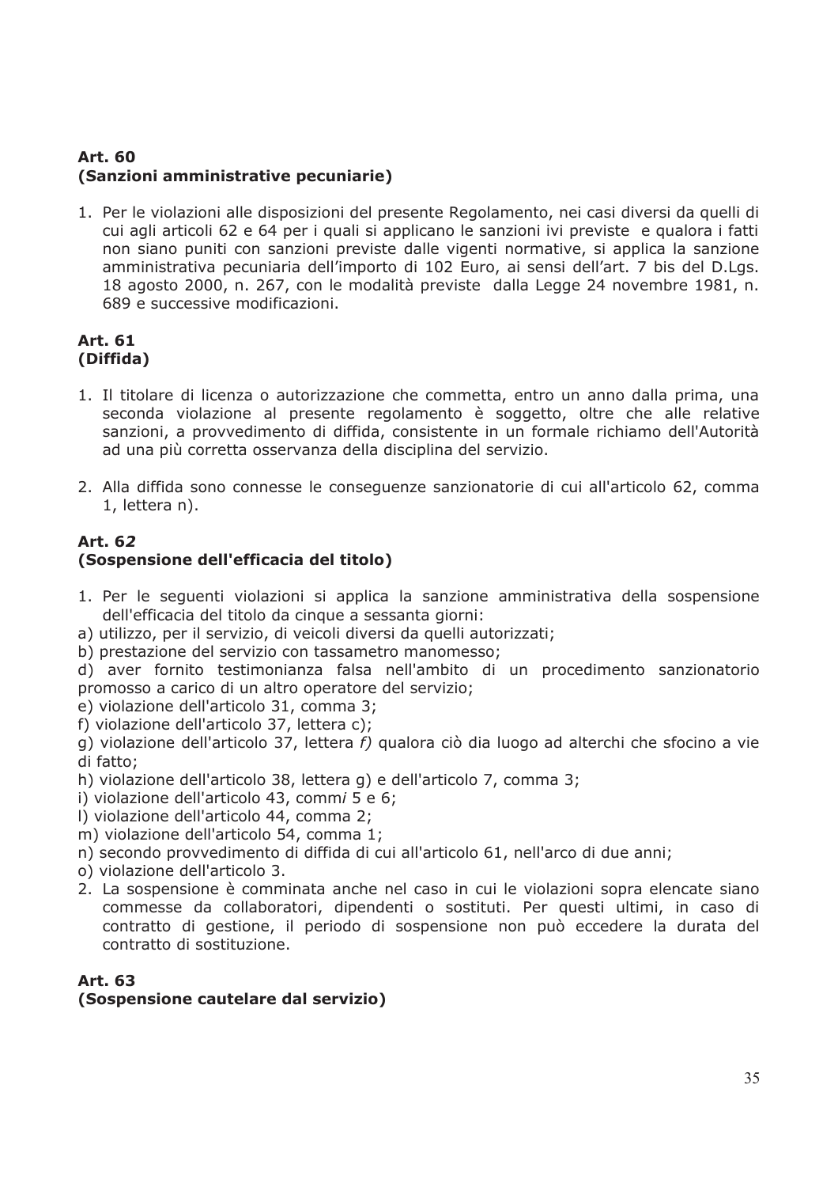**Art. 60**
**(Sanzioni amministrative pecuniarie)**

1. Per le violazioni alle disposizioni del presente Regolamento, nei casi diversi da quelli di cui agli articoli 62 e 64 per i quali si applicano le sanzioni ivi previste e qualora i fatti non siano puniti con sanzioni previste dalle vigenti normative, si applica la sanzione amministrativa pecuniaria dell'importo di 102 Euro, ai sensi dell'art. 7 bis del D.Lgs. 18 agosto 2000, n. 267, con le modalità previste dalla Legge 24 novembre 1981, n. 689 e successive modificazioni.

**Art. 61**
**(Diffida)**

1. Il titolare di licenza o autorizzazione che commetta, entro un anno dalla prima, una seconda violazione al presente regolamento è soggetto, oltre che alle relative sanzioni, a provvedimento di diffida, consistente in un formale richiamo dell'Autorità ad una più corretta osservanza della disciplina del servizio.

2. Alla diffida sono connesse le conseguenze sanzionatorie di cui all'articolo 62, comma 1, lettera n).

**Art. 6*2***
**(Sospensione dell'efficacia del titolo)**

1. Per le seguenti violazioni si applica la sanzione amministrativa della sospensione dell'efficacia del titolo da cinque a sessanta giorni:

a) utilizzo, per il servizio, di veicoli diversi da quelli autorizzati;
b) prestazione del servizio con tassametro manomesso;
d) aver fornito testimonianza falsa nell'ambito di un procedimento sanzionatorio promosso a carico di un altro operatore del servizio;
e) violazione dell'articolo 31, comma 3;
f) violazione dell'articolo 37, lettera c);
g) violazione dell'articolo 37, lettera *f)* qualora ciò dia luogo ad alterchi che sfocino a vie di fatto;
h) violazione dell'articolo 38, lettera g) e dell'articolo 7, comma 3;
i) violazione dell'articolo 43, comm*i* 5 e 6;
l) violazione dell'articolo 44, comma 2;
m) violazione dell'articolo 54, comma 1;
n) secondo provvedimento di diffida di cui all'articolo 61, nell'arco di due anni;
o) violazione dell'articolo 3.

2. La sospensione è comminata anche nel caso in cui le violazioni sopra elencate siano commesse da collaboratori, dipendenti o sostituti. Per questi ultimi, in caso di contratto di gestione, il periodo di sospensione non può eccedere la durata del contratto di sostituzione.

**Art. 63**
**(Sospensione cautelare dal servizio)**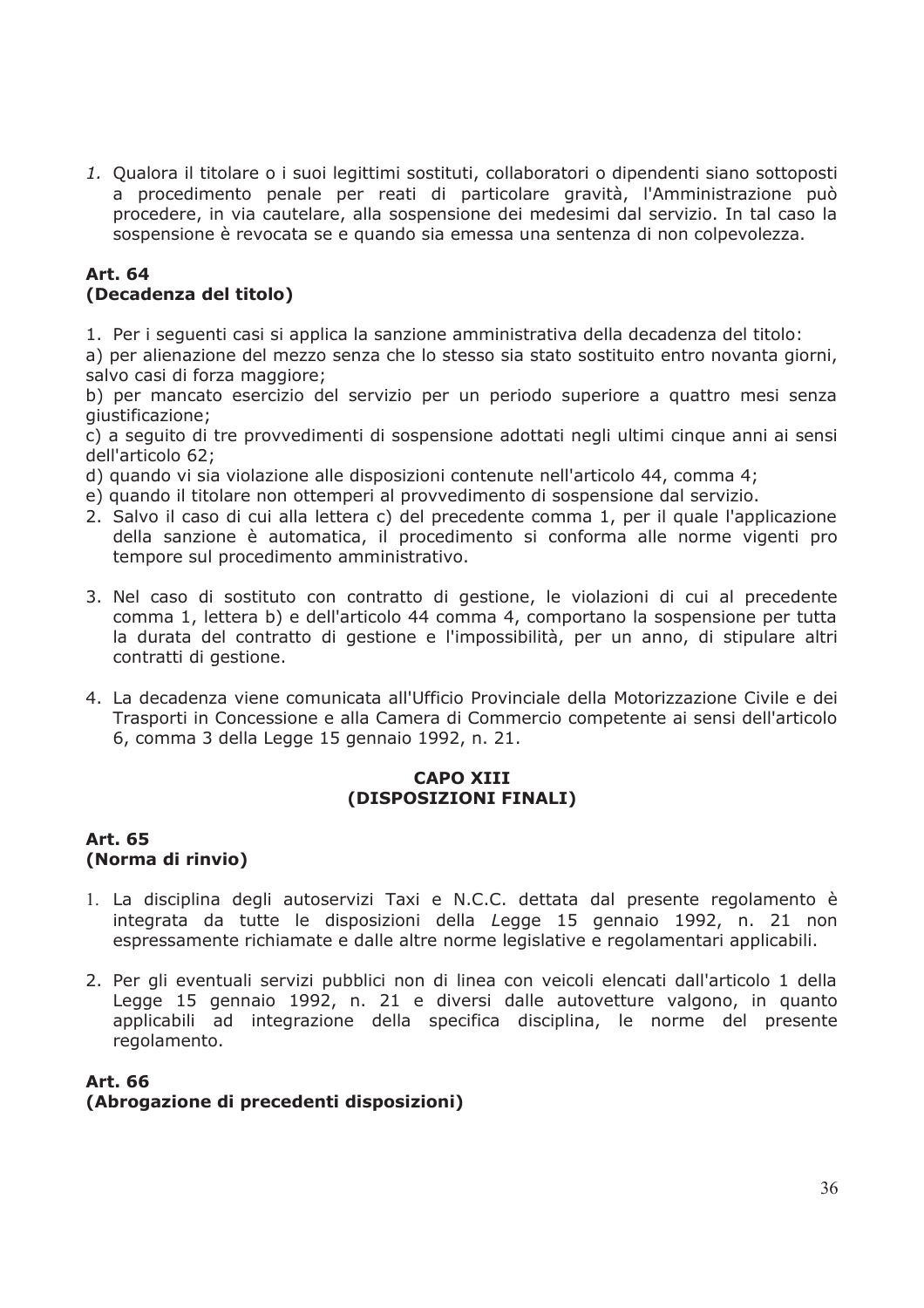1. Qualora il titolare o i suoi legittimi sostituti, collaboratori o dipendenti siano sottoposti a procedimento penale per reati di particolare gravità, l'Amministrazione può procedere, in via cautelare, alla sospensione dei medesimi dal servizio. In tal caso la sospensione è revocata se e quando sia emessa una sentenza di non colpevolezza.

### Art. 64
### (Decadenza del titolo)

1. Per i seguenti casi si applica la sanzione amministrativa della decadenza del titolo:

a) per alienazione del mezzo senza che lo stesso sia stato sostituito entro novanta giorni, salvo casi di forza maggiore;

b) per mancato esercizio del servizio per un periodo superiore a quattro mesi senza giustificazione;

c) a seguito di tre provvedimenti di sospensione adottati negli ultimi cinque anni ai sensi dell'articolo 62;

d) quando vi sia violazione alle disposizioni contenute nell'articolo 44, comma 4;

e) quando il titolare non ottemperi al provvedimento di sospensione dal servizio.

2. Salvo il caso di cui alla lettera c) del precedente comma 1, per il quale l'applicazione della sanzione è automatica, il procedimento si conforma alle norme vigenti pro tempore sul procedimento amministrativo.

3. Nel caso di sostituto con contratto di gestione, le violazioni di cui al precedente comma 1, lettera b) e dell'articolo 44 comma 4, comportano la sospensione per tutta la durata del contratto di gestione e l'impossibilità, per un anno, di stipulare altri contratti di gestione.

4. La decadenza viene comunicata all'Ufficio Provinciale della Motorizzazione Civile e dei Trasporti in Concessione e alla Camera di Commercio competente ai sensi dell'articolo 6, comma 3 della Legge 15 gennaio 1992, n. 21.

## CAPO XIII
## (DISPOSIZIONI FINALI)

### Art. 65
### (Norma di rinvio)

1. La disciplina degli autoservizi Taxi e N.C.C. dettata dal presente regolamento è integrata da tutte le disposizioni della *L*egge 15 gennaio 1992, n. 21 non espressamente richiamate e dalle altre norme legislative e regolamentari applicabili.

2. Per gli eventuali servizi pubblici non di linea con veicoli elencati dall'articolo 1 della Legge 15 gennaio 1992, n. 21 e diversi dalle autovetture valgono, in quanto applicabili ad integrazione della specifica disciplina, le norme del presente regolamento.

### Art. 66
### (Abrogazione di precedenti disposizioni)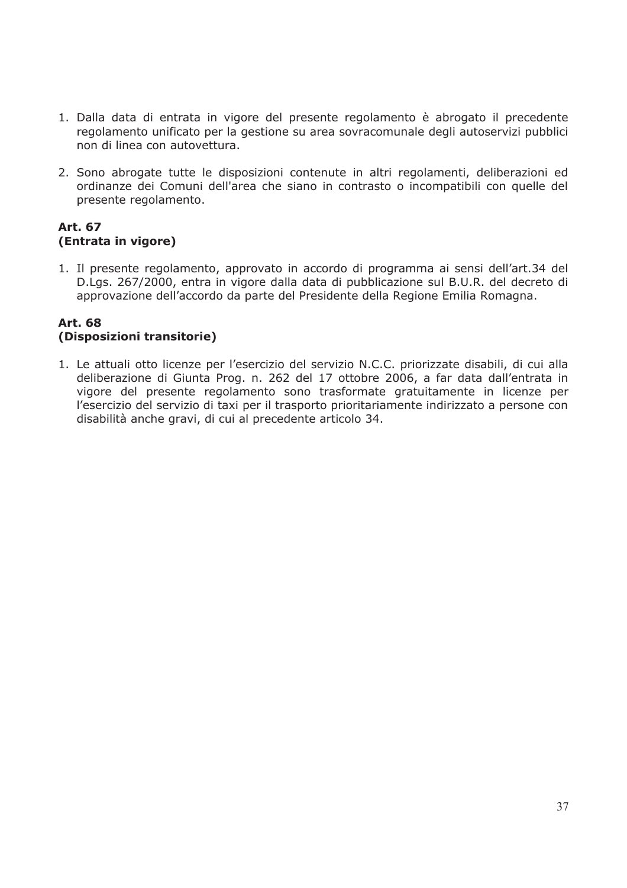1. Dalla data di entrata in vigore del presente regolamento è abrogato il precedente regolamento unificato per la gestione su area sovracomunale degli autoservizi pubblici non di linea con autovettura.

2. Sono abrogate tutte le disposizioni contenute in altri regolamenti, deliberazioni ed ordinanze dei Comuni dell'area che siano in contrasto o incompatibili con quelle del presente regolamento.

**Art. 67**
**(Entrata in vigore)**

1. Il presente regolamento, approvato in accordo di programma ai sensi dell'art.34 del D.Lgs. 267/2000, entra in vigore dalla data di pubblicazione sul B.U.R. del decreto di approvazione dell'accordo da parte del Presidente della Regione Emilia Romagna.

**Art. 68**
**(Disposizioni transitorie)**

1. Le attuali otto licenze per l'esercizio del servizio N.C.C. priorizzate disabili, di cui alla deliberazione di Giunta Prog. n. 262 del 17 ottobre 2006, a far data dall'entrata in vigore del presente regolamento sono trasformate gratuitamente in licenze per l'esercizio del servizio di taxi per il trasporto prioritariamente indirizzato a persone con disabilità anche gravi, di cui al precedente articolo 34.